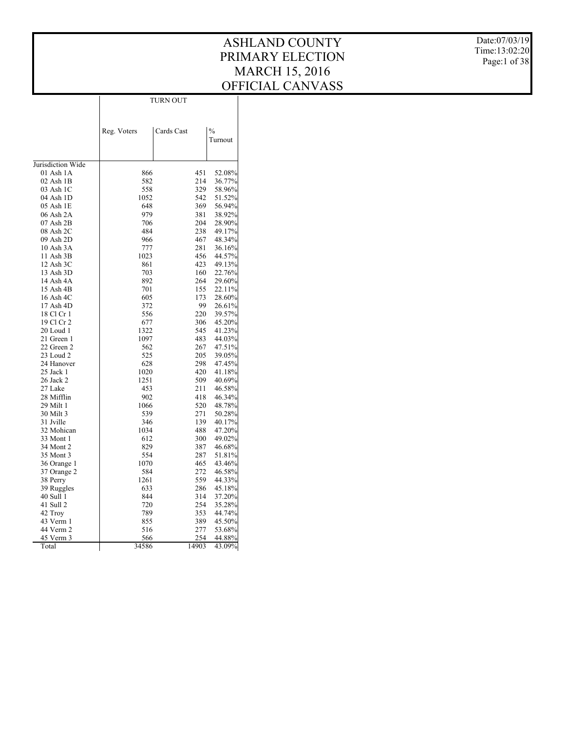# ASHLAND COUNTY
# PRIMARY ELECTION
# MARCH 15, 2016
# OFFICIAL CANVASS

Date:07/03/19
Time:13:02:20

| | TURN OUT | | |
|---|---|---|---|
| | Reg. Voters | Cards Cast | % Turnout |
| Jurisdiction Wide | | | |
| 01 Ash 1A | 866 | 451 | 52.08% |
| 02 Ash 1B | 582 | 214 | 36.77% |
| 03 Ash 1C | 558 | 329 | 58.96% |
| 04 Ash 1D | 1052 | 542 | 51.52% |
| 05 Ash 1E | 648 | 369 | 56.94% |
| 06 Ash 2A | 979 | 381 | 38.92% |
| 07 Ash 2B | 706 | 204 | 28.90% |
| 08 Ash 2C | 484 | 238 | 49.17% |
| 09 Ash 2D | 966 | 467 | 48.34% |
| 10 Ash 3A | 777 | 281 | 36.16% |
| 11 Ash 3B | 1023 | 456 | 44.57% |
| 12 Ash 3C | 861 | 423 | 49.13% |
| 13 Ash 3D | 703 | 160 | 22.76% |
| 14 Ash 4A | 892 | 264 | 29.60% |
| 15 Ash 4B | 701 | 155 | 22.11% |
| 16 Ash 4C | 605 | 173 | 28.60% |
| 17 Ash 4D | 372 | 99 | 26.61% |
| 18 Cl Cr 1 | 556 | 220 | 39.57% |
| 19 Cl Cr 2 | 677 | 306 | 45.20% |
| 20 Loud 1 | 1322 | 545 | 41.23% |
| 21 Green 1 | 1097 | 483 | 44.03% |
| 22 Green 2 | 562 | 267 | 47.51% |
| 23 Loud 2 | 525 | 205 | 39.05% |
| 24 Hanover | 628 | 298 | 47.45% |
| 25 Jack 1 | 1020 | 420 | 41.18% |
| 26 Jack 2 | 1251 | 509 | 40.69% |
| 27 Lake | 453 | 211 | 46.58% |
| 28 Mifflin | 902 | 418 | 46.34% |
| 29 Milt 1 | 1066 | 520 | 48.78% |
| 30 Milt 3 | 539 | 271 | 50.28% |
| 31 Jville | 346 | 139 | 40.17% |
| 32 Mohican | 1034 | 488 | 47.20% |
| 33 Mont 1 | 612 | 300 | 49.02% |
| 34 Mont 2 | 829 | 387 | 46.68% |
| 35 Mont 3 | 554 | 287 | 51.81% |
| 36 Orange 1 | 1070 | 465 | 43.46% |
| 37 Orange 2 | 584 | 272 | 46.58% |
| 38 Perry | 1261 | 559 | 44.33% |
| 39 Ruggles | 633 | 286 | 45.18% |
| 40 Sull 1 | 844 | 314 | 37.20% |
| 41 Sull 2 | 720 | 254 | 35.28% |
| 42 Troy | 789 | 353 | 44.74% |
| 43 Verm 1 | 855 | 389 | 45.50% |
| 44 Verm 2 | 516 | 277 | 53.68% |
| 45 Verm 3 | 566 | 254 | 44.88% |
| Total | 34586 | 14903 | 43.09% |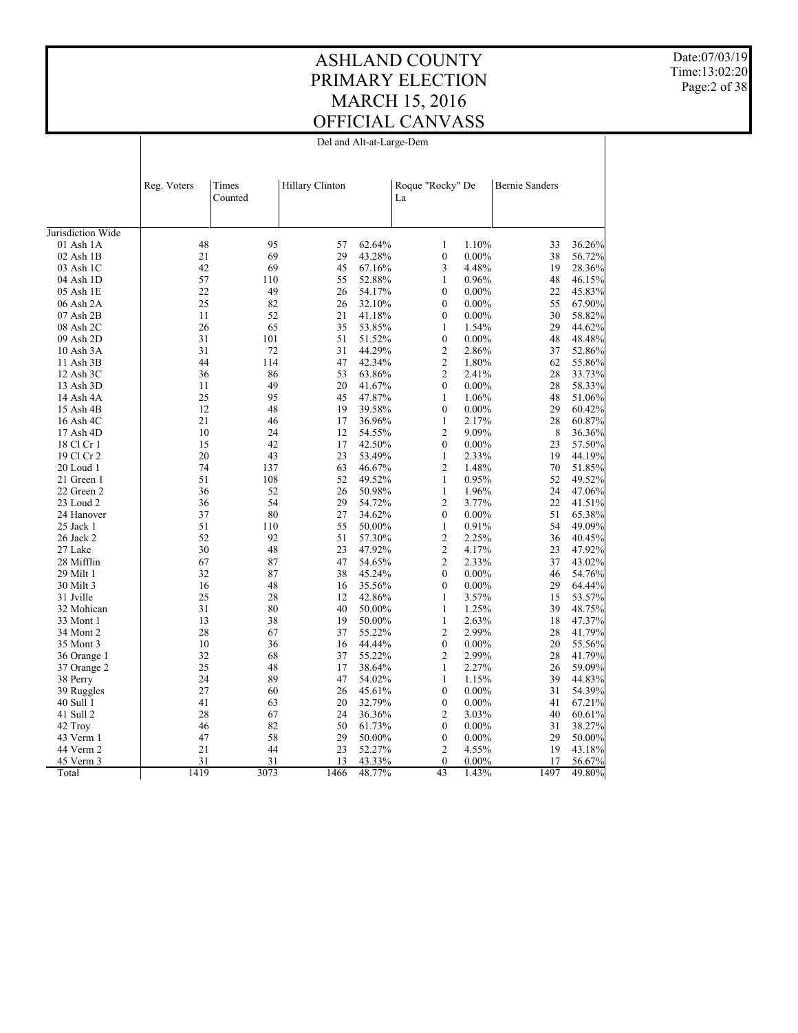# ASHLAND COUNTY PRIMARY ELECTION MARCH 15, 2016 OFFICIAL CANVASS

Date:07/03/19
Time:13:02:20

## Del and Alt-at-Large-Dem

| | Reg. Voters | Times Counted | Hillary Clinton | | Roque "Rocky" De La | | Bernie Sanders | |
|---|---|---|---|---|---|---|---|---|
| Jurisdiction Wide | | | | | | | | |
| 01 Ash 1A | 48 | 95 | 57 | 62.64% | 1 | 1.10% | 33 | 36.26% |
| 02 Ash 1B | 21 | 69 | 29 | 43.28% | 0 | 0.00% | 38 | 56.72% |
| 03 Ash 1C | 42 | 69 | 45 | 67.16% | 3 | 4.48% | 19 | 28.36% |
| 04 Ash 1D | 57 | 110 | 55 | 52.88% | 1 | 0.96% | 48 | 46.15% |
| 05 Ash 1E | 22 | 49 | 26 | 54.17% | 0 | 0.00% | 22 | 45.83% |
| 06 Ash 2A | 25 | 82 | 26 | 32.10% | 0 | 0.00% | 55 | 67.90% |
| 07 Ash 2B | 11 | 52 | 21 | 41.18% | 0 | 0.00% | 30 | 58.82% |
| 08 Ash 2C | 26 | 65 | 35 | 53.85% | 1 | 1.54% | 29 | 44.62% |
| 09 Ash 2D | 31 | 101 | 51 | 51.52% | 0 | 0.00% | 48 | 48.48% |
| 10 Ash 3A | 31 | 72 | 31 | 44.29% | 2 | 2.86% | 37 | 52.86% |
| 11 Ash 3B | 44 | 114 | 47 | 42.34% | 2 | 1.80% | 62 | 55.86% |
| 12 Ash 3C | 36 | 86 | 53 | 63.86% | 2 | 2.41% | 28 | 33.73% |
| 13 Ash 3D | 11 | 49 | 20 | 41.67% | 0 | 0.00% | 28 | 58.33% |
| 14 Ash 4A | 25 | 95 | 45 | 47.87% | 1 | 1.06% | 48 | 51.06% |
| 15 Ash 4B | 12 | 48 | 19 | 39.58% | 0 | 0.00% | 29 | 60.42% |
| 16 Ash 4C | 21 | 46 | 17 | 36.96% | 1 | 2.17% | 28 | 60.87% |
| 17 Ash 4D | 10 | 24 | 12 | 54.55% | 2 | 9.09% | 8 | 36.36% |
| 18 Cl Cr 1 | 15 | 42 | 17 | 42.50% | 0 | 0.00% | 23 | 57.50% |
| 19 Cl Cr 2 | 20 | 43 | 23 | 53.49% | 1 | 2.33% | 19 | 44.19% |
| 20 Loud 1 | 74 | 137 | 63 | 46.67% | 2 | 1.48% | 70 | 51.85% |
| 21 Green 1 | 51 | 108 | 52 | 49.52% | 1 | 0.95% | 52 | 49.52% |
| 22 Green 2 | 36 | 52 | 26 | 50.98% | 1 | 1.96% | 24 | 47.06% |
| 23 Loud 2 | 36 | 54 | 29 | 54.72% | 2 | 3.77% | 22 | 41.51% |
| 24 Hanover | 37 | 80 | 27 | 34.62% | 0 | 0.00% | 51 | 65.38% |
| 25 Jack 1 | 51 | 110 | 55 | 50.00% | 1 | 0.91% | 54 | 49.09% |
| 26 Jack 2 | 52 | 92 | 51 | 57.30% | 2 | 2.25% | 36 | 40.45% |
| 27 Lake | 30 | 48 | 23 | 47.92% | 2 | 4.17% | 23 | 47.92% |
| 28 Mifflin | 67 | 87 | 47 | 54.65% | 2 | 2.33% | 37 | 43.02% |
| 29 Milt 1 | 32 | 87 | 38 | 45.24% | 0 | 0.00% | 46 | 54.76% |
| 30 Milt 3 | 16 | 48 | 16 | 35.56% | 0 | 0.00% | 29 | 64.44% |
| 31 Jville | 25 | 28 | 12 | 42.86% | 1 | 3.57% | 15 | 53.57% |
| 32 Mohican | 31 | 80 | 40 | 50.00% | 1 | 1.25% | 39 | 48.75% |
| 33 Mont 1 | 13 | 38 | 19 | 50.00% | 1 | 2.63% | 18 | 47.37% |
| 34 Mont 2 | 28 | 67 | 37 | 55.22% | 2 | 2.99% | 28 | 41.79% |
| 35 Mont 3 | 10 | 36 | 16 | 44.44% | 0 | 0.00% | 20 | 55.56% |
| 36 Orange 1 | 32 | 68 | 37 | 55.22% | 2 | 2.99% | 28 | 41.79% |
| 37 Orange 2 | 25 | 48 | 17 | 38.64% | 1 | 2.27% | 26 | 59.09% |
| 38 Perry | 24 | 89 | 47 | 54.02% | 1 | 1.15% | 39 | 44.83% |
| 39 Ruggles | 27 | 60 | 26 | 45.61% | 0 | 0.00% | 31 | 54.39% |
| 40 Sull 1 | 41 | 63 | 20 | 32.79% | 0 | 0.00% | 41 | 67.21% |
| 41 Sull 2 | 28 | 67 | 24 | 36.36% | 2 | 3.03% | 40 | 60.61% |
| 42 Troy | 46 | 82 | 50 | 61.73% | 0 | 0.00% | 31 | 38.27% |
| 43 Verm 1 | 47 | 58 | 29 | 50.00% | 0 | 0.00% | 29 | 50.00% |
| 44 Verm 2 | 21 | 44 | 23 | 52.27% | 2 | 4.55% | 19 | 43.18% |
| 45 Verm 3 | 31 | 31 | 13 | 43.33% | 0 | 0.00% | 17 | 56.67% |
| Total | 1419 | 3073 | 1466 | 48.77% | 43 | 1.43% | 1497 | 49.80% |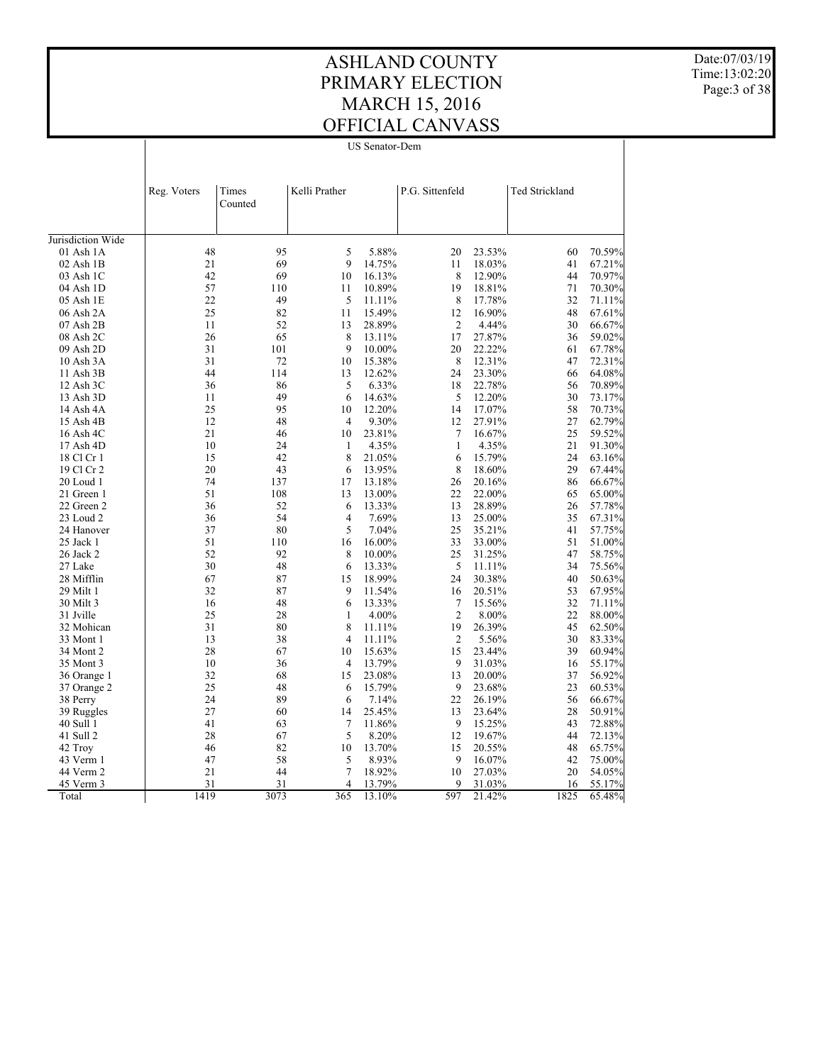# ASHLAND COUNTY
# PRIMARY ELECTION
# MARCH 15, 2016
# OFFICIAL CANVASS

Date:07/03/19
Time:13:02:20

US Senator-Dem

| | Reg. Voters | Times Counted | Kelli Prather | | P.G. Sittenfeld | | Ted Strickland | |
|---|---|---|---|---|---|---|---|---|
| Jurisdiction Wide | | | | | | | | |
| 01 Ash 1A | 48 | 95 | 5 | 5.88% | 20 | 23.53% | 60 | 70.59% |
| 02 Ash 1B | 21 | 69 | 9 | 14.75% | 11 | 18.03% | 41 | 67.21% |
| 03 Ash 1C | 42 | 69 | 10 | 16.13% | 8 | 12.90% | 44 | 70.97% |
| 04 Ash 1D | 57 | 110 | 11 | 10.89% | 19 | 18.81% | 71 | 70.30% |
| 05 Ash 1E | 22 | 49 | 5 | 11.11% | 8 | 17.78% | 32 | 71.11% |
| 06 Ash 2A | 25 | 82 | 11 | 15.49% | 12 | 16.90% | 48 | 67.61% |
| 07 Ash 2B | 11 | 52 | 13 | 28.89% | 2 | 4.44% | 30 | 66.67% |
| 08 Ash 2C | 26 | 65 | 8 | 13.11% | 17 | 27.87% | 36 | 59.02% |
| 09 Ash 2D | 31 | 101 | 9 | 10.00% | 20 | 22.22% | 61 | 67.78% |
| 10 Ash 3A | 31 | 72 | 10 | 15.38% | 8 | 12.31% | 47 | 72.31% |
| 11 Ash 3B | 44 | 114 | 13 | 12.62% | 24 | 23.30% | 66 | 64.08% |
| 12 Ash 3C | 36 | 86 | 5 | 6.33% | 18 | 22.78% | 56 | 70.89% |
| 13 Ash 3D | 11 | 49 | 6 | 14.63% | 5 | 12.20% | 30 | 73.17% |
| 14 Ash 4A | 25 | 95 | 10 | 12.20% | 14 | 17.07% | 58 | 70.73% |
| 15 Ash 4B | 12 | 48 | 4 | 9.30% | 12 | 27.91% | 27 | 62.79% |
| 16 Ash 4C | 21 | 46 | 10 | 23.81% | 7 | 16.67% | 25 | 59.52% |
| 17 Ash 4D | 10 | 24 | 1 | 4.35% | 1 | 4.35% | 21 | 91.30% |
| 18 Cl Cr 1 | 15 | 42 | 8 | 21.05% | 6 | 15.79% | 24 | 63.16% |
| 19 Cl Cr 2 | 20 | 43 | 6 | 13.95% | 8 | 18.60% | 29 | 67.44% |
| 20 Loud 1 | 74 | 137 | 17 | 13.18% | 26 | 20.16% | 86 | 66.67% |
| 21 Green 1 | 51 | 108 | 13 | 13.00% | 22 | 22.00% | 65 | 65.00% |
| 22 Green 2 | 36 | 52 | 6 | 13.33% | 13 | 28.89% | 26 | 57.78% |
| 23 Loud 2 | 36 | 54 | 4 | 7.69% | 13 | 25.00% | 35 | 67.31% |
| 24 Hanover | 37 | 80 | 5 | 7.04% | 25 | 35.21% | 41 | 57.75% |
| 25 Jack 1 | 51 | 110 | 16 | 16.00% | 33 | 33.00% | 51 | 51.00% |
| 26 Jack 2 | 52 | 92 | 8 | 10.00% | 25 | 31.25% | 47 | 58.75% |
| 27 Lake | 30 | 48 | 6 | 13.33% | 5 | 11.11% | 34 | 75.56% |
| 28 Mifflin | 67 | 87 | 15 | 18.99% | 24 | 30.38% | 40 | 50.63% |
| 29 Milt 1 | 32 | 87 | 9 | 11.54% | 16 | 20.51% | 53 | 67.95% |
| 30 Milt 3 | 16 | 48 | 6 | 13.33% | 7 | 15.56% | 32 | 71.11% |
| 31 Jville | 25 | 28 | 1 | 4.00% | 2 | 8.00% | 22 | 88.00% |
| 32 Mohican | 31 | 80 | 8 | 11.11% | 19 | 26.39% | 45 | 62.50% |
| 33 Mont 1 | 13 | 38 | 4 | 11.11% | 2 | 5.56% | 30 | 83.33% |
| 34 Mont 2 | 28 | 67 | 10 | 15.63% | 15 | 23.44% | 39 | 60.94% |
| 35 Mont 3 | 10 | 36 | 4 | 13.79% | 9 | 31.03% | 16 | 55.17% |
| 36 Orange 1 | 32 | 68 | 15 | 23.08% | 13 | 20.00% | 37 | 56.92% |
| 37 Orange 2 | 25 | 48 | 6 | 15.79% | 9 | 23.68% | 23 | 60.53% |
| 38 Perry | 24 | 89 | 6 | 7.14% | 22 | 26.19% | 56 | 66.67% |
| 39 Ruggles | 27 | 60 | 14 | 25.45% | 13 | 23.64% | 28 | 50.91% |
| 40 Sull 1 | 41 | 63 | 7 | 11.86% | 9 | 15.25% | 43 | 72.88% |
| 41 Sull 2 | 28 | 67 | 5 | 8.20% | 12 | 19.67% | 44 | 72.13% |
| 42 Troy | 46 | 82 | 10 | 13.70% | 15 | 20.55% | 48 | 65.75% |
| 43 Verm 1 | 47 | 58 | 5 | 8.93% | 9 | 16.07% | 42 | 75.00% |
| 44 Verm 2 | 21 | 44 | 7 | 18.92% | 10 | 27.03% | 20 | 54.05% |
| 45 Verm 3 | 31 | 31 | 4 | 13.79% | 9 | 31.03% | 16 | 55.17% |
| Total | 1419 | 3073 | 365 | 13.10% | 597 | 21.42% | 1825 | 65.48% |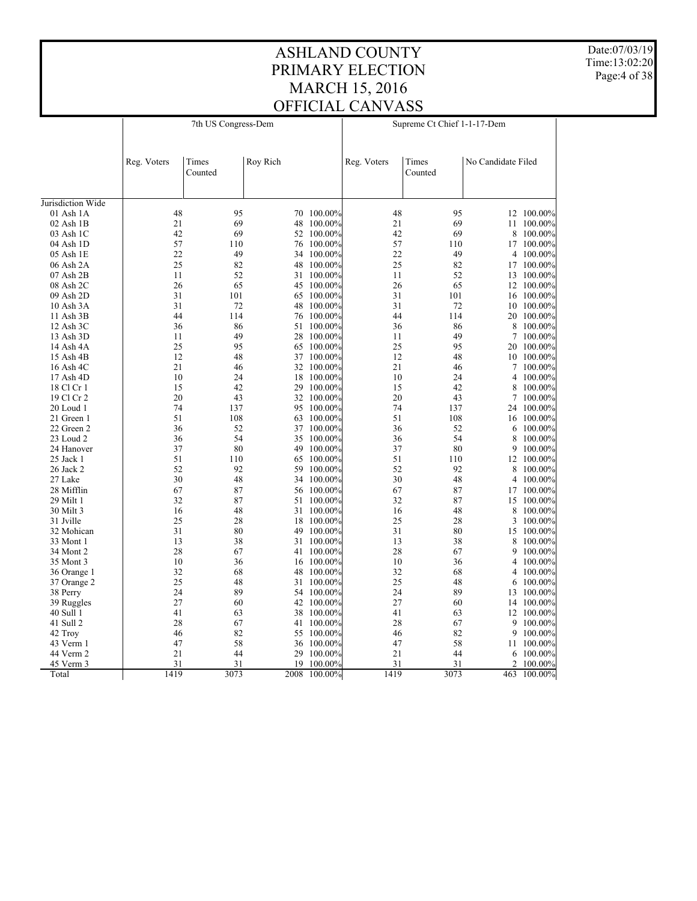# ASHLAND COUNTY
# PRIMARY ELECTION
# MARCH 15, 2016
# OFFICIAL CANVASS

| | 7th US Congress-Dem | | | | Supreme Ct Chief 1-1-17-Dem | | | |
|---|---|---|---|---|---|---|---|---|
| | Reg. Voters | Times Counted | Roy Rich | | Reg. Voters | Times Counted | No Candidate Filed | |
| Jurisdiction Wide | | | | | | | | |
| 01 Ash 1A | 48 | 95 | 70 | 100.00% | 48 | 95 | 12 | 100.00% |
| 02 Ash 1B | 21 | 69 | 48 | 100.00% | 21 | 69 | 11 | 100.00% |
| 03 Ash 1C | 42 | 69 | 52 | 100.00% | 42 | 69 | 8 | 100.00% |
| 04 Ash 1D | 57 | 110 | 76 | 100.00% | 57 | 110 | 17 | 100.00% |
| 05 Ash 1E | 22 | 49 | 34 | 100.00% | 22 | 49 | 4 | 100.00% |
| 06 Ash 2A | 25 | 82 | 48 | 100.00% | 25 | 82 | 17 | 100.00% |
| 07 Ash 2B | 11 | 52 | 31 | 100.00% | 11 | 52 | 13 | 100.00% |
| 08 Ash 2C | 26 | 65 | 45 | 100.00% | 26 | 65 | 12 | 100.00% |
| 09 Ash 2D | 31 | 101 | 65 | 100.00% | 31 | 101 | 16 | 100.00% |
| 10 Ash 3A | 31 | 72 | 48 | 100.00% | 31 | 72 | 10 | 100.00% |
| 11 Ash 3B | 44 | 114 | 76 | 100.00% | 44 | 114 | 20 | 100.00% |
| 12 Ash 3C | 36 | 86 | 51 | 100.00% | 36 | 86 | 8 | 100.00% |
| 13 Ash 3D | 11 | 49 | 28 | 100.00% | 11 | 49 | 7 | 100.00% |
| 14 Ash 4A | 25 | 95 | 65 | 100.00% | 25 | 95 | 20 | 100.00% |
| 15 Ash 4B | 12 | 48 | 37 | 100.00% | 12 | 48 | 10 | 100.00% |
| 16 Ash 4C | 21 | 46 | 32 | 100.00% | 21 | 46 | 7 | 100.00% |
| 17 Ash 4D | 10 | 24 | 18 | 100.00% | 10 | 24 | 4 | 100.00% |
| 18 Cl Cr 1 | 15 | 42 | 29 | 100.00% | 15 | 42 | 8 | 100.00% |
| 19 Cl Cr 2 | 20 | 43 | 32 | 100.00% | 20 | 43 | 7 | 100.00% |
| 20 Loud 1 | 74 | 137 | 95 | 100.00% | 74 | 137 | 24 | 100.00% |
| 21 Green 1 | 51 | 108 | 63 | 100.00% | 51 | 108 | 16 | 100.00% |
| 22 Green 2 | 36 | 52 | 37 | 100.00% | 36 | 52 | 6 | 100.00% |
| 23 Loud 2 | 36 | 54 | 35 | 100.00% | 36 | 54 | 8 | 100.00% |
| 24 Hanover | 37 | 80 | 49 | 100.00% | 37 | 80 | 9 | 100.00% |
| 25 Jack 1 | 51 | 110 | 65 | 100.00% | 51 | 110 | 12 | 100.00% |
| 26 Jack 2 | 52 | 92 | 59 | 100.00% | 52 | 92 | 8 | 100.00% |
| 27 Lake | 30 | 48 | 34 | 100.00% | 30 | 48 | 4 | 100.00% |
| 28 Mifflin | 67 | 87 | 56 | 100.00% | 67 | 87 | 17 | 100.00% |
| 29 Milt 1 | 32 | 87 | 51 | 100.00% | 32 | 87 | 15 | 100.00% |
| 30 Milt 3 | 16 | 48 | 31 | 100.00% | 16 | 48 | 8 | 100.00% |
| 31 Jville | 25 | 28 | 18 | 100.00% | 25 | 28 | 3 | 100.00% |
| 32 Mohican | 31 | 80 | 49 | 100.00% | 31 | 80 | 15 | 100.00% |
| 33 Mont 1 | 13 | 38 | 31 | 100.00% | 13 | 38 | 8 | 100.00% |
| 34 Mont 2 | 28 | 67 | 41 | 100.00% | 28 | 67 | 9 | 100.00% |
| 35 Mont 3 | 10 | 36 | 16 | 100.00% | 10 | 36 | 4 | 100.00% |
| 36 Orange 1 | 32 | 68 | 48 | 100.00% | 32 | 68 | 4 | 100.00% |
| 37 Orange 2 | 25 | 48 | 31 | 100.00% | 25 | 48 | 6 | 100.00% |
| 38 Perry | 24 | 89 | 54 | 100.00% | 24 | 89 | 13 | 100.00% |
| 39 Ruggles | 27 | 60 | 42 | 100.00% | 27 | 60 | 14 | 100.00% |
| 40 Sull 1 | 41 | 63 | 38 | 100.00% | 41 | 63 | 12 | 100.00% |
| 41 Sull 2 | 28 | 67 | 41 | 100.00% | 28 | 67 | 9 | 100.00% |
| 42 Troy | 46 | 82 | 55 | 100.00% | 46 | 82 | 9 | 100.00% |
| 43 Verm 1 | 47 | 58 | 36 | 100.00% | 47 | 58 | 11 | 100.00% |
| 44 Verm 2 | 21 | 44 | 29 | 100.00% | 21 | 44 | 6 | 100.00% |
| 45 Verm 3 | 31 | 31 | 19 | 100.00% | 31 | 31 | 2 | 100.00% |
| Total | 1419 | 3073 | 2008 | 100.00% | 1419 | 3073 | 463 | 100.00% |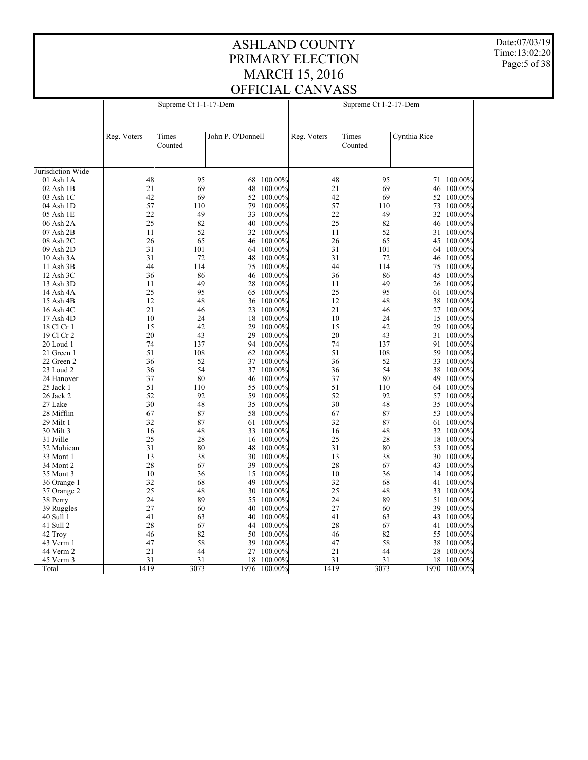# ASHLAND COUNTY
# PRIMARY ELECTION
# MARCH 15, 2016
# OFFICIAL CANVASS

| | Supreme Ct 1-1-17-Dem | | | | Supreme Ct 1-2-17-Dem | | | |
|---|---|---|---|---|---|---|---|---|
| | Reg. Voters | Times Counted | John P. O'Donnell | | Reg. Voters | Times Counted | Cynthia Rice | |
| Jurisdiction Wide | | | | | | | | |
| 01 Ash 1A | 48 | 95 | 68 | 100.00% | 48 | 95 | 71 | 100.00% |
| 02 Ash 1B | 21 | 69 | 48 | 100.00% | 21 | 69 | 46 | 100.00% |
| 03 Ash 1C | 42 | 69 | 52 | 100.00% | 42 | 69 | 52 | 100.00% |
| 04 Ash 1D | 57 | 110 | 79 | 100.00% | 57 | 110 | 73 | 100.00% |
| 05 Ash 1E | 22 | 49 | 33 | 100.00% | 22 | 49 | 32 | 100.00% |
| 06 Ash 2A | 25 | 82 | 40 | 100.00% | 25 | 82 | 46 | 100.00% |
| 07 Ash 2B | 11 | 52 | 32 | 100.00% | 11 | 52 | 31 | 100.00% |
| 08 Ash 2C | 26 | 65 | 46 | 100.00% | 26 | 65 | 45 | 100.00% |
| 09 Ash 2D | 31 | 101 | 64 | 100.00% | 31 | 101 | 64 | 100.00% |
| 10 Ash 3A | 31 | 72 | 48 | 100.00% | 31 | 72 | 46 | 100.00% |
| 11 Ash 3B | 44 | 114 | 75 | 100.00% | 44 | 114 | 75 | 100.00% |
| 12 Ash 3C | 36 | 86 | 46 | 100.00% | 36 | 86 | 45 | 100.00% |
| 13 Ash 3D | 11 | 49 | 28 | 100.00% | 11 | 49 | 26 | 100.00% |
| 14 Ash 4A | 25 | 95 | 65 | 100.00% | 25 | 95 | 61 | 100.00% |
| 15 Ash 4B | 12 | 48 | 36 | 100.00% | 12 | 48 | 38 | 100.00% |
| 16 Ash 4C | 21 | 46 | 23 | 100.00% | 21 | 46 | 27 | 100.00% |
| 17 Ash 4D | 10 | 24 | 18 | 100.00% | 10 | 24 | 15 | 100.00% |
| 18 Cl Cr 1 | 15 | 42 | 29 | 100.00% | 15 | 42 | 29 | 100.00% |
| 19 Cl Cr 2 | 20 | 43 | 29 | 100.00% | 20 | 43 | 31 | 100.00% |
| 20 Loud 1 | 74 | 137 | 94 | 100.00% | 74 | 137 | 91 | 100.00% |
| 21 Green 1 | 51 | 108 | 62 | 100.00% | 51 | 108 | 59 | 100.00% |
| 22 Green 2 | 36 | 52 | 37 | 100.00% | 36 | 52 | 33 | 100.00% |
| 23 Loud 2 | 36 | 54 | 37 | 100.00% | 36 | 54 | 38 | 100.00% |
| 24 Hanover | 37 | 80 | 46 | 100.00% | 37 | 80 | 49 | 100.00% |
| 25 Jack 1 | 51 | 110 | 55 | 100.00% | 51 | 110 | 64 | 100.00% |
| 26 Jack 2 | 52 | 92 | 59 | 100.00% | 52 | 92 | 57 | 100.00% |
| 27 Lake | 30 | 48 | 35 | 100.00% | 30 | 48 | 35 | 100.00% |
| 28 Mifflin | 67 | 87 | 58 | 100.00% | 67 | 87 | 53 | 100.00% |
| 29 Milt 1 | 32 | 87 | 61 | 100.00% | 32 | 87 | 61 | 100.00% |
| 30 Milt 3 | 16 | 48 | 33 | 100.00% | 16 | 48 | 32 | 100.00% |
| 31 Jville | 25 | 28 | 16 | 100.00% | 25 | 28 | 18 | 100.00% |
| 32 Mohican | 31 | 80 | 48 | 100.00% | 31 | 80 | 53 | 100.00% |
| 33 Mont 1 | 13 | 38 | 30 | 100.00% | 13 | 38 | 30 | 100.00% |
| 34 Mont 2 | 28 | 67 | 39 | 100.00% | 28 | 67 | 43 | 100.00% |
| 35 Mont 3 | 10 | 36 | 15 | 100.00% | 10 | 36 | 14 | 100.00% |
| 36 Orange 1 | 32 | 68 | 49 | 100.00% | 32 | 68 | 41 | 100.00% |
| 37 Orange 2 | 25 | 48 | 30 | 100.00% | 25 | 48 | 33 | 100.00% |
| 38 Perry | 24 | 89 | 55 | 100.00% | 24 | 89 | 51 | 100.00% |
| 39 Ruggles | 27 | 60 | 40 | 100.00% | 27 | 60 | 39 | 100.00% |
| 40 Sull 1 | 41 | 63 | 40 | 100.00% | 41 | 63 | 43 | 100.00% |
| 41 Sull 2 | 28 | 67 | 44 | 100.00% | 28 | 67 | 41 | 100.00% |
| 42 Troy | 46 | 82 | 50 | 100.00% | 46 | 82 | 55 | 100.00% |
| 43 Verm 1 | 47 | 58 | 39 | 100.00% | 47 | 58 | 38 | 100.00% |
| 44 Verm 2 | 21 | 44 | 27 | 100.00% | 21 | 44 | 28 | 100.00% |
| 45 Verm 3 | 31 | 31 | 18 | 100.00% | 31 | 31 | 18 | 100.00% |
| Total | 1419 | 3073 | 1976 | 100.00% | 1419 | 3073 | 1970 | 100.00% |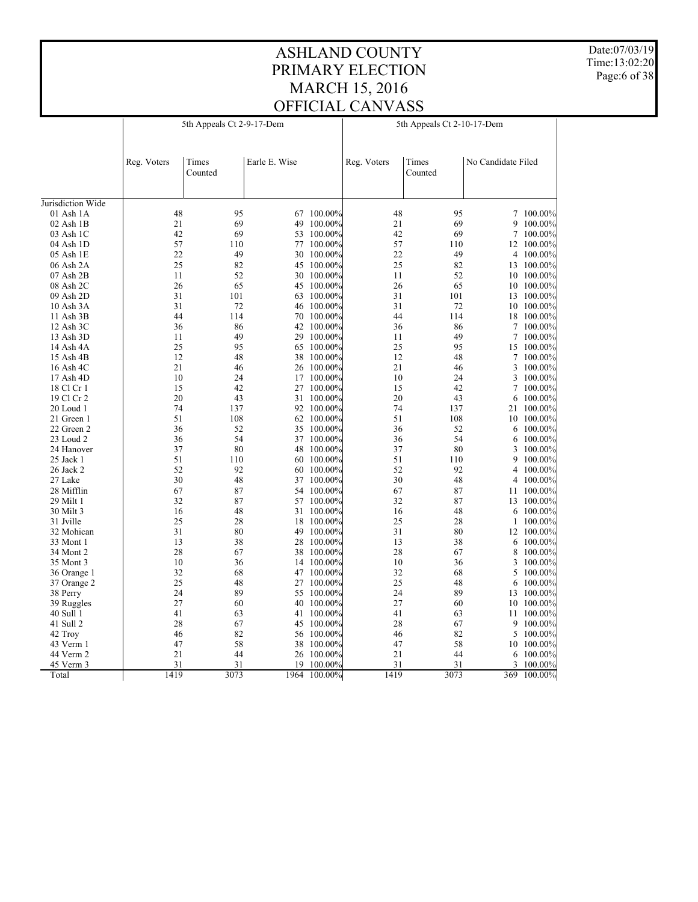# ASHLAND COUNTY
# PRIMARY ELECTION
# MARCH 15, 2016
# OFFICIAL CANVASS

| | 5th Appeals Ct 2-9-17-Dem | | | | 5th Appeals Ct 2-10-17-Dem | | | |
|---|---|---|---|---|---|---|---|---|
| | Reg. Voters | Times Counted | Earle E. Wise | | Reg. Voters | Times Counted | No Candidate Filed | |
| Jurisdiction Wide | | | | | | | | |
| 01 Ash 1A | 48 | 95 | 67 | 100.00% | 48 | 95 | 7 | 100.00% |
| 02 Ash 1B | 21 | 69 | 49 | 100.00% | 21 | 69 | 9 | 100.00% |
| 03 Ash 1C | 42 | 69 | 53 | 100.00% | 42 | 69 | 7 | 100.00% |
| 04 Ash 1D | 57 | 110 | 77 | 100.00% | 57 | 110 | 12 | 100.00% |
| 05 Ash 1E | 22 | 49 | 30 | 100.00% | 22 | 49 | 4 | 100.00% |
| 06 Ash 2A | 25 | 82 | 45 | 100.00% | 25 | 82 | 13 | 100.00% |
| 07 Ash 2B | 11 | 52 | 30 | 100.00% | 11 | 52 | 10 | 100.00% |
| 08 Ash 2C | 26 | 65 | 45 | 100.00% | 26 | 65 | 10 | 100.00% |
| 09 Ash 2D | 31 | 101 | 63 | 100.00% | 31 | 101 | 13 | 100.00% |
| 10 Ash 3A | 31 | 72 | 46 | 100.00% | 31 | 72 | 10 | 100.00% |
| 11 Ash 3B | 44 | 114 | 70 | 100.00% | 44 | 114 | 18 | 100.00% |
| 12 Ash 3C | 36 | 86 | 42 | 100.00% | 36 | 86 | 7 | 100.00% |
| 13 Ash 3D | 11 | 49 | 29 | 100.00% | 11 | 49 | 7 | 100.00% |
| 14 Ash 4A | 25 | 95 | 65 | 100.00% | 25 | 95 | 15 | 100.00% |
| 15 Ash 4B | 12 | 48 | 38 | 100.00% | 12 | 48 | 7 | 100.00% |
| 16 Ash 4C | 21 | 46 | 26 | 100.00% | 21 | 46 | 3 | 100.00% |
| 17 Ash 4D | 10 | 24 | 17 | 100.00% | 10 | 24 | 3 | 100.00% |
| 18 Cl Cr 1 | 15 | 42 | 27 | 100.00% | 15 | 42 | 7 | 100.00% |
| 19 Cl Cr 2 | 20 | 43 | 31 | 100.00% | 20 | 43 | 6 | 100.00% |
| 20 Loud 1 | 74 | 137 | 92 | 100.00% | 74 | 137 | 21 | 100.00% |
| 21 Green 1 | 51 | 108 | 62 | 100.00% | 51 | 108 | 10 | 100.00% |
| 22 Green 2 | 36 | 52 | 35 | 100.00% | 36 | 52 | 6 | 100.00% |
| 23 Loud 2 | 36 | 54 | 37 | 100.00% | 36 | 54 | 6 | 100.00% |
| 24 Hanover | 37 | 80 | 48 | 100.00% | 37 | 80 | 3 | 100.00% |
| 25 Jack 1 | 51 | 110 | 60 | 100.00% | 51 | 110 | 9 | 100.00% |
| 26 Jack 2 | 52 | 92 | 60 | 100.00% | 52 | 92 | 4 | 100.00% |
| 27 Lake | 30 | 48 | 37 | 100.00% | 30 | 48 | 4 | 100.00% |
| 28 Mifflin | 67 | 87 | 54 | 100.00% | 67 | 87 | 11 | 100.00% |
| 29 Milt 1 | 32 | 87 | 57 | 100.00% | 32 | 87 | 13 | 100.00% |
| 30 Milt 3 | 16 | 48 | 31 | 100.00% | 16 | 48 | 6 | 100.00% |
| 31 Jville | 25 | 28 | 18 | 100.00% | 25 | 28 | 1 | 100.00% |
| 32 Mohican | 31 | 80 | 49 | 100.00% | 31 | 80 | 12 | 100.00% |
| 33 Mont 1 | 13 | 38 | 28 | 100.00% | 13 | 38 | 6 | 100.00% |
| 34 Mont 2 | 28 | 67 | 38 | 100.00% | 28 | 67 | 8 | 100.00% |
| 35 Mont 3 | 10 | 36 | 14 | 100.00% | 10 | 36 | 3 | 100.00% |
| 36 Orange 1 | 32 | 68 | 47 | 100.00% | 32 | 68 | 5 | 100.00% |
| 37 Orange 2 | 25 | 48 | 27 | 100.00% | 25 | 48 | 6 | 100.00% |
| 38 Perry | 24 | 89 | 55 | 100.00% | 24 | 89 | 13 | 100.00% |
| 39 Ruggles | 27 | 60 | 40 | 100.00% | 27 | 60 | 10 | 100.00% |
| 40 Sull 1 | 41 | 63 | 41 | 100.00% | 41 | 63 | 11 | 100.00% |
| 41 Sull 2 | 28 | 67 | 45 | 100.00% | 28 | 67 | 9 | 100.00% |
| 42 Troy | 46 | 82 | 56 | 100.00% | 46 | 82 | 5 | 100.00% |
| 43 Verm 1 | 47 | 58 | 38 | 100.00% | 47 | 58 | 10 | 100.00% |
| 44 Verm 2 | 21 | 44 | 26 | 100.00% | 21 | 44 | 6 | 100.00% |
| 45 Verm 3 | 31 | 31 | 19 | 100.00% | 31 | 31 | 3 | 100.00% |
| Total | 1419 | 3073 | 1964 | 100.00% | 1419 | 3073 | 369 | 100.00% |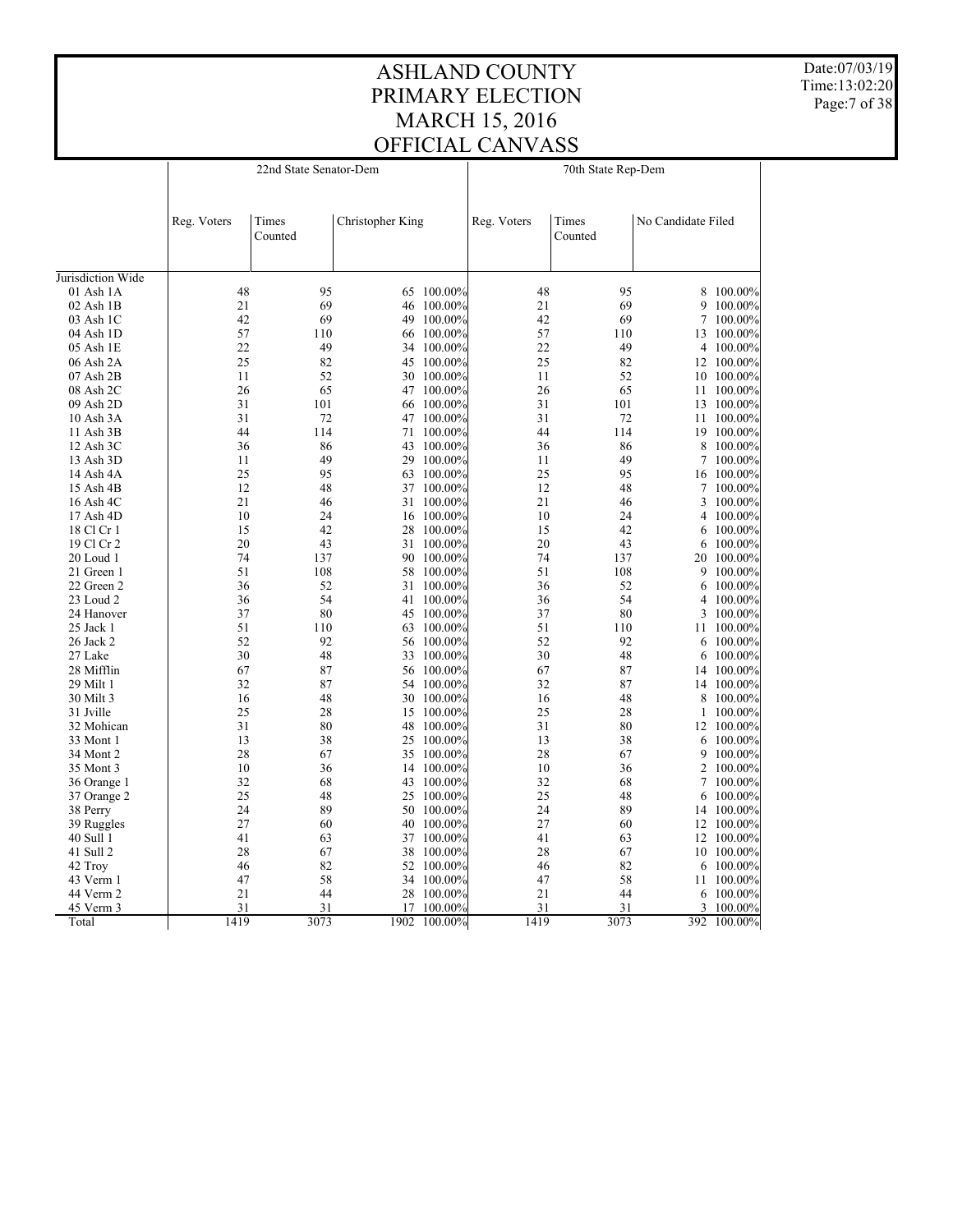# ASHLAND COUNTY
# PRIMARY ELECTION
# MARCH 15, 2016
# OFFICIAL CANVASS

Date:07/03/19
Time:13:02:20

| | 22nd State Senator-Dem | | | | 70th State Rep-Dem | | | |
|---|---|---|---|---|---|---|---|---|
| | Reg. Voters | Times Counted | Christopher King | | Reg. Voters | Times Counted | No Candidate Filed | |
| Jurisdiction Wide | | | | | | | | |
| 01 Ash 1A | 48 | 95 | 65 | 100.00% | 48 | 95 | 8 | 100.00% |
| 02 Ash 1B | 21 | 69 | 46 | 100.00% | 21 | 69 | 9 | 100.00% |
| 03 Ash 1C | 42 | 69 | 49 | 100.00% | 42 | 69 | 7 | 100.00% |
| 04 Ash 1D | 57 | 110 | 66 | 100.00% | 57 | 110 | 13 | 100.00% |
| 05 Ash 1E | 22 | 49 | 34 | 100.00% | 22 | 49 | 4 | 100.00% |
| 06 Ash 2A | 25 | 82 | 45 | 100.00% | 25 | 82 | 12 | 100.00% |
| 07 Ash 2B | 11 | 52 | 30 | 100.00% | 11 | 52 | 10 | 100.00% |
| 08 Ash 2C | 26 | 65 | 47 | 100.00% | 26 | 65 | 11 | 100.00% |
| 09 Ash 2D | 31 | 101 | 66 | 100.00% | 31 | 101 | 13 | 100.00% |
| 10 Ash 3A | 31 | 72 | 47 | 100.00% | 31 | 72 | 11 | 100.00% |
| 11 Ash 3B | 44 | 114 | 71 | 100.00% | 44 | 114 | 19 | 100.00% |
| 12 Ash 3C | 36 | 86 | 43 | 100.00% | 36 | 86 | 8 | 100.00% |
| 13 Ash 3D | 11 | 49 | 29 | 100.00% | 11 | 49 | 7 | 100.00% |
| 14 Ash 4A | 25 | 95 | 63 | 100.00% | 25 | 95 | 16 | 100.00% |
| 15 Ash 4B | 12 | 48 | 37 | 100.00% | 12 | 48 | 7 | 100.00% |
| 16 Ash 4C | 21 | 46 | 31 | 100.00% | 21 | 46 | 3 | 100.00% |
| 17 Ash 4D | 10 | 24 | 16 | 100.00% | 10 | 24 | 4 | 100.00% |
| 18 Cl Cr 1 | 15 | 42 | 28 | 100.00% | 15 | 42 | 6 | 100.00% |
| 19 Cl Cr 2 | 20 | 43 | 31 | 100.00% | 20 | 43 | 6 | 100.00% |
| 20 Loud 1 | 74 | 137 | 90 | 100.00% | 74 | 137 | 20 | 100.00% |
| 21 Green 1 | 51 | 108 | 58 | 100.00% | 51 | 108 | 9 | 100.00% |
| 22 Green 2 | 36 | 52 | 31 | 100.00% | 36 | 52 | 6 | 100.00% |
| 23 Loud 2 | 36 | 54 | 41 | 100.00% | 36 | 54 | 4 | 100.00% |
| 24 Hanover | 37 | 80 | 45 | 100.00% | 37 | 80 | 3 | 100.00% |
| 25 Jack 1 | 51 | 110 | 63 | 100.00% | 51 | 110 | 11 | 100.00% |
| 26 Jack 2 | 52 | 92 | 56 | 100.00% | 52 | 92 | 6 | 100.00% |
| 27 Lake | 30 | 48 | 33 | 100.00% | 30 | 48 | 6 | 100.00% |
| 28 Mifflin | 67 | 87 | 56 | 100.00% | 67 | 87 | 14 | 100.00% |
| 29 Milt 1 | 32 | 87 | 54 | 100.00% | 32 | 87 | 14 | 100.00% |
| 30 Milt 3 | 16 | 48 | 30 | 100.00% | 16 | 48 | 8 | 100.00% |
| 31 Jville | 25 | 28 | 15 | 100.00% | 25 | 28 | 1 | 100.00% |
| 32 Mohican | 31 | 80 | 48 | 100.00% | 31 | 80 | 12 | 100.00% |
| 33 Mont 1 | 13 | 38 | 25 | 100.00% | 13 | 38 | 6 | 100.00% |
| 34 Mont 2 | 28 | 67 | 35 | 100.00% | 28 | 67 | 9 | 100.00% |
| 35 Mont 3 | 10 | 36 | 14 | 100.00% | 10 | 36 | 2 | 100.00% |
| 36 Orange 1 | 32 | 68 | 43 | 100.00% | 32 | 68 | 7 | 100.00% |
| 37 Orange 2 | 25 | 48 | 25 | 100.00% | 25 | 48 | 6 | 100.00% |
| 38 Perry | 24 | 89 | 50 | 100.00% | 24 | 89 | 14 | 100.00% |
| 39 Ruggles | 27 | 60 | 40 | 100.00% | 27 | 60 | 12 | 100.00% |
| 40 Sull 1 | 41 | 63 | 37 | 100.00% | 41 | 63 | 12 | 100.00% |
| 41 Sull 2 | 28 | 67 | 38 | 100.00% | 28 | 67 | 10 | 100.00% |
| 42 Troy | 46 | 82 | 52 | 100.00% | 46 | 82 | 6 | 100.00% |
| 43 Verm 1 | 47 | 58 | 34 | 100.00% | 47 | 58 | 11 | 100.00% |
| 44 Verm 2 | 21 | 44 | 28 | 100.00% | 21 | 44 | 6 | 100.00% |
| 45 Verm 3 | 31 | 31 | 17 | 100.00% | 31 | 31 | 3 | 100.00% |
| Total | 1419 | 3073 | 1902 | 100.00% | 1419 | 3073 | 392 | 100.00% |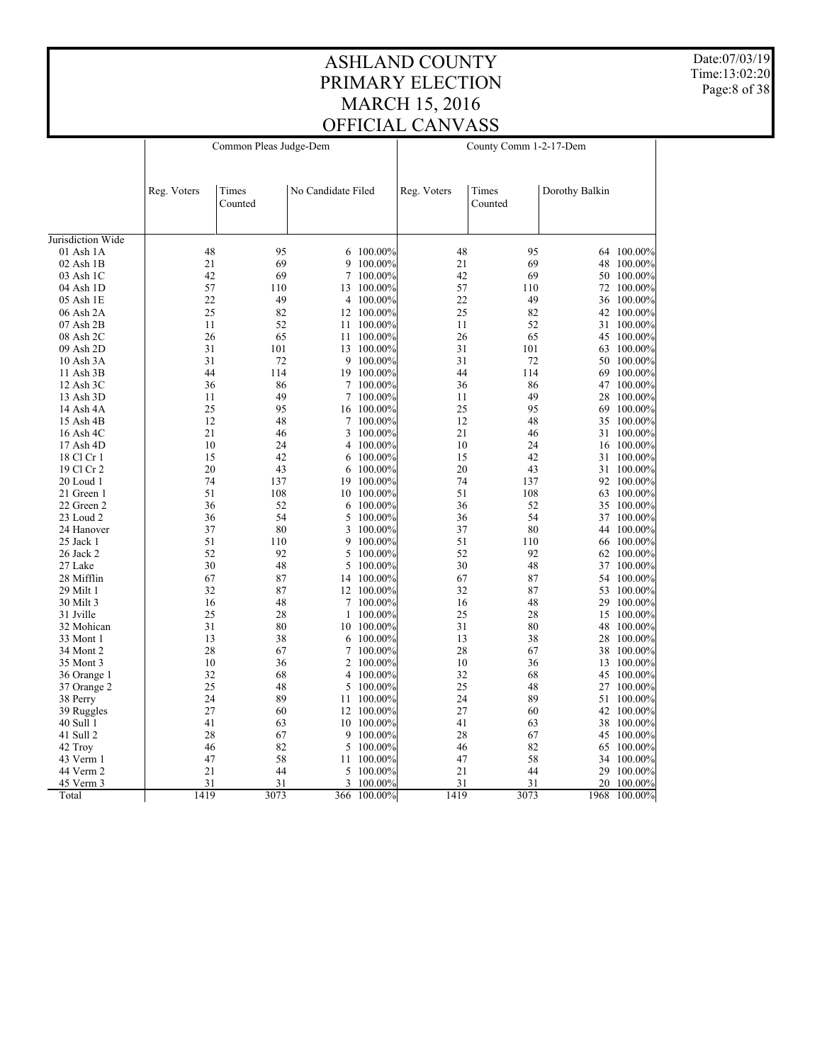# ASHLAND COUNTY
# PRIMARY ELECTION
# MARCH 15, 2016
# OFFICIAL CANVASS

Date:07/03/19
Time:13:02:20

| | Common Pleas Judge-Dem | | | | County Comm 1-2-17-Dem | | | |
|---|---|---|---|---|---|---|---|---|
| | Reg. Voters | Times Counted | No Candidate Filed | | Reg. Voters | Times Counted | Dorothy Balkin | |
| Jurisdiction Wide | | | | | | | | |
| 01 Ash 1A | 48 | 95 | 6 | 100.00% | 48 | 95 | 64 | 100.00% |
| 02 Ash 1B | 21 | 69 | 9 | 100.00% | 21 | 69 | 48 | 100.00% |
| 03 Ash 1C | 42 | 69 | 7 | 100.00% | 42 | 69 | 50 | 100.00% |
| 04 Ash 1D | 57 | 110 | 13 | 100.00% | 57 | 110 | 72 | 100.00% |
| 05 Ash 1E | 22 | 49 | 4 | 100.00% | 22 | 49 | 36 | 100.00% |
| 06 Ash 2A | 25 | 82 | 12 | 100.00% | 25 | 82 | 42 | 100.00% |
| 07 Ash 2B | 11 | 52 | 11 | 100.00% | 11 | 52 | 31 | 100.00% |
| 08 Ash 2C | 26 | 65 | 11 | 100.00% | 26 | 65 | 45 | 100.00% |
| 09 Ash 2D | 31 | 101 | 13 | 100.00% | 31 | 101 | 63 | 100.00% |
| 10 Ash 3A | 31 | 72 | 9 | 100.00% | 31 | 72 | 50 | 100.00% |
| 11 Ash 3B | 44 | 114 | 19 | 100.00% | 44 | 114 | 69 | 100.00% |
| 12 Ash 3C | 36 | 86 | 7 | 100.00% | 36 | 86 | 47 | 100.00% |
| 13 Ash 3D | 11 | 49 | 7 | 100.00% | 11 | 49 | 28 | 100.00% |
| 14 Ash 4A | 25 | 95 | 16 | 100.00% | 25 | 95 | 69 | 100.00% |
| 15 Ash 4B | 12 | 48 | 7 | 100.00% | 12 | 48 | 35 | 100.00% |
| 16 Ash 4C | 21 | 46 | 3 | 100.00% | 21 | 46 | 31 | 100.00% |
| 17 Ash 4D | 10 | 24 | 4 | 100.00% | 10 | 24 | 16 | 100.00% |
| 18 Cl Cr 1 | 15 | 42 | 6 | 100.00% | 15 | 42 | 31 | 100.00% |
| 19 Cl Cr 2 | 20 | 43 | 6 | 100.00% | 20 | 43 | 31 | 100.00% |
| 20 Loud 1 | 74 | 137 | 19 | 100.00% | 74 | 137 | 92 | 100.00% |
| 21 Green 1 | 51 | 108 | 10 | 100.00% | 51 | 108 | 63 | 100.00% |
| 22 Green 2 | 36 | 52 | 6 | 100.00% | 36 | 52 | 35 | 100.00% |
| 23 Loud 2 | 36 | 54 | 5 | 100.00% | 36 | 54 | 37 | 100.00% |
| 24 Hanover | 37 | 80 | 3 | 100.00% | 37 | 80 | 44 | 100.00% |
| 25 Jack 1 | 51 | 110 | 9 | 100.00% | 51 | 110 | 66 | 100.00% |
| 26 Jack 2 | 52 | 92 | 5 | 100.00% | 52 | 92 | 62 | 100.00% |
| 27 Lake | 30 | 48 | 5 | 100.00% | 30 | 48 | 37 | 100.00% |
| 28 Mifflin | 67 | 87 | 14 | 100.00% | 67 | 87 | 54 | 100.00% |
| 29 Milt 1 | 32 | 87 | 12 | 100.00% | 32 | 87 | 53 | 100.00% |
| 30 Milt 3 | 16 | 48 | 7 | 100.00% | 16 | 48 | 29 | 100.00% |
| 31 Jville | 25 | 28 | 1 | 100.00% | 25 | 28 | 15 | 100.00% |
| 32 Mohican | 31 | 80 | 10 | 100.00% | 31 | 80 | 48 | 100.00% |
| 33 Mont 1 | 13 | 38 | 6 | 100.00% | 13 | 38 | 28 | 100.00% |
| 34 Mont 2 | 28 | 67 | 7 | 100.00% | 28 | 67 | 38 | 100.00% |
| 35 Mont 3 | 10 | 36 | 2 | 100.00% | 10 | 36 | 13 | 100.00% |
| 36 Orange 1 | 32 | 68 | 4 | 100.00% | 32 | 68 | 45 | 100.00% |
| 37 Orange 2 | 25 | 48 | 5 | 100.00% | 25 | 48 | 27 | 100.00% |
| 38 Perry | 24 | 89 | 11 | 100.00% | 24 | 89 | 51 | 100.00% |
| 39 Ruggles | 27 | 60 | 12 | 100.00% | 27 | 60 | 42 | 100.00% |
| 40 Sull 1 | 41 | 63 | 10 | 100.00% | 41 | 63 | 38 | 100.00% |
| 41 Sull 2 | 28 | 67 | 9 | 100.00% | 28 | 67 | 45 | 100.00% |
| 42 Troy | 46 | 82 | 5 | 100.00% | 46 | 82 | 65 | 100.00% |
| 43 Verm 1 | 47 | 58 | 11 | 100.00% | 47 | 58 | 34 | 100.00% |
| 44 Verm 2 | 21 | 44 | 5 | 100.00% | 21 | 44 | 29 | 100.00% |
| 45 Verm 3 | 31 | 31 | 3 | 100.00% | 31 | 31 | 20 | 100.00% |
| Total | 1419 | 3073 | 366 | 100.00% | 1419 | 3073 | 1968 | 100.00% |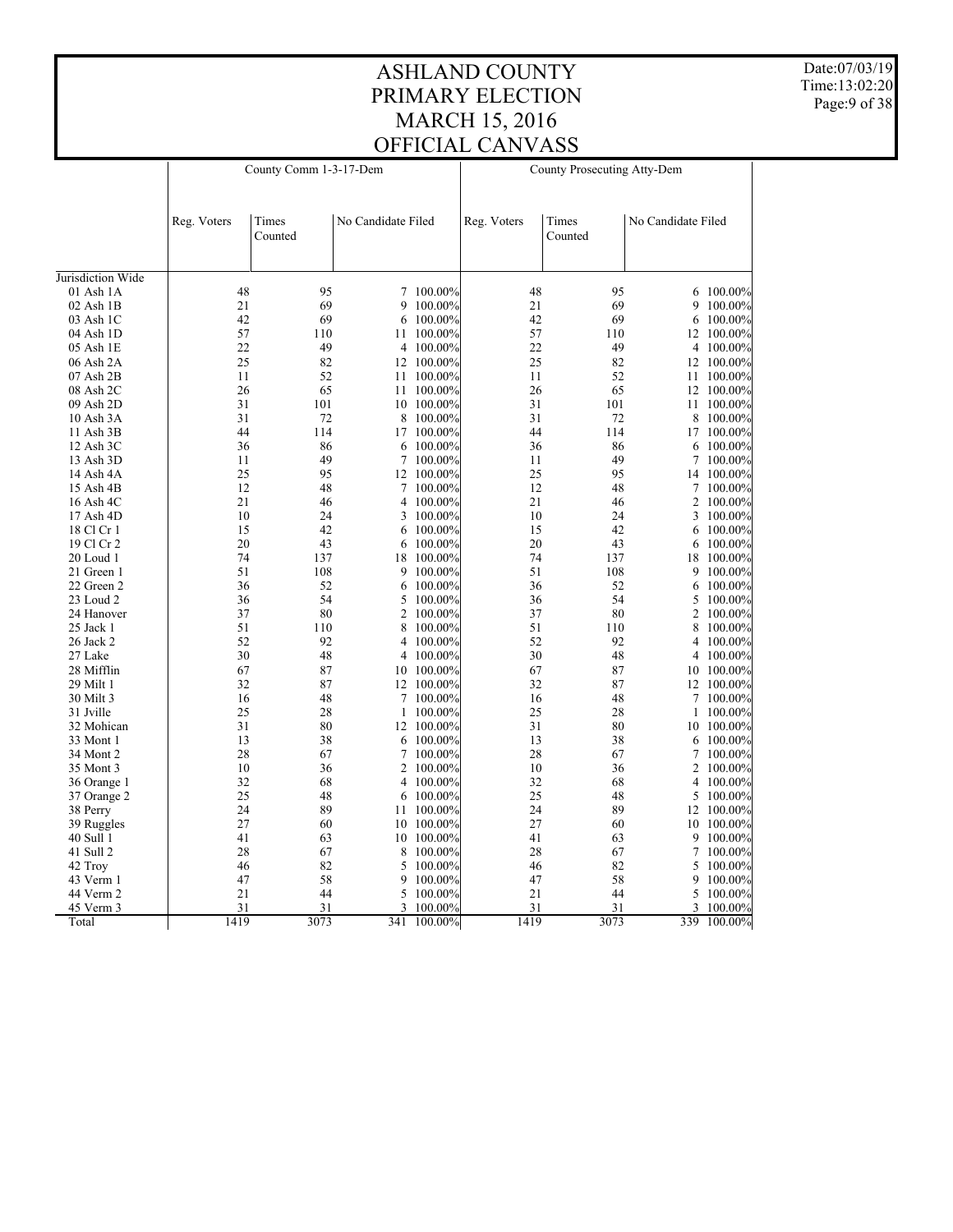# ASHLAND COUNTY
# PRIMARY ELECTION
# MARCH 15, 2016
# OFFICIAL CANVASS

| | County Comm 1-3-17-Dem | | | | County Prosecuting Atty-Dem | | | |
|---|---|---|---|---|---|---|---|---|
| | Reg. Voters | Times Counted | No Candidate Filed | | Reg. Voters | Times Counted | No Candidate Filed | |
| Jurisdiction Wide | | | | | | | | |
| 01 Ash 1A | 48 | 95 | 7 | 100.00% | 48 | 95 | 6 | 100.00% |
| 02 Ash 1B | 21 | 69 | 9 | 100.00% | 21 | 69 | 9 | 100.00% |
| 03 Ash 1C | 42 | 69 | 6 | 100.00% | 42 | 69 | 6 | 100.00% |
| 04 Ash 1D | 57 | 110 | 11 | 100.00% | 57 | 110 | 12 | 100.00% |
| 05 Ash 1E | 22 | 49 | 4 | 100.00% | 22 | 49 | 4 | 100.00% |
| 06 Ash 2A | 25 | 82 | 12 | 100.00% | 25 | 82 | 12 | 100.00% |
| 07 Ash 2B | 11 | 52 | 11 | 100.00% | 11 | 52 | 11 | 100.00% |
| 08 Ash 2C | 26 | 65 | 11 | 100.00% | 26 | 65 | 12 | 100.00% |
| 09 Ash 2D | 31 | 101 | 10 | 100.00% | 31 | 101 | 11 | 100.00% |
| 10 Ash 3A | 31 | 72 | 8 | 100.00% | 31 | 72 | 8 | 100.00% |
| 11 Ash 3B | 44 | 114 | 17 | 100.00% | 44 | 114 | 17 | 100.00% |
| 12 Ash 3C | 36 | 86 | 6 | 100.00% | 36 | 86 | 6 | 100.00% |
| 13 Ash 3D | 11 | 49 | 7 | 100.00% | 11 | 49 | 7 | 100.00% |
| 14 Ash 4A | 25 | 95 | 12 | 100.00% | 25 | 95 | 14 | 100.00% |
| 15 Ash 4B | 12 | 48 | 7 | 100.00% | 12 | 48 | 7 | 100.00% |
| 16 Ash 4C | 21 | 46 | 4 | 100.00% | 21 | 46 | 2 | 100.00% |
| 17 Ash 4D | 10 | 24 | 3 | 100.00% | 10 | 24 | 3 | 100.00% |
| 18 Cl Cr 1 | 15 | 42 | 6 | 100.00% | 15 | 42 | 6 | 100.00% |
| 19 Cl Cr 2 | 20 | 43 | 6 | 100.00% | 20 | 43 | 6 | 100.00% |
| 20 Loud 1 | 74 | 137 | 18 | 100.00% | 74 | 137 | 18 | 100.00% |
| 21 Green 1 | 51 | 108 | 9 | 100.00% | 51 | 108 | 9 | 100.00% |
| 22 Green 2 | 36 | 52 | 6 | 100.00% | 36 | 52 | 6 | 100.00% |
| 23 Loud 2 | 36 | 54 | 5 | 100.00% | 36 | 54 | 5 | 100.00% |
| 24 Hanover | 37 | 80 | 2 | 100.00% | 37 | 80 | 2 | 100.00% |
| 25 Jack 1 | 51 | 110 | 8 | 100.00% | 51 | 110 | 8 | 100.00% |
| 26 Jack 2 | 52 | 92 | 4 | 100.00% | 52 | 92 | 4 | 100.00% |
| 27 Lake | 30 | 48 | 4 | 100.00% | 30 | 48 | 4 | 100.00% |
| 28 Mifflin | 67 | 87 | 10 | 100.00% | 67 | 87 | 10 | 100.00% |
| 29 Milt 1 | 32 | 87 | 12 | 100.00% | 32 | 87 | 12 | 100.00% |
| 30 Milt 3 | 16 | 48 | 7 | 100.00% | 16 | 48 | 7 | 100.00% |
| 31 Jville | 25 | 28 | 1 | 100.00% | 25 | 28 | 1 | 100.00% |
| 32 Mohican | 31 | 80 | 12 | 100.00% | 31 | 80 | 10 | 100.00% |
| 33 Mont 1 | 13 | 38 | 6 | 100.00% | 13 | 38 | 6 | 100.00% |
| 34 Mont 2 | 28 | 67 | 7 | 100.00% | 28 | 67 | 7 | 100.00% |
| 35 Mont 3 | 10 | 36 | 2 | 100.00% | 10 | 36 | 2 | 100.00% |
| 36 Orange 1 | 32 | 68 | 4 | 100.00% | 32 | 68 | 4 | 100.00% |
| 37 Orange 2 | 25 | 48 | 6 | 100.00% | 25 | 48 | 5 | 100.00% |
| 38 Perry | 24 | 89 | 11 | 100.00% | 24 | 89 | 12 | 100.00% |
| 39 Ruggles | 27 | 60 | 10 | 100.00% | 27 | 60 | 10 | 100.00% |
| 40 Sull 1 | 41 | 63 | 10 | 100.00% | 41 | 63 | 9 | 100.00% |
| 41 Sull 2 | 28 | 67 | 8 | 100.00% | 28 | 67 | 7 | 100.00% |
| 42 Troy | 46 | 82 | 5 | 100.00% | 46 | 82 | 5 | 100.00% |
| 43 Verm 1 | 47 | 58 | 9 | 100.00% | 47 | 58 | 9 | 100.00% |
| 44 Verm 2 | 21 | 44 | 5 | 100.00% | 21 | 44 | 5 | 100.00% |
| 45 Verm 3 | 31 | 31 | 3 | 100.00% | 31 | 31 | 3 | 100.00% |
| Total | 1419 | 3073 | 341 | 100.00% | 1419 | 3073 | 339 | 100.00% |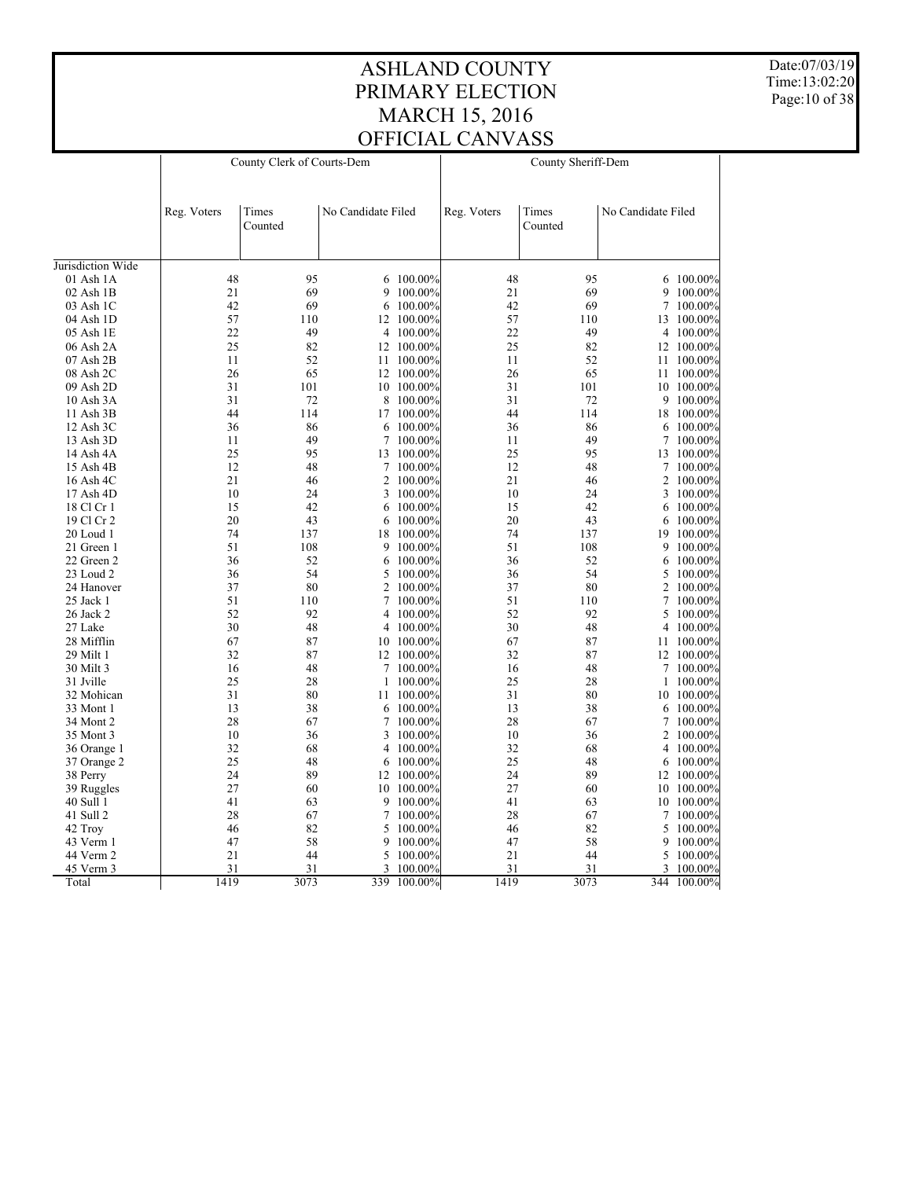# ASHLAND COUNTY
# PRIMARY ELECTION
# MARCH 15, 2016
# OFFICIAL CANVASS

| | County Clerk of Courts-Dem | | | | County Sheriff-Dem | | | |
|---|---|---|---|---|---|---|---|---|
| | Reg. Voters | Times Counted | No Candidate Filed | | Reg. Voters | Times Counted | No Candidate Filed | |
| Jurisdiction Wide | | | | | | | | |
| 01 Ash 1A | 48 | 95 | 6 | 100.00% | 48 | 95 | 6 | 100.00% |
| 02 Ash 1B | 21 | 69 | 9 | 100.00% | 21 | 69 | 9 | 100.00% |
| 03 Ash 1C | 42 | 69 | 6 | 100.00% | 42 | 69 | 7 | 100.00% |
| 04 Ash 1D | 57 | 110 | 12 | 100.00% | 57 | 110 | 13 | 100.00% |
| 05 Ash 1E | 22 | 49 | 4 | 100.00% | 22 | 49 | 4 | 100.00% |
| 06 Ash 2A | 25 | 82 | 12 | 100.00% | 25 | 82 | 12 | 100.00% |
| 07 Ash 2B | 11 | 52 | 11 | 100.00% | 11 | 52 | 11 | 100.00% |
| 08 Ash 2C | 26 | 65 | 12 | 100.00% | 26 | 65 | 11 | 100.00% |
| 09 Ash 2D | 31 | 101 | 10 | 100.00% | 31 | 101 | 10 | 100.00% |
| 10 Ash 3A | 31 | 72 | 8 | 100.00% | 31 | 72 | 9 | 100.00% |
| 11 Ash 3B | 44 | 114 | 17 | 100.00% | 44 | 114 | 18 | 100.00% |
| 12 Ash 3C | 36 | 86 | 6 | 100.00% | 36 | 86 | 6 | 100.00% |
| 13 Ash 3D | 11 | 49 | 7 | 100.00% | 11 | 49 | 7 | 100.00% |
| 14 Ash 4A | 25 | 95 | 13 | 100.00% | 25 | 95 | 13 | 100.00% |
| 15 Ash 4B | 12 | 48 | 7 | 100.00% | 12 | 48 | 7 | 100.00% |
| 16 Ash 4C | 21 | 46 | 2 | 100.00% | 21 | 46 | 2 | 100.00% |
| 17 Ash 4D | 10 | 24 | 3 | 100.00% | 10 | 24 | 3 | 100.00% |
| 18 Cl Cr 1 | 15 | 42 | 6 | 100.00% | 15 | 42 | 6 | 100.00% |
| 19 Cl Cr 2 | 20 | 43 | 6 | 100.00% | 20 | 43 | 6 | 100.00% |
| 20 Loud 1 | 74 | 137 | 18 | 100.00% | 74 | 137 | 19 | 100.00% |
| 21 Green 1 | 51 | 108 | 9 | 100.00% | 51 | 108 | 9 | 100.00% |
| 22 Green 2 | 36 | 52 | 6 | 100.00% | 36 | 52 | 6 | 100.00% |
| 23 Loud 2 | 36 | 54 | 5 | 100.00% | 36 | 54 | 5 | 100.00% |
| 24 Hanover | 37 | 80 | 2 | 100.00% | 37 | 80 | 2 | 100.00% |
| 25 Jack 1 | 51 | 110 | 7 | 100.00% | 51 | 110 | 7 | 100.00% |
| 26 Jack 2 | 52 | 92 | 4 | 100.00% | 52 | 92 | 5 | 100.00% |
| 27 Lake | 30 | 48 | 4 | 100.00% | 30 | 48 | 4 | 100.00% |
| 28 Mifflin | 67 | 87 | 10 | 100.00% | 67 | 87 | 11 | 100.00% |
| 29 Milt 1 | 32 | 87 | 12 | 100.00% | 32 | 87 | 12 | 100.00% |
| 30 Milt 3 | 16 | 48 | 7 | 100.00% | 16 | 48 | 7 | 100.00% |
| 31 Jville | 25 | 28 | 1 | 100.00% | 25 | 28 | 1 | 100.00% |
| 32 Mohican | 31 | 80 | 11 | 100.00% | 31 | 80 | 10 | 100.00% |
| 33 Mont 1 | 13 | 38 | 6 | 100.00% | 13 | 38 | 6 | 100.00% |
| 34 Mont 2 | 28 | 67 | 7 | 100.00% | 28 | 67 | 7 | 100.00% |
| 35 Mont 3 | 10 | 36 | 3 | 100.00% | 10 | 36 | 2 | 100.00% |
| 36 Orange 1 | 32 | 68 | 4 | 100.00% | 32 | 68 | 4 | 100.00% |
| 37 Orange 2 | 25 | 48 | 6 | 100.00% | 25 | 48 | 6 | 100.00% |
| 38 Perry | 24 | 89 | 12 | 100.00% | 24 | 89 | 12 | 100.00% |
| 39 Ruggles | 27 | 60 | 10 | 100.00% | 27 | 60 | 10 | 100.00% |
| 40 Sull 1 | 41 | 63 | 9 | 100.00% | 41 | 63 | 10 | 100.00% |
| 41 Sull 2 | 28 | 67 | 7 | 100.00% | 28 | 67 | 7 | 100.00% |
| 42 Troy | 46 | 82 | 5 | 100.00% | 46 | 82 | 5 | 100.00% |
| 43 Verm 1 | 47 | 58 | 9 | 100.00% | 47 | 58 | 9 | 100.00% |
| 44 Verm 2 | 21 | 44 | 5 | 100.00% | 21 | 44 | 5 | 100.00% |
| 45 Verm 3 | 31 | 31 | 3 | 100.00% | 31 | 31 | 3 | 100.00% |
| Total | 1419 | 3073 | 339 | 100.00% | 1419 | 3073 | 344 | 100.00% |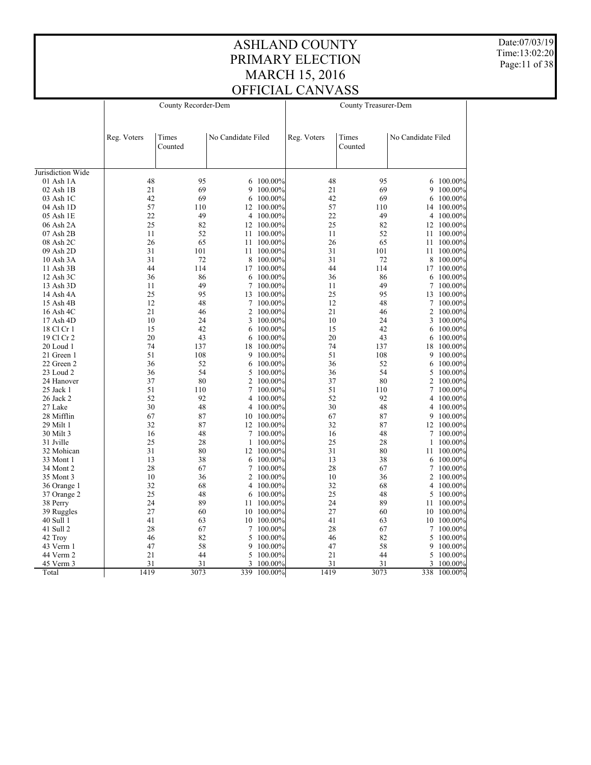# ASHLAND COUNTY
# PRIMARY ELECTION
# MARCH 15, 2016
# OFFICIAL CANVASS

Date:07/03/19
Time:13:02:20

| | County Recorder-Dem | | | | County Treasurer-Dem | | | |
|---|---|---|---|---|---|---|---|---|
| | Reg. Voters | Times Counted | No Candidate Filed | | Reg. Voters | Times Counted | No Candidate Filed | |
| Jurisdiction Wide | | | | | | | | |
| 01 Ash 1A | 48 | 95 | 6 | 100.00% | 48 | 95 | 6 | 100.00% |
| 02 Ash 1B | 21 | 69 | 9 | 100.00% | 21 | 69 | 9 | 100.00% |
| 03 Ash 1C | 42 | 69 | 6 | 100.00% | 42 | 69 | 6 | 100.00% |
| 04 Ash 1D | 57 | 110 | 12 | 100.00% | 57 | 110 | 14 | 100.00% |
| 05 Ash 1E | 22 | 49 | 4 | 100.00% | 22 | 49 | 4 | 100.00% |
| 06 Ash 2A | 25 | 82 | 12 | 100.00% | 25 | 82 | 12 | 100.00% |
| 07 Ash 2B | 11 | 52 | 11 | 100.00% | 11 | 52 | 11 | 100.00% |
| 08 Ash 2C | 26 | 65 | 11 | 100.00% | 26 | 65 | 11 | 100.00% |
| 09 Ash 2D | 31 | 101 | 11 | 100.00% | 31 | 101 | 11 | 100.00% |
| 10 Ash 3A | 31 | 72 | 8 | 100.00% | 31 | 72 | 8 | 100.00% |
| 11 Ash 3B | 44 | 114 | 17 | 100.00% | 44 | 114 | 17 | 100.00% |
| 12 Ash 3C | 36 | 86 | 6 | 100.00% | 36 | 86 | 6 | 100.00% |
| 13 Ash 3D | 11 | 49 | 7 | 100.00% | 11 | 49 | 7 | 100.00% |
| 14 Ash 4A | 25 | 95 | 13 | 100.00% | 25 | 95 | 13 | 100.00% |
| 15 Ash 4B | 12 | 48 | 7 | 100.00% | 12 | 48 | 7 | 100.00% |
| 16 Ash 4C | 21 | 46 | 2 | 100.00% | 21 | 46 | 2 | 100.00% |
| 17 Ash 4D | 10 | 24 | 3 | 100.00% | 10 | 24 | 3 | 100.00% |
| 18 Cl Cr 1 | 15 | 42 | 6 | 100.00% | 15 | 42 | 6 | 100.00% |
| 19 Cl Cr 2 | 20 | 43 | 6 | 100.00% | 20 | 43 | 6 | 100.00% |
| 20 Loud 1 | 74 | 137 | 18 | 100.00% | 74 | 137 | 18 | 100.00% |
| 21 Green 1 | 51 | 108 | 9 | 100.00% | 51 | 108 | 9 | 100.00% |
| 22 Green 2 | 36 | 52 | 6 | 100.00% | 36 | 52 | 6 | 100.00% |
| 23 Loud 2 | 36 | 54 | 5 | 100.00% | 36 | 54 | 5 | 100.00% |
| 24 Hanover | 37 | 80 | 2 | 100.00% | 37 | 80 | 2 | 100.00% |
| 25 Jack 1 | 51 | 110 | 7 | 100.00% | 51 | 110 | 7 | 100.00% |
| 26 Jack 2 | 52 | 92 | 4 | 100.00% | 52 | 92 | 4 | 100.00% |
| 27 Lake | 30 | 48 | 4 | 100.00% | 30 | 48 | 4 | 100.00% |
| 28 Mifflin | 67 | 87 | 10 | 100.00% | 67 | 87 | 9 | 100.00% |
| 29 Milt 1 | 32 | 87 | 12 | 100.00% | 32 | 87 | 12 | 100.00% |
| 30 Milt 3 | 16 | 48 | 7 | 100.00% | 16 | 48 | 7 | 100.00% |
| 31 Jville | 25 | 28 | 1 | 100.00% | 25 | 28 | 1 | 100.00% |
| 32 Mohican | 31 | 80 | 12 | 100.00% | 31 | 80 | 11 | 100.00% |
| 33 Mont 1 | 13 | 38 | 6 | 100.00% | 13 | 38 | 6 | 100.00% |
| 34 Mont 2 | 28 | 67 | 7 | 100.00% | 28 | 67 | 7 | 100.00% |
| 35 Mont 3 | 10 | 36 | 2 | 100.00% | 10 | 36 | 2 | 100.00% |
| 36 Orange 1 | 32 | 68 | 4 | 100.00% | 32 | 68 | 4 | 100.00% |
| 37 Orange 2 | 25 | 48 | 6 | 100.00% | 25 | 48 | 5 | 100.00% |
| 38 Perry | 24 | 89 | 11 | 100.00% | 24 | 89 | 11 | 100.00% |
| 39 Ruggles | 27 | 60 | 10 | 100.00% | 27 | 60 | 10 | 100.00% |
| 40 Sull 1 | 41 | 63 | 10 | 100.00% | 41 | 63 | 10 | 100.00% |
| 41 Sull 2 | 28 | 67 | 7 | 100.00% | 28 | 67 | 7 | 100.00% |
| 42 Troy | 46 | 82 | 5 | 100.00% | 46 | 82 | 5 | 100.00% |
| 43 Verm 1 | 47 | 58 | 9 | 100.00% | 47 | 58 | 9 | 100.00% |
| 44 Verm 2 | 21 | 44 | 5 | 100.00% | 21 | 44 | 5 | 100.00% |
| 45 Verm 3 | 31 | 31 | 3 | 100.00% | 31 | 31 | 3 | 100.00% |
| Total | 1419 | 3073 | 339 | 100.00% | 1419 | 3073 | 338 | 100.00% |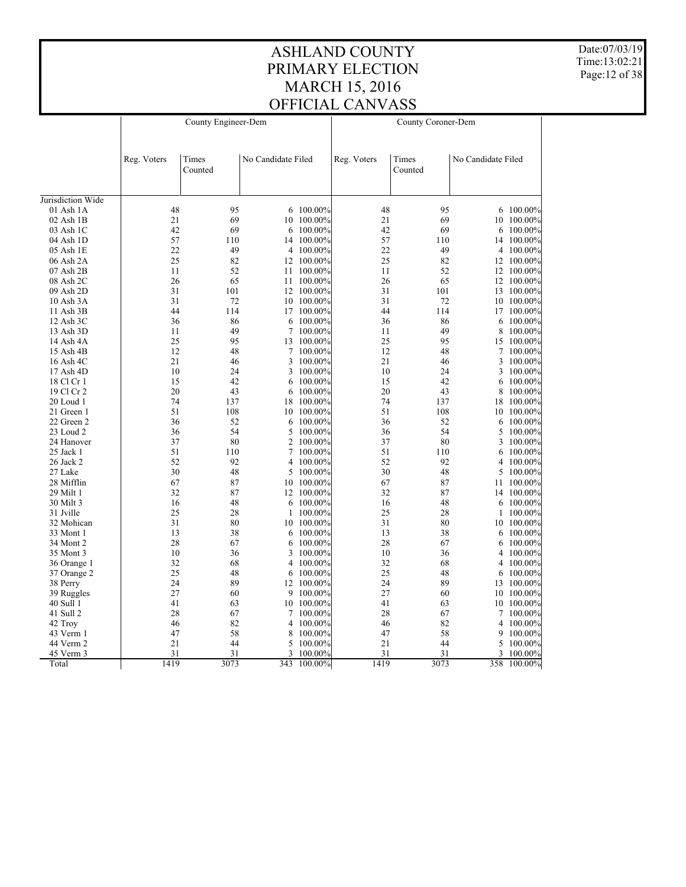# ASHLAND COUNTY
# PRIMARY ELECTION
# MARCH 15, 2016
# OFFICIAL CANVASS

| | County Engineer-Dem | | | | County Coroner-Dem | | | |
|---|---|---|---|---|---|---|---|---|
| | Reg. Voters | Times Counted | No Candidate Filed | | Reg. Voters | Times Counted | No Candidate Filed | |
| Jurisdiction Wide | | | | | | | | |
| 01 Ash 1A | 48 | 95 | 6 | 100.00% | 48 | 95 | 6 | 100.00% |
| 02 Ash 1B | 21 | 69 | 10 | 100.00% | 21 | 69 | 10 | 100.00% |
| 03 Ash 1C | 42 | 69 | 6 | 100.00% | 42 | 69 | 6 | 100.00% |
| 04 Ash 1D | 57 | 110 | 14 | 100.00% | 57 | 110 | 14 | 100.00% |
| 05 Ash 1E | 22 | 49 | 4 | 100.00% | 22 | 49 | 4 | 100.00% |
| 06 Ash 2A | 25 | 82 | 12 | 100.00% | 25 | 82 | 12 | 100.00% |
| 07 Ash 2B | 11 | 52 | 11 | 100.00% | 11 | 52 | 12 | 100.00% |
| 08 Ash 2C | 26 | 65 | 11 | 100.00% | 26 | 65 | 12 | 100.00% |
| 09 Ash 2D | 31 | 101 | 12 | 100.00% | 31 | 101 | 13 | 100.00% |
| 10 Ash 3A | 31 | 72 | 10 | 100.00% | 31 | 72 | 10 | 100.00% |
| 11 Ash 3B | 44 | 114 | 17 | 100.00% | 44 | 114 | 17 | 100.00% |
| 12 Ash 3C | 36 | 86 | 6 | 100.00% | 36 | 86 | 6 | 100.00% |
| 13 Ash 3D | 11 | 49 | 7 | 100.00% | 11 | 49 | 8 | 100.00% |
| 14 Ash 4A | 25 | 95 | 13 | 100.00% | 25 | 95 | 15 | 100.00% |
| 15 Ash 4B | 12 | 48 | 7 | 100.00% | 12 | 48 | 7 | 100.00% |
| 16 Ash 4C | 21 | 46 | 3 | 100.00% | 21 | 46 | 3 | 100.00% |
| 17 Ash 4D | 10 | 24 | 3 | 100.00% | 10 | 24 | 3 | 100.00% |
| 18 Cl Cr 1 | 15 | 42 | 6 | 100.00% | 15 | 42 | 6 | 100.00% |
| 19 Cl Cr 2 | 20 | 43 | 6 | 100.00% | 20 | 43 | 8 | 100.00% |
| 20 Loud 1 | 74 | 137 | 18 | 100.00% | 74 | 137 | 18 | 100.00% |
| 21 Green 1 | 51 | 108 | 10 | 100.00% | 51 | 108 | 10 | 100.00% |
| 22 Green 2 | 36 | 52 | 6 | 100.00% | 36 | 52 | 6 | 100.00% |
| 23 Loud 2 | 36 | 54 | 5 | 100.00% | 36 | 54 | 5 | 100.00% |
| 24 Hanover | 37 | 80 | 2 | 100.00% | 37 | 80 | 3 | 100.00% |
| 25 Jack 1 | 51 | 110 | 7 | 100.00% | 51 | 110 | 6 | 100.00% |
| 26 Jack 2 | 52 | 92 | 4 | 100.00% | 52 | 92 | 4 | 100.00% |
| 27 Lake | 30 | 48 | 5 | 100.00% | 30 | 48 | 5 | 100.00% |
| 28 Mifflin | 67 | 87 | 10 | 100.00% | 67 | 87 | 11 | 100.00% |
| 29 Milt 1 | 32 | 87 | 12 | 100.00% | 32 | 87 | 14 | 100.00% |
| 30 Milt 3 | 16 | 48 | 6 | 100.00% | 16 | 48 | 6 | 100.00% |
| 31 Jville | 25 | 28 | 1 | 100.00% | 25 | 28 | 1 | 100.00% |
| 32 Mohican | 31 | 80 | 10 | 100.00% | 31 | 80 | 10 | 100.00% |
| 33 Mont 1 | 13 | 38 | 6 | 100.00% | 13 | 38 | 6 | 100.00% |
| 34 Mont 2 | 28 | 67 | 6 | 100.00% | 28 | 67 | 6 | 100.00% |
| 35 Mont 3 | 10 | 36 | 3 | 100.00% | 10 | 36 | 4 | 100.00% |
| 36 Orange 1 | 32 | 68 | 4 | 100.00% | 32 | 68 | 4 | 100.00% |
| 37 Orange 2 | 25 | 48 | 6 | 100.00% | 25 | 48 | 6 | 100.00% |
| 38 Perry | 24 | 89 | 12 | 100.00% | 24 | 89 | 13 | 100.00% |
| 39 Ruggles | 27 | 60 | 9 | 100.00% | 27 | 60 | 10 | 100.00% |
| 40 Sull 1 | 41 | 63 | 10 | 100.00% | 41 | 63 | 10 | 100.00% |
| 41 Sull 2 | 28 | 67 | 7 | 100.00% | 28 | 67 | 7 | 100.00% |
| 42 Troy | 46 | 82 | 4 | 100.00% | 46 | 82 | 4 | 100.00% |
| 43 Verm 1 | 47 | 58 | 8 | 100.00% | 47 | 58 | 9 | 100.00% |
| 44 Verm 2 | 21 | 44 | 5 | 100.00% | 21 | 44 | 5 | 100.00% |
| 45 Verm 3 | 31 | 31 | 3 | 100.00% | 31 | 31 | 3 | 100.00% |
| Total | 1419 | 3073 | 343 | 100.00% | 1419 | 3073 | 358 | 100.00% |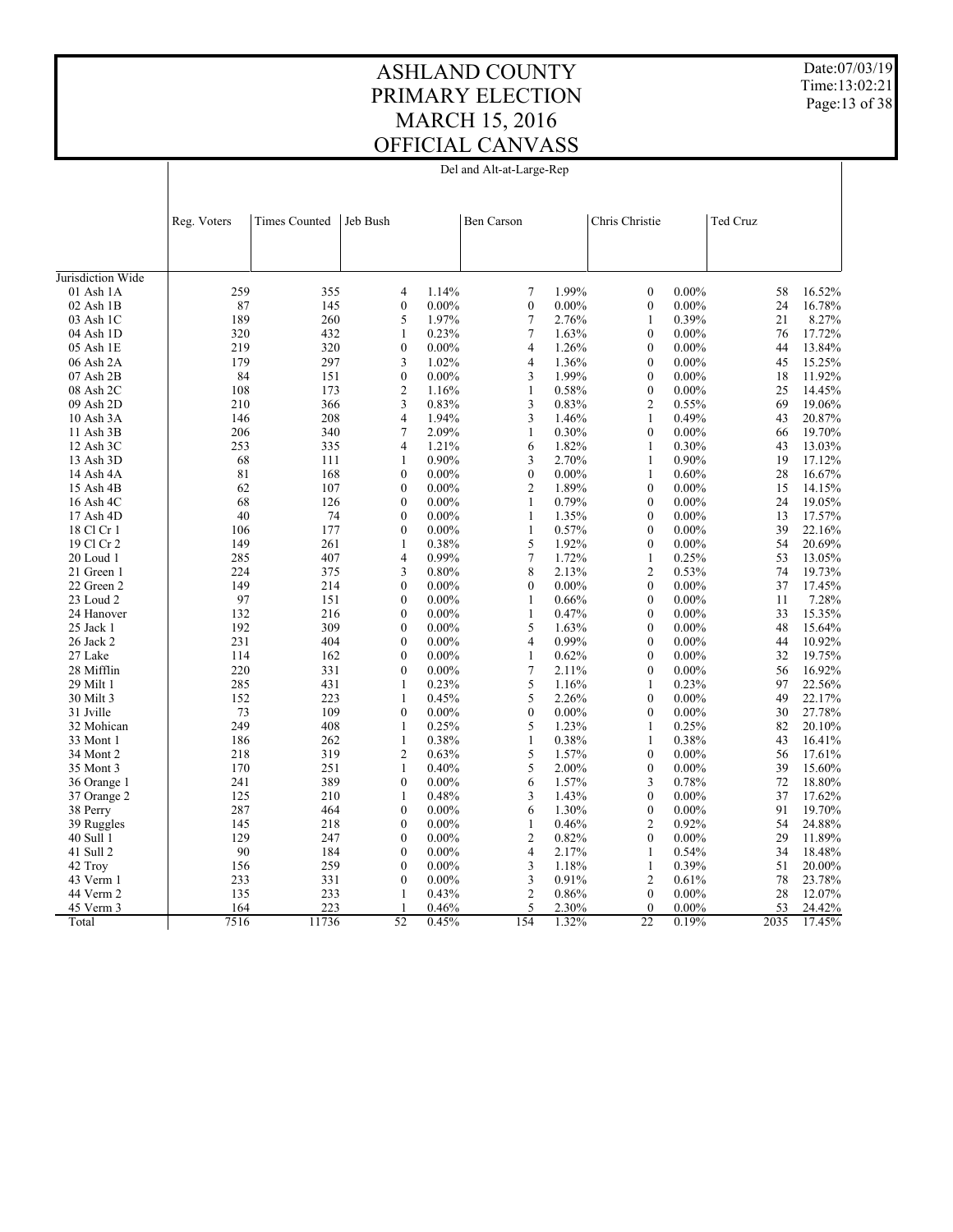# ASHLAND COUNTY
# PRIMARY ELECTION
# MARCH 15, 2016
# OFFICIAL CANVASS

Date:07/03/19
Time:13:02:21

Del and Alt-at-Large-Rep

| Jurisdiction Wide | Reg. Voters | Times Counted | Jeb Bush | | Ben Carson | | Chris Christie | | Ted Cruz | |
|---|---|---|---|---|---|---|---|---|---|---|
| 01 Ash 1A | 259 | 355 | 4 | 1.14% | 7 | 1.99% | 0 | 0.00% | 58 | 16.52% |
| 02 Ash 1B | 87 | 145 | 0 | 0.00% | 0 | 0.00% | 0 | 0.00% | 24 | 16.78% |
| 03 Ash 1C | 189 | 260 | 5 | 1.97% | 7 | 2.76% | 1 | 0.39% | 21 | 8.27% |
| 04 Ash 1D | 320 | 432 | 1 | 0.23% | 7 | 1.63% | 0 | 0.00% | 76 | 17.72% |
| 05 Ash 1E | 219 | 320 | 0 | 0.00% | 4 | 1.26% | 0 | 0.00% | 44 | 13.84% |
| 06 Ash 2A | 179 | 297 | 3 | 1.02% | 4 | 1.36% | 0 | 0.00% | 45 | 15.25% |
| 07 Ash 2B | 84 | 151 | 0 | 0.00% | 3 | 1.99% | 0 | 0.00% | 18 | 11.92% |
| 08 Ash 2C | 108 | 173 | 2 | 1.16% | 1 | 0.58% | 0 | 0.00% | 25 | 14.45% |
| 09 Ash 2D | 210 | 366 | 3 | 0.83% | 3 | 0.83% | 2 | 0.55% | 69 | 19.06% |
| 10 Ash 3A | 146 | 208 | 4 | 1.94% | 3 | 1.46% | 1 | 0.49% | 43 | 20.87% |
| 11 Ash 3B | 206 | 340 | 7 | 2.09% | 1 | 0.30% | 0 | 0.00% | 66 | 19.70% |
| 12 Ash 3C | 253 | 335 | 4 | 1.21% | 6 | 1.82% | 1 | 0.30% | 43 | 13.03% |
| 13 Ash 3D | 68 | 111 | 1 | 0.90% | 3 | 2.70% | 1 | 0.90% | 19 | 17.12% |
| 14 Ash 4A | 81 | 168 | 0 | 0.00% | 0 | 0.00% | 1 | 0.60% | 28 | 16.67% |
| 15 Ash 4B | 62 | 107 | 0 | 0.00% | 2 | 1.89% | 0 | 0.00% | 15 | 14.15% |
| 16 Ash 4C | 68 | 126 | 0 | 0.00% | 1 | 0.79% | 0 | 0.00% | 24 | 19.05% |
| 17 Ash 4D | 40 | 74 | 0 | 0.00% | 1 | 1.35% | 0 | 0.00% | 13 | 17.57% |
| 18 Cl Cr 1 | 106 | 177 | 0 | 0.00% | 1 | 0.57% | 0 | 0.00% | 39 | 22.16% |
| 19 Cl Cr 2 | 149 | 261 | 1 | 0.38% | 5 | 1.92% | 0 | 0.00% | 54 | 20.69% |
| 20 Loud 1 | 285 | 407 | 4 | 0.99% | 7 | 1.72% | 1 | 0.25% | 53 | 13.05% |
| 21 Green 1 | 224 | 375 | 3 | 0.80% | 8 | 2.13% | 2 | 0.53% | 74 | 19.73% |
| 22 Green 2 | 149 | 214 | 0 | 0.00% | 0 | 0.00% | 0 | 0.00% | 37 | 17.45% |
| 23 Loud 2 | 97 | 151 | 0 | 0.00% | 1 | 0.66% | 0 | 0.00% | 11 | 7.28% |
| 24 Hanover | 132 | 216 | 0 | 0.00% | 1 | 0.47% | 0 | 0.00% | 33 | 15.35% |
| 25 Jack 1 | 192 | 309 | 0 | 0.00% | 5 | 1.63% | 0 | 0.00% | 48 | 15.64% |
| 26 Jack 2 | 231 | 404 | 0 | 0.00% | 4 | 0.99% | 0 | 0.00% | 44 | 10.92% |
| 27 Lake | 114 | 162 | 0 | 0.00% | 1 | 0.62% | 0 | 0.00% | 32 | 19.75% |
| 28 Mifflin | 220 | 331 | 0 | 0.00% | 7 | 2.11% | 0 | 0.00% | 56 | 16.92% |
| 29 Milt 1 | 285 | 431 | 1 | 0.23% | 5 | 1.16% | 1 | 0.23% | 97 | 22.56% |
| 30 Milt 3 | 152 | 223 | 1 | 0.45% | 5 | 2.26% | 0 | 0.00% | 49 | 22.17% |
| 31 Jville | 73 | 109 | 0 | 0.00% | 0 | 0.00% | 0 | 0.00% | 30 | 27.78% |
| 32 Mohican | 249 | 408 | 1 | 0.25% | 5 | 1.23% | 1 | 0.25% | 82 | 20.10% |
| 33 Mont 1 | 186 | 262 | 1 | 0.38% | 1 | 0.38% | 1 | 0.38% | 43 | 16.41% |
| 34 Mont 2 | 218 | 319 | 2 | 0.63% | 5 | 1.57% | 0 | 0.00% | 56 | 17.61% |
| 35 Mont 3 | 170 | 251 | 1 | 0.40% | 5 | 2.00% | 0 | 0.00% | 39 | 15.60% |
| 36 Orange 1 | 241 | 389 | 0 | 0.00% | 6 | 1.57% | 3 | 0.78% | 72 | 18.80% |
| 37 Orange 2 | 125 | 210 | 1 | 0.48% | 3 | 1.43% | 0 | 0.00% | 37 | 17.62% |
| 38 Perry | 287 | 464 | 0 | 0.00% | 6 | 1.30% | 0 | 0.00% | 91 | 19.70% |
| 39 Ruggles | 145 | 218 | 0 | 0.00% | 1 | 0.46% | 2 | 0.92% | 54 | 24.88% |
| 40 Sull 1 | 129 | 247 | 0 | 0.00% | 2 | 0.82% | 0 | 0.00% | 29 | 11.89% |
| 41 Sull 2 | 90 | 184 | 0 | 0.00% | 4 | 2.17% | 1 | 0.54% | 34 | 18.48% |
| 42 Troy | 156 | 259 | 0 | 0.00% | 3 | 1.18% | 1 | 0.39% | 51 | 20.00% |
| 43 Verm 1 | 233 | 331 | 0 | 0.00% | 3 | 0.91% | 2 | 0.61% | 78 | 23.78% |
| 44 Verm 2 | 135 | 233 | 1 | 0.43% | 2 | 0.86% | 0 | 0.00% | 28 | 12.07% |
| 45 Verm 3 | 164 | 223 | 1 | 0.46% | 5 | 2.30% | 0 | 0.00% | 53 | 24.42% |
| Total | 7516 | 11736 | 52 | 0.45% | 154 | 1.32% | 22 | 0.19% | 2035 | 17.45% |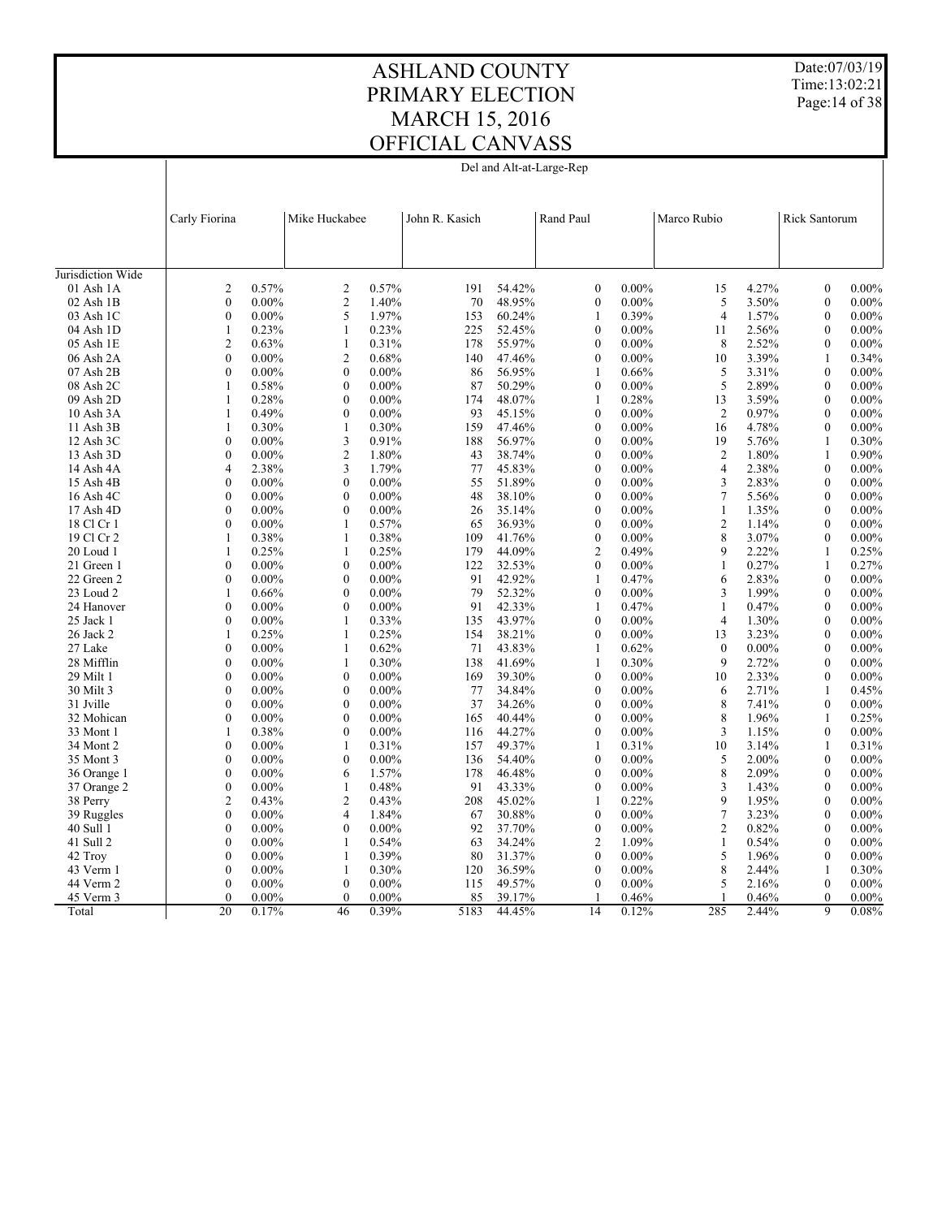# ASHLAND COUNTY
# PRIMARY ELECTION
# MARCH 15, 2016
# OFFICIAL CANVASS

Date:07/03/19
Time:13:02:21

Del and Alt-at-Large-Rep

| | Carly Fiorina | | Mike Huckabee | | John R. Kasich | | Rand Paul | | Marco Rubio | | Rick Santorum | |
|---|---|---|---|---|---|---|---|---|---|---|---|---|
| Jurisdiction Wide | | | | | | | | | | | | |
| 01 Ash 1A | 2 | 0.57% | 2 | 0.57% | 191 | 54.42% | 0 | 0.00% | 15 | 4.27% | 0 | 0.00% |
| 02 Ash 1B | 0 | 0.00% | 2 | 1.40% | 70 | 48.95% | 0 | 0.00% | 5 | 3.50% | 0 | 0.00% |
| 03 Ash 1C | 0 | 0.00% | 5 | 1.97% | 153 | 60.24% | 1 | 0.39% | 4 | 1.57% | 0 | 0.00% |
| 04 Ash 1D | 1 | 0.23% | 1 | 0.23% | 225 | 52.45% | 0 | 0.00% | 11 | 2.56% | 0 | 0.00% |
| 05 Ash 1E | 2 | 0.63% | 1 | 0.31% | 178 | 55.97% | 0 | 0.00% | 8 | 2.52% | 0 | 0.00% |
| 06 Ash 2A | 0 | 0.00% | 2 | 0.68% | 140 | 47.46% | 0 | 0.00% | 10 | 3.39% | 1 | 0.34% |
| 07 Ash 2B | 0 | 0.00% | 0 | 0.00% | 86 | 56.95% | 1 | 0.66% | 5 | 3.31% | 0 | 0.00% |
| 08 Ash 2C | 1 | 0.58% | 0 | 0.00% | 87 | 50.29% | 0 | 0.00% | 5 | 2.89% | 0 | 0.00% |
| 09 Ash 2D | 1 | 0.28% | 0 | 0.00% | 174 | 48.07% | 1 | 0.28% | 13 | 3.59% | 0 | 0.00% |
| 10 Ash 3A | 1 | 0.49% | 0 | 0.00% | 93 | 45.15% | 0 | 0.00% | 2 | 0.97% | 0 | 0.00% |
| 11 Ash 3B | 1 | 0.30% | 1 | 0.30% | 159 | 47.46% | 0 | 0.00% | 16 | 4.78% | 0 | 0.00% |
| 12 Ash 3C | 0 | 0.00% | 3 | 0.91% | 188 | 56.97% | 0 | 0.00% | 19 | 5.76% | 1 | 0.30% |
| 13 Ash 3D | 0 | 0.00% | 2 | 1.80% | 43 | 38.74% | 0 | 0.00% | 2 | 1.80% | 1 | 0.90% |
| 14 Ash 4A | 4 | 2.38% | 3 | 1.79% | 77 | 45.83% | 0 | 0.00% | 4 | 2.38% | 0 | 0.00% |
| 15 Ash 4B | 0 | 0.00% | 0 | 0.00% | 55 | 51.89% | 0 | 0.00% | 3 | 2.83% | 0 | 0.00% |
| 16 Ash 4C | 0 | 0.00% | 0 | 0.00% | 48 | 38.10% | 0 | 0.00% | 7 | 5.56% | 0 | 0.00% |
| 17 Ash 4D | 0 | 0.00% | 0 | 0.00% | 26 | 35.14% | 0 | 0.00% | 1 | 1.35% | 0 | 0.00% |
| 18 Cl Cr 1 | 0 | 0.00% | 1 | 0.57% | 65 | 36.93% | 0 | 0.00% | 2 | 1.14% | 0 | 0.00% |
| 19 Cl Cr 2 | 1 | 0.38% | 1 | 0.38% | 109 | 41.76% | 0 | 0.00% | 8 | 3.07% | 0 | 0.00% |
| 20 Loud 1 | 1 | 0.25% | 1 | 0.25% | 179 | 44.09% | 2 | 0.49% | 9 | 2.22% | 1 | 0.25% |
| 21 Green 1 | 0 | 0.00% | 0 | 0.00% | 122 | 32.53% | 0 | 0.00% | 1 | 0.27% | 1 | 0.27% |
| 22 Green 2 | 0 | 0.00% | 0 | 0.00% | 91 | 42.92% | 1 | 0.47% | 6 | 2.83% | 0 | 0.00% |
| 23 Loud 2 | 1 | 0.66% | 0 | 0.00% | 79 | 52.32% | 0 | 0.00% | 3 | 1.99% | 0 | 0.00% |
| 24 Hanover | 0 | 0.00% | 0 | 0.00% | 91 | 42.33% | 1 | 0.47% | 1 | 0.47% | 0 | 0.00% |
| 25 Jack 1 | 0 | 0.00% | 1 | 0.33% | 135 | 43.97% | 0 | 0.00% | 4 | 1.30% | 0 | 0.00% |
| 26 Jack 2 | 1 | 0.25% | 1 | 0.25% | 154 | 38.21% | 0 | 0.00% | 13 | 3.23% | 0 | 0.00% |
| 27 Lake | 0 | 0.00% | 1 | 0.62% | 71 | 43.83% | 1 | 0.62% | 0 | 0.00% | 0 | 0.00% |
| 28 Mifflin | 0 | 0.00% | 1 | 0.30% | 138 | 41.69% | 1 | 0.30% | 9 | 2.72% | 0 | 0.00% |
| 29 Milt 1 | 0 | 0.00% | 0 | 0.00% | 169 | 39.30% | 0 | 0.00% | 10 | 2.33% | 0 | 0.00% |
| 30 Milt 3 | 0 | 0.00% | 0 | 0.00% | 77 | 34.84% | 0 | 0.00% | 6 | 2.71% | 1 | 0.45% |
| 31 Jville | 0 | 0.00% | 0 | 0.00% | 37 | 34.26% | 0 | 0.00% | 8 | 7.41% | 0 | 0.00% |
| 32 Mohican | 0 | 0.00% | 0 | 0.00% | 165 | 40.44% | 0 | 0.00% | 8 | 1.96% | 1 | 0.25% |
| 33 Mont 1 | 1 | 0.38% | 0 | 0.00% | 116 | 44.27% | 0 | 0.00% | 3 | 1.15% | 0 | 0.00% |
| 34 Mont 2 | 0 | 0.00% | 1 | 0.31% | 157 | 49.37% | 1 | 0.31% | 10 | 3.14% | 1 | 0.31% |
| 35 Mont 3 | 0 | 0.00% | 0 | 0.00% | 136 | 54.40% | 0 | 0.00% | 5 | 2.00% | 0 | 0.00% |
| 36 Orange 1 | 0 | 0.00% | 6 | 1.57% | 178 | 46.48% | 0 | 0.00% | 8 | 2.09% | 0 | 0.00% |
| 37 Orange 2 | 0 | 0.00% | 1 | 0.48% | 91 | 43.33% | 0 | 0.00% | 3 | 1.43% | 0 | 0.00% |
| 38 Perry | 2 | 0.43% | 2 | 0.43% | 208 | 45.02% | 1 | 0.22% | 9 | 1.95% | 0 | 0.00% |
| 39 Ruggles | 0 | 0.00% | 4 | 1.84% | 67 | 30.88% | 0 | 0.00% | 7 | 3.23% | 0 | 0.00% |
| 40 Sull 1 | 0 | 0.00% | 0 | 0.00% | 92 | 37.70% | 0 | 0.00% | 2 | 0.82% | 0 | 0.00% |
| 41 Sull 2 | 0 | 0.00% | 1 | 0.54% | 63 | 34.24% | 2 | 1.09% | 1 | 0.54% | 0 | 0.00% |
| 42 Troy | 0 | 0.00% | 1 | 0.39% | 80 | 31.37% | 0 | 0.00% | 5 | 1.96% | 0 | 0.00% |
| 43 Verm 1 | 0 | 0.00% | 1 | 0.30% | 120 | 36.59% | 0 | 0.00% | 8 | 2.44% | 1 | 0.30% |
| 44 Verm 2 | 0 | 0.00% | 0 | 0.00% | 115 | 49.57% | 0 | 0.00% | 5 | 2.16% | 0 | 0.00% |
| 45 Verm 3 | 0 | 0.00% | 0 | 0.00% | 85 | 39.17% | 1 | 0.46% | 1 | 0.46% | 0 | 0.00% |
| Total | 20 | 0.17% | 46 | 0.39% | 5183 | 44.45% | 14 | 0.12% | 285 | 2.44% | 9 | 0.08% |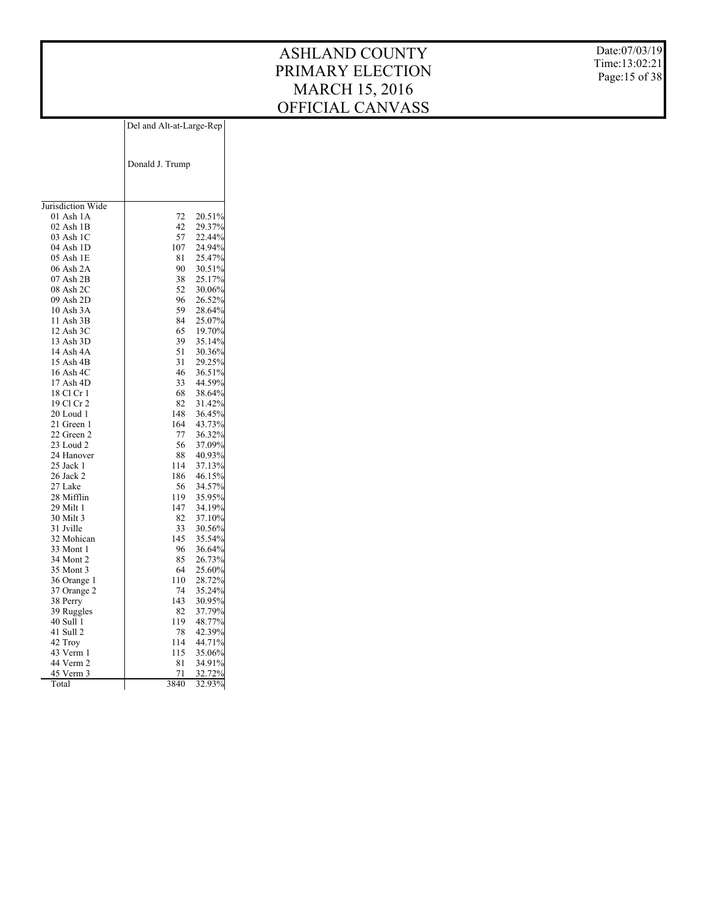# ASHLAND COUNTY
# PRIMARY ELECTION
# MARCH 15, 2016
# OFFICIAL CANVASS

Date:07/03/19
Time:13:02:21

| | Del and Alt-at-Large-Rep | |
|---|---|---|
| | Donald J. Trump | |
| Jurisdiction Wide | | |
| 01 Ash 1A | 72 | 20.51% |
| 02 Ash 1B | 42 | 29.37% |
| 03 Ash 1C | 57 | 22.44% |
| 04 Ash 1D | 107 | 24.94% |
| 05 Ash 1E | 81 | 25.47% |
| 06 Ash 2A | 90 | 30.51% |
| 07 Ash 2B | 38 | 25.17% |
| 08 Ash 2C | 52 | 30.06% |
| 09 Ash 2D | 96 | 26.52% |
| 10 Ash 3A | 59 | 28.64% |
| 11 Ash 3B | 84 | 25.07% |
| 12 Ash 3C | 65 | 19.70% |
| 13 Ash 3D | 39 | 35.14% |
| 14 Ash 4A | 51 | 30.36% |
| 15 Ash 4B | 31 | 29.25% |
| 16 Ash 4C | 46 | 36.51% |
| 17 Ash 4D | 33 | 44.59% |
| 18 Cl Cr 1 | 68 | 38.64% |
| 19 Cl Cr 2 | 82 | 31.42% |
| 20 Loud 1 | 148 | 36.45% |
| 21 Green 1 | 164 | 43.73% |
| 22 Green 2 | 77 | 36.32% |
| 23 Loud 2 | 56 | 37.09% |
| 24 Hanover | 88 | 40.93% |
| 25 Jack 1 | 114 | 37.13% |
| 26 Jack 2 | 186 | 46.15% |
| 27 Lake | 56 | 34.57% |
| 28 Mifflin | 119 | 35.95% |
| 29 Milt 1 | 147 | 34.19% |
| 30 Milt 3 | 82 | 37.10% |
| 31 Jville | 33 | 30.56% |
| 32 Mohican | 145 | 35.54% |
| 33 Mont 1 | 96 | 36.64% |
| 34 Mont 2 | 85 | 26.73% |
| 35 Mont 3 | 64 | 25.60% |
| 36 Orange 1 | 110 | 28.72% |
| 37 Orange 2 | 74 | 35.24% |
| 38 Perry | 143 | 30.95% |
| 39 Ruggles | 82 | 37.79% |
| 40 Sull 1 | 119 | 48.77% |
| 41 Sull 2 | 78 | 42.39% |
| 42 Troy | 114 | 44.71% |
| 43 Verm 1 | 115 | 35.06% |
| 44 Verm 2 | 81 | 34.91% |
| 45 Verm 3 | 71 | 32.72% |
| Total | 3840 | 32.93% |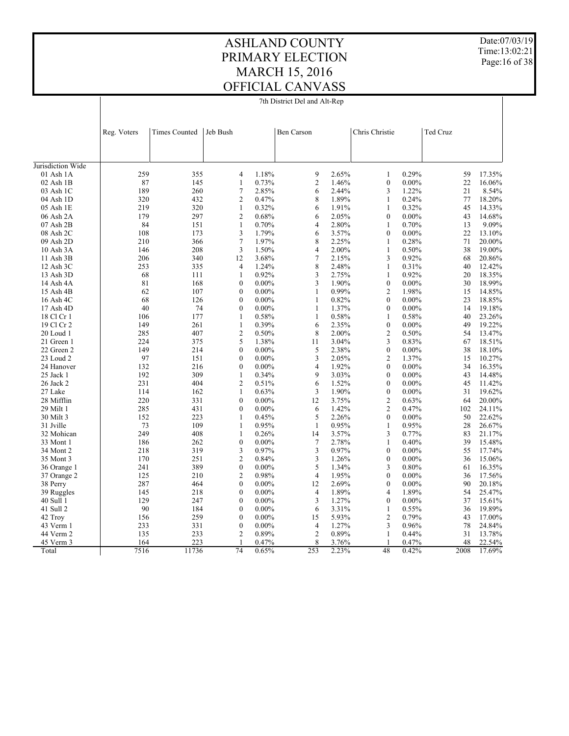# ASHLAND COUNTY
# PRIMARY ELECTION
# MARCH 15, 2016
# OFFICIAL CANVASS

Date:07/03/19
Time:13:02:21

7th District Del and Alt-Rep

| | Reg. Voters | Times Counted | Jeb Bush | | Ben Carson | | Chris Christie | | Ted Cruz | |
|---|---|---|---|---|---|---|---|---|---|---|
| Jurisdiction Wide | | | | | | | | | | |
| 01 Ash 1A | 259 | 355 | 4 | 1.18% | 9 | 2.65% | 1 | 0.29% | 59 | 17.35% |
| 02 Ash 1B | 87 | 145 | 1 | 0.73% | 2 | 1.46% | 0 | 0.00% | 22 | 16.06% |
| 03 Ash 1C | 189 | 260 | 7 | 2.85% | 6 | 2.44% | 3 | 1.22% | 21 | 8.54% |
| 04 Ash 1D | 320 | 432 | 2 | 0.47% | 8 | 1.89% | 1 | 0.24% | 77 | 18.20% |
| 05 Ash 1E | 219 | 320 | 1 | 0.32% | 6 | 1.91% | 1 | 0.32% | 45 | 14.33% |
| 06 Ash 2A | 179 | 297 | 2 | 0.68% | 6 | 2.05% | 0 | 0.00% | 43 | 14.68% |
| 07 Ash 2B | 84 | 151 | 1 | 0.70% | 4 | 2.80% | 1 | 0.70% | 13 | 9.09% |
| 08 Ash 2C | 108 | 173 | 3 | 1.79% | 6 | 3.57% | 0 | 0.00% | 22 | 13.10% |
| 09 Ash 2D | 210 | 366 | 7 | 1.97% | 8 | 2.25% | 1 | 0.28% | 71 | 20.00% |
| 10 Ash 3A | 146 | 208 | 3 | 1.50% | 4 | 2.00% | 1 | 0.50% | 38 | 19.00% |
| 11 Ash 3B | 206 | 340 | 12 | 3.68% | 7 | 2.15% | 3 | 0.92% | 68 | 20.86% |
| 12 Ash 3C | 253 | 335 | 4 | 1.24% | 8 | 2.48% | 1 | 0.31% | 40 | 12.42% |
| 13 Ash 3D | 68 | 111 | 1 | 0.92% | 3 | 2.75% | 1 | 0.92% | 20 | 18.35% |
| 14 Ash 4A | 81 | 168 | 0 | 0.00% | 3 | 1.90% | 0 | 0.00% | 30 | 18.99% |
| 15 Ash 4B | 62 | 107 | 0 | 0.00% | 1 | 0.99% | 2 | 1.98% | 15 | 14.85% |
| 16 Ash 4C | 68 | 126 | 0 | 0.00% | 1 | 0.82% | 0 | 0.00% | 23 | 18.85% |
| 17 Ash 4D | 40 | 74 | 0 | 0.00% | 1 | 1.37% | 0 | 0.00% | 14 | 19.18% |
| 18 Cl Cr 1 | 106 | 177 | 1 | 0.58% | 1 | 0.58% | 1 | 0.58% | 40 | 23.26% |
| 19 Cl Cr 2 | 149 | 261 | 1 | 0.39% | 6 | 2.35% | 0 | 0.00% | 49 | 19.22% |
| 20 Loud 1 | 285 | 407 | 2 | 0.50% | 8 | 2.00% | 2 | 0.50% | 54 | 13.47% |
| 21 Green 1 | 224 | 375 | 5 | 1.38% | 11 | 3.04% | 3 | 0.83% | 67 | 18.51% |
| 22 Green 2 | 149 | 214 | 0 | 0.00% | 5 | 2.38% | 0 | 0.00% | 38 | 18.10% |
| 23 Loud 2 | 97 | 151 | 0 | 0.00% | 3 | 2.05% | 2 | 1.37% | 15 | 10.27% |
| 24 Hanover | 132 | 216 | 0 | 0.00% | 4 | 1.92% | 0 | 0.00% | 34 | 16.35% |
| 25 Jack 1 | 192 | 309 | 1 | 0.34% | 9 | 3.03% | 0 | 0.00% | 43 | 14.48% |
| 26 Jack 2 | 231 | 404 | 2 | 0.51% | 6 | 1.52% | 0 | 0.00% | 45 | 11.42% |
| 27 Lake | 114 | 162 | 1 | 0.63% | 3 | 1.90% | 0 | 0.00% | 31 | 19.62% |
| 28 Mifflin | 220 | 331 | 0 | 0.00% | 12 | 3.75% | 2 | 0.63% | 64 | 20.00% |
| 29 Milt 1 | 285 | 431 | 0 | 0.00% | 6 | 1.42% | 2 | 0.47% | 102 | 24.11% |
| 30 Milt 3 | 152 | 223 | 1 | 0.45% | 5 | 2.26% | 0 | 0.00% | 50 | 22.62% |
| 31 Jville | 73 | 109 | 1 | 0.95% | 1 | 0.95% | 1 | 0.95% | 28 | 26.67% |
| 32 Mohican | 249 | 408 | 1 | 0.26% | 14 | 3.57% | 3 | 0.77% | 83 | 21.17% |
| 33 Mont 1 | 186 | 262 | 0 | 0.00% | 7 | 2.78% | 1 | 0.40% | 39 | 15.48% |
| 34 Mont 2 | 218 | 319 | 3 | 0.97% | 3 | 0.97% | 0 | 0.00% | 55 | 17.74% |
| 35 Mont 3 | 170 | 251 | 2 | 0.84% | 3 | 1.26% | 0 | 0.00% | 36 | 15.06% |
| 36 Orange 1 | 241 | 389 | 0 | 0.00% | 5 | 1.34% | 3 | 0.80% | 61 | 16.35% |
| 37 Orange 2 | 125 | 210 | 2 | 0.98% | 4 | 1.95% | 0 | 0.00% | 36 | 17.56% |
| 38 Perry | 287 | 464 | 0 | 0.00% | 12 | 2.69% | 0 | 0.00% | 90 | 20.18% |
| 39 Ruggles | 145 | 218 | 0 | 0.00% | 4 | 1.89% | 4 | 1.89% | 54 | 25.47% |
| 40 Sull 1 | 129 | 247 | 0 | 0.00% | 3 | 1.27% | 0 | 0.00% | 37 | 15.61% |
| 41 Sull 2 | 90 | 184 | 0 | 0.00% | 6 | 3.31% | 1 | 0.55% | 36 | 19.89% |
| 42 Troy | 156 | 259 | 0 | 0.00% | 15 | 5.93% | 2 | 0.79% | 43 | 17.00% |
| 43 Verm 1 | 233 | 331 | 0 | 0.00% | 4 | 1.27% | 3 | 0.96% | 78 | 24.84% |
| 44 Verm 2 | 135 | 233 | 2 | 0.89% | 2 | 0.89% | 1 | 0.44% | 31 | 13.78% |
| 45 Verm 3 | 164 | 223 | 1 | 0.47% | 8 | 3.76% | 1 | 0.47% | 48 | 22.54% |
| Total | 7516 | 11736 | 74 | 0.65% | 253 | 2.23% | 48 | 0.42% | 2008 | 17.69% |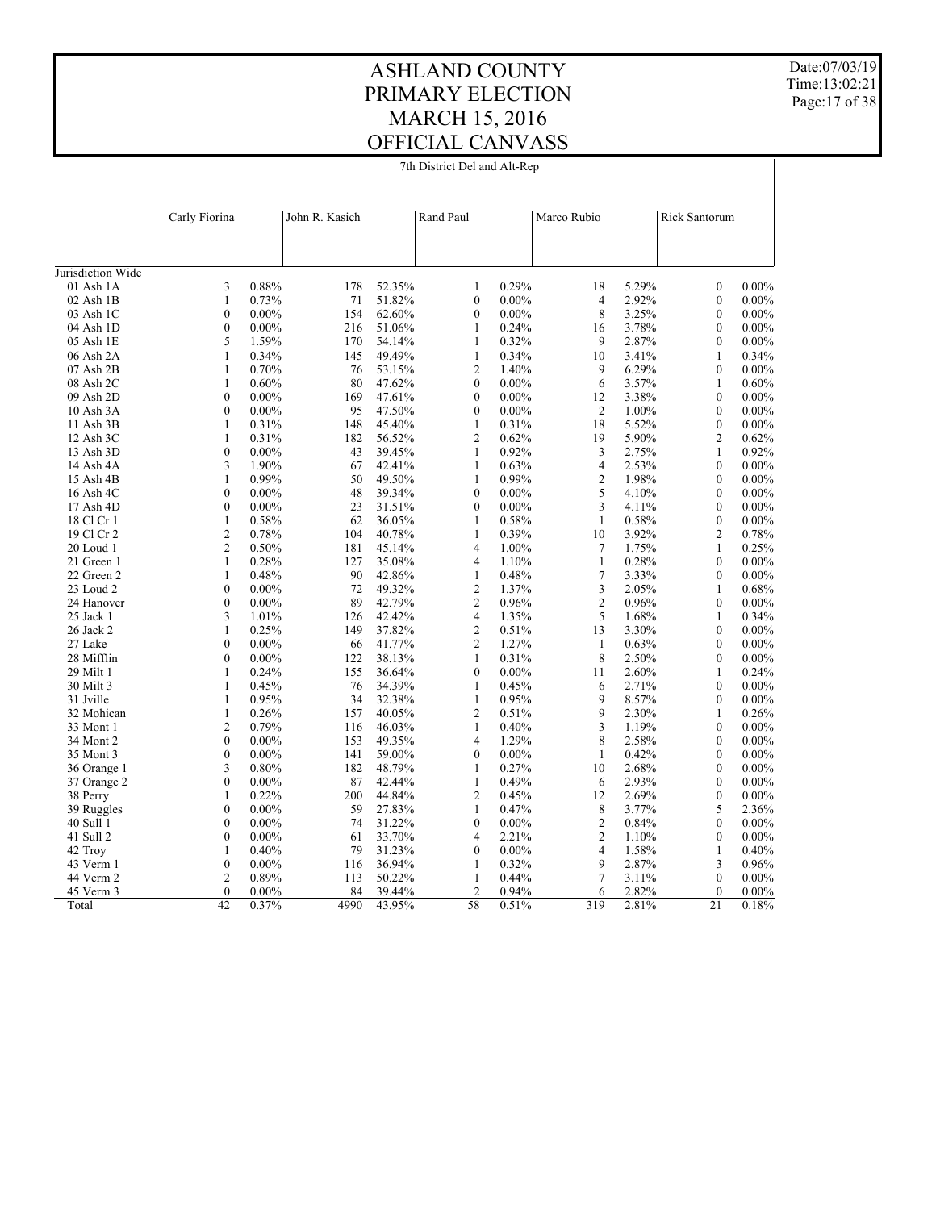# ASHLAND COUNTY
# PRIMARY ELECTION
# MARCH 15, 2016
# OFFICIAL CANVASS

7th District Del and Alt-Rep

| | Carly Fiorina | | John R. Kasich | | Rand Paul | | Marco Rubio | | Rick Santorum | |
|---|---|---|---|---|---|---|---|---|---|---|
| Jurisdiction Wide | | | | | | | | | | |
| 01 Ash 1A | 3 | 0.88% | 178 | 52.35% | 1 | 0.29% | 18 | 5.29% | 0 | 0.00% |
| 02 Ash 1B | 1 | 0.73% | 71 | 51.82% | 0 | 0.00% | 4 | 2.92% | 0 | 0.00% |
| 03 Ash 1C | 0 | 0.00% | 154 | 62.60% | 0 | 0.00% | 8 | 3.25% | 0 | 0.00% |
| 04 Ash 1D | 0 | 0.00% | 216 | 51.06% | 1 | 0.24% | 16 | 3.78% | 0 | 0.00% |
| 05 Ash 1E | 5 | 1.59% | 170 | 54.14% | 1 | 0.32% | 9 | 2.87% | 0 | 0.00% |
| 06 Ash 2A | 1 | 0.34% | 145 | 49.49% | 1 | 0.34% | 10 | 3.41% | 1 | 0.34% |
| 07 Ash 2B | 1 | 0.70% | 76 | 53.15% | 2 | 1.40% | 9 | 6.29% | 0 | 0.00% |
| 08 Ash 2C | 1 | 0.60% | 80 | 47.62% | 0 | 0.00% | 6 | 3.57% | 1 | 0.60% |
| 09 Ash 2D | 0 | 0.00% | 169 | 47.61% | 0 | 0.00% | 12 | 3.38% | 0 | 0.00% |
| 10 Ash 3A | 0 | 0.00% | 95 | 47.50% | 0 | 0.00% | 2 | 1.00% | 0 | 0.00% |
| 11 Ash 3B | 1 | 0.31% | 148 | 45.40% | 1 | 0.31% | 18 | 5.52% | 0 | 0.00% |
| 12 Ash 3C | 1 | 0.31% | 182 | 56.52% | 2 | 0.62% | 19 | 5.90% | 2 | 0.62% |
| 13 Ash 3D | 0 | 0.00% | 43 | 39.45% | 1 | 0.92% | 3 | 2.75% | 1 | 0.92% |
| 14 Ash 4A | 3 | 1.90% | 67 | 42.41% | 1 | 0.63% | 4 | 2.53% | 0 | 0.00% |
| 15 Ash 4B | 1 | 0.99% | 50 | 49.50% | 1 | 0.99% | 2 | 1.98% | 0 | 0.00% |
| 16 Ash 4C | 0 | 0.00% | 48 | 39.34% | 0 | 0.00% | 5 | 4.10% | 0 | 0.00% |
| 17 Ash 4D | 0 | 0.00% | 23 | 31.51% | 0 | 0.00% | 3 | 4.11% | 0 | 0.00% |
| 18 Cl Cr 1 | 1 | 0.58% | 62 | 36.05% | 1 | 0.58% | 1 | 0.58% | 0 | 0.00% |
| 19 Cl Cr 2 | 2 | 0.78% | 104 | 40.78% | 1 | 0.39% | 10 | 3.92% | 2 | 0.78% |
| 20 Loud 1 | 2 | 0.50% | 181 | 45.14% | 4 | 1.00% | 7 | 1.75% | 1 | 0.25% |
| 21 Green 1 | 1 | 0.28% | 127 | 35.08% | 4 | 1.10% | 1 | 0.28% | 0 | 0.00% |
| 22 Green 2 | 1 | 0.48% | 90 | 42.86% | 1 | 0.48% | 7 | 3.33% | 0 | 0.00% |
| 23 Loud 2 | 0 | 0.00% | 72 | 49.32% | 2 | 1.37% | 3 | 2.05% | 1 | 0.68% |
| 24 Hanover | 0 | 0.00% | 89 | 42.79% | 2 | 0.96% | 2 | 0.96% | 0 | 0.00% |
| 25 Jack 1 | 3 | 1.01% | 126 | 42.42% | 4 | 1.35% | 5 | 1.68% | 1 | 0.34% |
| 26 Jack 2 | 1 | 0.25% | 149 | 37.82% | 2 | 0.51% | 13 | 3.30% | 0 | 0.00% |
| 27 Lake | 0 | 0.00% | 66 | 41.77% | 2 | 1.27% | 1 | 0.63% | 0 | 0.00% |
| 28 Mifflin | 0 | 0.00% | 122 | 38.13% | 1 | 0.31% | 8 | 2.50% | 0 | 0.00% |
| 29 Milt 1 | 1 | 0.24% | 155 | 36.64% | 0 | 0.00% | 11 | 2.60% | 1 | 0.24% |
| 30 Milt 3 | 1 | 0.45% | 76 | 34.39% | 1 | 0.45% | 6 | 2.71% | 0 | 0.00% |
| 31 Jville | 1 | 0.95% | 34 | 32.38% | 1 | 0.95% | 9 | 8.57% | 0 | 0.00% |
| 32 Mohican | 1 | 0.26% | 157 | 40.05% | 2 | 0.51% | 9 | 2.30% | 1 | 0.26% |
| 33 Mont 1 | 2 | 0.79% | 116 | 46.03% | 1 | 0.40% | 3 | 1.19% | 0 | 0.00% |
| 34 Mont 2 | 0 | 0.00% | 153 | 49.35% | 4 | 1.29% | 8 | 2.58% | 0 | 0.00% |
| 35 Mont 3 | 0 | 0.00% | 141 | 59.00% | 0 | 0.00% | 1 | 0.42% | 0 | 0.00% |
| 36 Orange 1 | 3 | 0.80% | 182 | 48.79% | 1 | 0.27% | 10 | 2.68% | 0 | 0.00% |
| 37 Orange 2 | 0 | 0.00% | 87 | 42.44% | 1 | 0.49% | 6 | 2.93% | 0 | 0.00% |
| 38 Perry | 1 | 0.22% | 200 | 44.84% | 2 | 0.45% | 12 | 2.69% | 0 | 0.00% |
| 39 Ruggles | 0 | 0.00% | 59 | 27.83% | 1 | 0.47% | 8 | 3.77% | 5 | 2.36% |
| 40 Sull 1 | 0 | 0.00% | 74 | 31.22% | 0 | 0.00% | 2 | 0.84% | 0 | 0.00% |
| 41 Sull 2 | 0 | 0.00% | 61 | 33.70% | 4 | 2.21% | 2 | 1.10% | 0 | 0.00% |
| 42 Troy | 1 | 0.40% | 79 | 31.23% | 0 | 0.00% | 4 | 1.58% | 1 | 0.40% |
| 43 Verm 1 | 0 | 0.00% | 116 | 36.94% | 1 | 0.32% | 9 | 2.87% | 3 | 0.96% |
| 44 Verm 2 | 2 | 0.89% | 113 | 50.22% | 1 | 0.44% | 7 | 3.11% | 0 | 0.00% |
| 45 Verm 3 | 0 | 0.00% | 84 | 39.44% | 2 | 0.94% | 6 | 2.82% | 0 | 0.00% |
| Total | 42 | 0.37% | 4990 | 43.95% | 58 | 0.51% | 319 | 2.81% | 21 | 0.18% |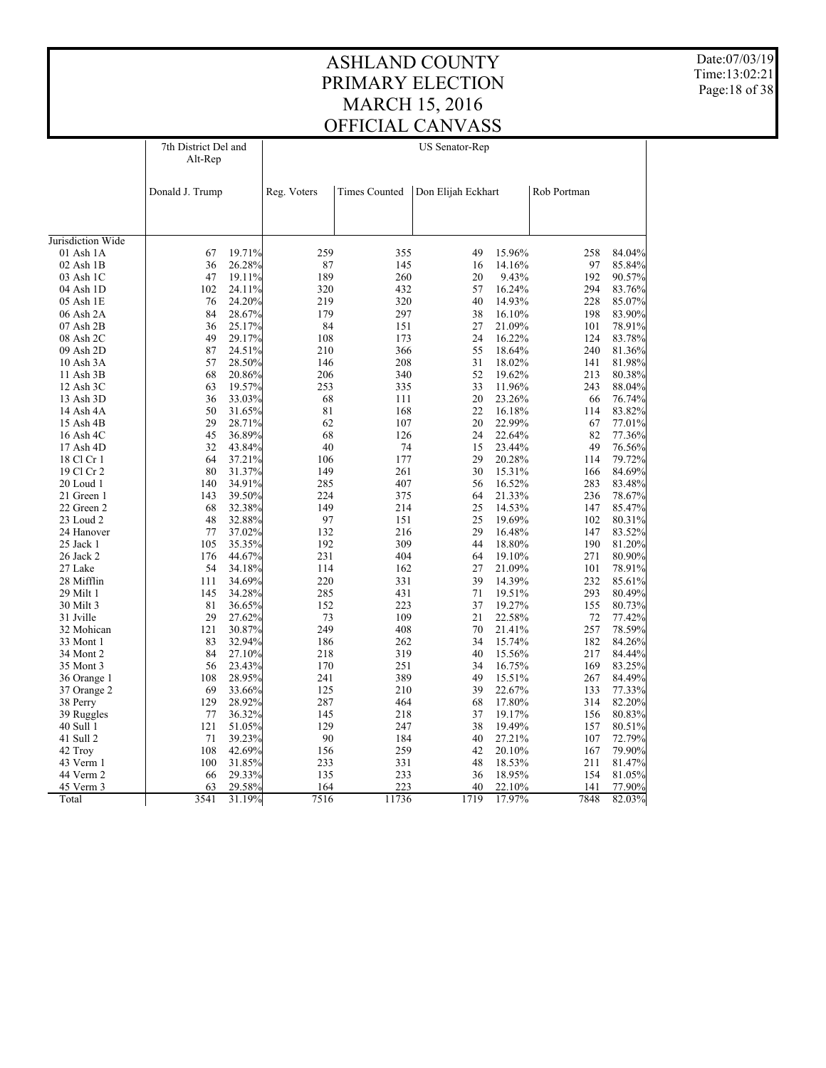# ASHLAND COUNTY
# PRIMARY ELECTION
# MARCH 15, 2016
# OFFICIAL CANVASS

Date:07/03/19
Time:13:02:21

| | 7th District Del and Alt-Rep | | US Senator-Rep | | | | | |
|---|---|---|---|---|---|---|---|---|
| | Donald J. Trump | | Reg. Voters | Times Counted | Don Elijah Eckhart | | Rob Portman | |
| Jurisdiction Wide | | | | | | | | |
| 01 Ash 1A | 67 | 19.71% | 259 | 355 | 49 | 15.96% | 258 | 84.04% |
| 02 Ash 1B | 36 | 26.28% | 87 | 145 | 16 | 14.16% | 97 | 85.84% |
| 03 Ash 1C | 47 | 19.11% | 189 | 260 | 20 | 9.43% | 192 | 90.57% |
| 04 Ash 1D | 102 | 24.11% | 320 | 432 | 57 | 16.24% | 294 | 83.76% |
| 05 Ash 1E | 76 | 24.20% | 219 | 320 | 40 | 14.93% | 228 | 85.07% |
| 06 Ash 2A | 84 | 28.67% | 179 | 297 | 38 | 16.10% | 198 | 83.90% |
| 07 Ash 2B | 36 | 25.17% | 84 | 151 | 27 | 21.09% | 101 | 78.91% |
| 08 Ash 2C | 49 | 29.17% | 108 | 173 | 24 | 16.22% | 124 | 83.78% |
| 09 Ash 2D | 87 | 24.51% | 210 | 366 | 55 | 18.64% | 240 | 81.36% |
| 10 Ash 3A | 57 | 28.50% | 146 | 208 | 31 | 18.02% | 141 | 81.98% |
| 11 Ash 3B | 68 | 20.86% | 206 | 340 | 52 | 19.62% | 213 | 80.38% |
| 12 Ash 3C | 63 | 19.57% | 253 | 335 | 33 | 11.96% | 243 | 88.04% |
| 13 Ash 3D | 36 | 33.03% | 68 | 111 | 20 | 23.26% | 66 | 76.74% |
| 14 Ash 4A | 50 | 31.65% | 81 | 168 | 22 | 16.18% | 114 | 83.82% |
| 15 Ash 4B | 29 | 28.71% | 62 | 107 | 20 | 22.99% | 67 | 77.01% |
| 16 Ash 4C | 45 | 36.89% | 68 | 126 | 24 | 22.64% | 82 | 77.36% |
| 17 Ash 4D | 32 | 43.84% | 40 | 74 | 15 | 23.44% | 49 | 76.56% |
| 18 Cl Cr 1 | 64 | 37.21% | 106 | 177 | 29 | 20.28% | 114 | 79.72% |
| 19 Cl Cr 2 | 80 | 31.37% | 149 | 261 | 30 | 15.31% | 166 | 84.69% |
| 20 Loud 1 | 140 | 34.91% | 285 | 407 | 56 | 16.52% | 283 | 83.48% |
| 21 Green 1 | 143 | 39.50% | 224 | 375 | 64 | 21.33% | 236 | 78.67% |
| 22 Green 2 | 68 | 32.38% | 149 | 214 | 25 | 14.53% | 147 | 85.47% |
| 23 Loud 2 | 48 | 32.88% | 97 | 151 | 25 | 19.69% | 102 | 80.31% |
| 24 Hanover | 77 | 37.02% | 132 | 216 | 29 | 16.48% | 147 | 83.52% |
| 25 Jack 1 | 105 | 35.35% | 192 | 309 | 44 | 18.80% | 190 | 81.20% |
| 26 Jack 2 | 176 | 44.67% | 231 | 404 | 64 | 19.10% | 271 | 80.90% |
| 27 Lake | 54 | 34.18% | 114 | 162 | 27 | 21.09% | 101 | 78.91% |
| 28 Mifflin | 111 | 34.69% | 220 | 331 | 39 | 14.39% | 232 | 85.61% |
| 29 Milt 1 | 145 | 34.28% | 285 | 431 | 71 | 19.51% | 293 | 80.49% |
| 30 Milt 3 | 81 | 36.65% | 152 | 223 | 37 | 19.27% | 155 | 80.73% |
| 31 Jville | 29 | 27.62% | 73 | 109 | 21 | 22.58% | 72 | 77.42% |
| 32 Mohican | 121 | 30.87% | 249 | 408 | 70 | 21.41% | 257 | 78.59% |
| 33 Mont 1 | 83 | 32.94% | 186 | 262 | 34 | 15.74% | 182 | 84.26% |
| 34 Mont 2 | 84 | 27.10% | 218 | 319 | 40 | 15.56% | 217 | 84.44% |
| 35 Mont 3 | 56 | 23.43% | 170 | 251 | 34 | 16.75% | 169 | 83.25% |
| 36 Orange 1 | 108 | 28.95% | 241 | 389 | 49 | 15.51% | 267 | 84.49% |
| 37 Orange 2 | 69 | 33.66% | 125 | 210 | 39 | 22.67% | 133 | 77.33% |
| 38 Perry | 129 | 28.92% | 287 | 464 | 68 | 17.80% | 314 | 82.20% |
| 39 Ruggles | 77 | 36.32% | 145 | 218 | 37 | 19.17% | 156 | 80.83% |
| 40 Sull 1 | 121 | 51.05% | 129 | 247 | 38 | 19.49% | 157 | 80.51% |
| 41 Sull 2 | 71 | 39.23% | 90 | 184 | 40 | 27.21% | 107 | 72.79% |
| 42 Troy | 108 | 42.69% | 156 | 259 | 42 | 20.10% | 167 | 79.90% |
| 43 Verm 1 | 100 | 31.85% | 233 | 331 | 48 | 18.53% | 211 | 81.47% |
| 44 Verm 2 | 66 | 29.33% | 135 | 233 | 36 | 18.95% | 154 | 81.05% |
| 45 Verm 3 | 63 | 29.58% | 164 | 223 | 40 | 22.10% | 141 | 77.90% |
| Total | 3541 | 31.19% | 7516 | 11736 | 1719 | 17.97% | 7848 | 82.03% |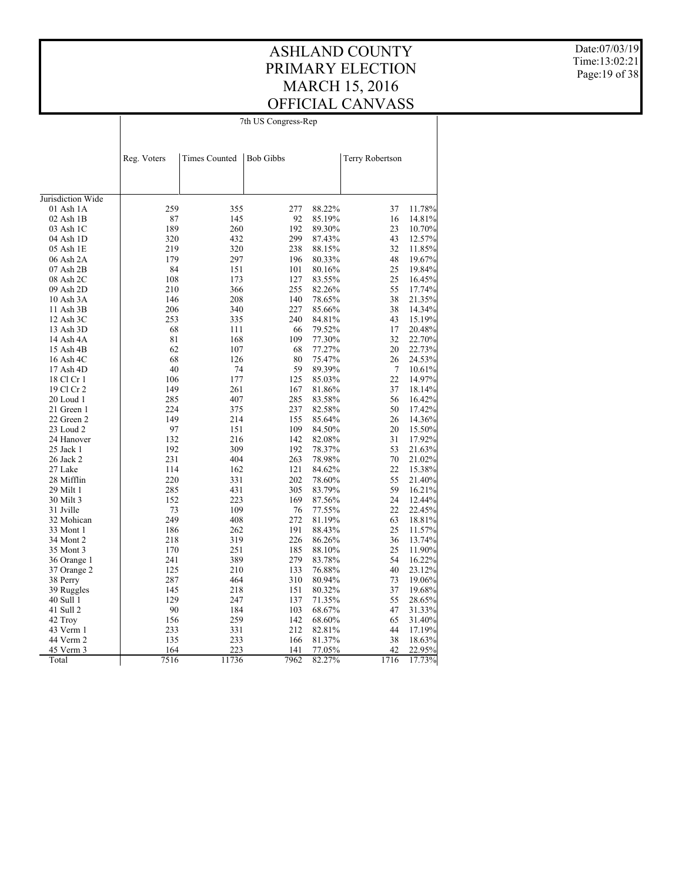# ASHLAND COUNTY
# PRIMARY ELECTION
# MARCH 15, 2016
# OFFICIAL CANVASS

Date:07/03/19
Time:13:02:21

## 7th US Congress-Rep

| | Reg. Voters | Times Counted | Bob Gibbs | | Terry Robertson | |
|---|---|---|---|---|---|---|
| Jurisdiction Wide | | | | | | |
| 01 Ash 1A | 259 | 355 | 277 | 88.22% | 37 | 11.78% |
| 02 Ash 1B | 87 | 145 | 92 | 85.19% | 16 | 14.81% |
| 03 Ash 1C | 189 | 260 | 192 | 89.30% | 23 | 10.70% |
| 04 Ash 1D | 320 | 432 | 299 | 87.43% | 43 | 12.57% |
| 05 Ash 1E | 219 | 320 | 238 | 88.15% | 32 | 11.85% |
| 06 Ash 2A | 179 | 297 | 196 | 80.33% | 48 | 19.67% |
| 07 Ash 2B | 84 | 151 | 101 | 80.16% | 25 | 19.84% |
| 08 Ash 2C | 108 | 173 | 127 | 83.55% | 25 | 16.45% |
| 09 Ash 2D | 210 | 366 | 255 | 82.26% | 55 | 17.74% |
| 10 Ash 3A | 146 | 208 | 140 | 78.65% | 38 | 21.35% |
| 11 Ash 3B | 206 | 340 | 227 | 85.66% | 38 | 14.34% |
| 12 Ash 3C | 253 | 335 | 240 | 84.81% | 43 | 15.19% |
| 13 Ash 3D | 68 | 111 | 66 | 79.52% | 17 | 20.48% |
| 14 Ash 4A | 81 | 168 | 109 | 77.30% | 32 | 22.70% |
| 15 Ash 4B | 62 | 107 | 68 | 77.27% | 20 | 22.73% |
| 16 Ash 4C | 68 | 126 | 80 | 75.47% | 26 | 24.53% |
| 17 Ash 4D | 40 | 74 | 59 | 89.39% | 7 | 10.61% |
| 18 Cl Cr 1 | 106 | 177 | 125 | 85.03% | 22 | 14.97% |
| 19 Cl Cr 2 | 149 | 261 | 167 | 81.86% | 37 | 18.14% |
| 20 Loud 1 | 285 | 407 | 285 | 83.58% | 56 | 16.42% |
| 21 Green 1 | 224 | 375 | 237 | 82.58% | 50 | 17.42% |
| 22 Green 2 | 149 | 214 | 155 | 85.64% | 26 | 14.36% |
| 23 Loud 2 | 97 | 151 | 109 | 84.50% | 20 | 15.50% |
| 24 Hanover | 132 | 216 | 142 | 82.08% | 31 | 17.92% |
| 25 Jack 1 | 192 | 309 | 192 | 78.37% | 53 | 21.63% |
| 26 Jack 2 | 231 | 404 | 263 | 78.98% | 70 | 21.02% |
| 27 Lake | 114 | 162 | 121 | 84.62% | 22 | 15.38% |
| 28 Mifflin | 220 | 331 | 202 | 78.60% | 55 | 21.40% |
| 29 Milt 1 | 285 | 431 | 305 | 83.79% | 59 | 16.21% |
| 30 Milt 3 | 152 | 223 | 169 | 87.56% | 24 | 12.44% |
| 31 Jville | 73 | 109 | 76 | 77.55% | 22 | 22.45% |
| 32 Mohican | 249 | 408 | 272 | 81.19% | 63 | 18.81% |
| 33 Mont 1 | 186 | 262 | 191 | 88.43% | 25 | 11.57% |
| 34 Mont 2 | 218 | 319 | 226 | 86.26% | 36 | 13.74% |
| 35 Mont 3 | 170 | 251 | 185 | 88.10% | 25 | 11.90% |
| 36 Orange 1 | 241 | 389 | 279 | 83.78% | 54 | 16.22% |
| 37 Orange 2 | 125 | 210 | 133 | 76.88% | 40 | 23.12% |
| 38 Perry | 287 | 464 | 310 | 80.94% | 73 | 19.06% |
| 39 Ruggles | 145 | 218 | 151 | 80.32% | 37 | 19.68% |
| 40 Sull 1 | 129 | 247 | 137 | 71.35% | 55 | 28.65% |
| 41 Sull 2 | 90 | 184 | 103 | 68.67% | 47 | 31.33% |
| 42 Troy | 156 | 259 | 142 | 68.60% | 65 | 31.40% |
| 43 Verm 1 | 233 | 331 | 212 | 82.81% | 44 | 17.19% |
| 44 Verm 2 | 135 | 233 | 166 | 81.37% | 38 | 18.63% |
| 45 Verm 3 | 164 | 223 | 141 | 77.05% | 42 | 22.95% |
| Total | 7516 | 11736 | 7962 | 82.27% | 1716 | 17.73% |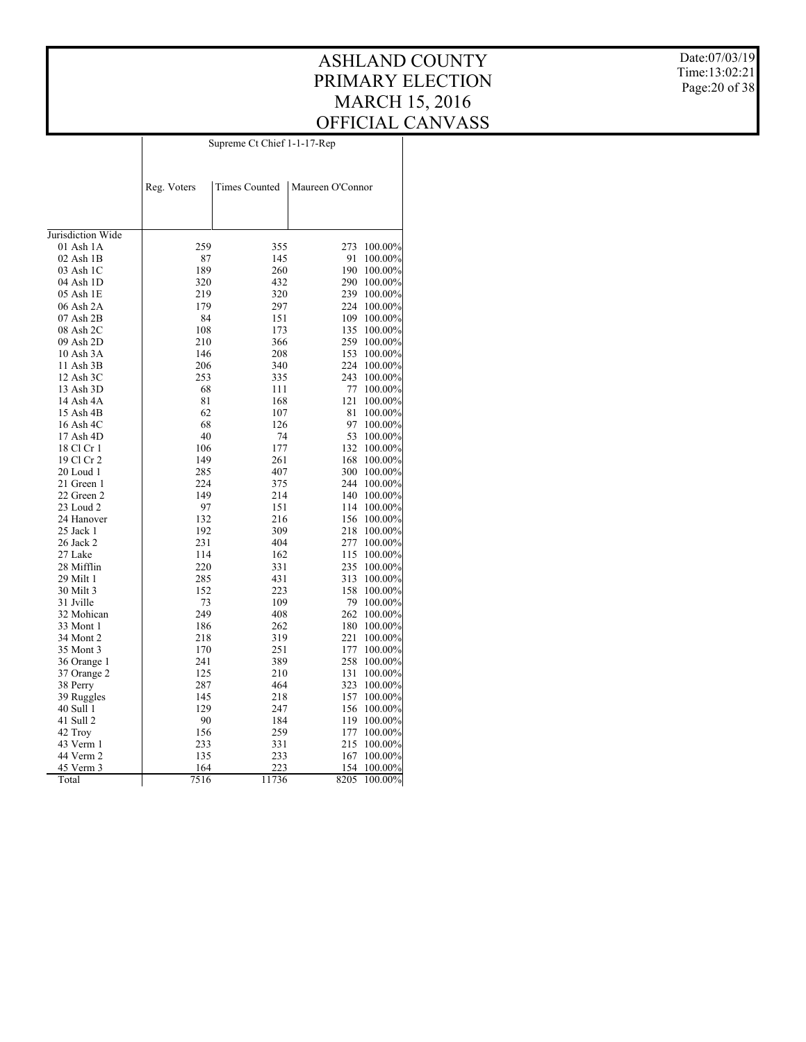# ASHLAND COUNTY
# PRIMARY ELECTION
# MARCH 15, 2016
# OFFICIAL CANVASS

Date:07/03/19
Time:13:02:21

| | Supreme Ct Chief 1-1-17-Rep | | | |
|---|---|---|---|---|
| | Reg. Voters | Times Counted | Maureen O'Connor | |
| Jurisdiction Wide | | | | |
| 01 Ash 1A | 259 | 355 | 273 | 100.00% |
| 02 Ash 1B | 87 | 145 | 91 | 100.00% |
| 03 Ash 1C | 189 | 260 | 190 | 100.00% |
| 04 Ash 1D | 320 | 432 | 290 | 100.00% |
| 05 Ash 1E | 219 | 320 | 239 | 100.00% |
| 06 Ash 2A | 179 | 297 | 224 | 100.00% |
| 07 Ash 2B | 84 | 151 | 109 | 100.00% |
| 08 Ash 2C | 108 | 173 | 135 | 100.00% |
| 09 Ash 2D | 210 | 366 | 259 | 100.00% |
| 10 Ash 3A | 146 | 208 | 153 | 100.00% |
| 11 Ash 3B | 206 | 340 | 224 | 100.00% |
| 12 Ash 3C | 253 | 335 | 243 | 100.00% |
| 13 Ash 3D | 68 | 111 | 77 | 100.00% |
| 14 Ash 4A | 81 | 168 | 121 | 100.00% |
| 15 Ash 4B | 62 | 107 | 81 | 100.00% |
| 16 Ash 4C | 68 | 126 | 97 | 100.00% |
| 17 Ash 4D | 40 | 74 | 53 | 100.00% |
| 18 Cl Cr 1 | 106 | 177 | 132 | 100.00% |
| 19 Cl Cr 2 | 149 | 261 | 168 | 100.00% |
| 20 Loud 1 | 285 | 407 | 300 | 100.00% |
| 21 Green 1 | 224 | 375 | 244 | 100.00% |
| 22 Green 2 | 149 | 214 | 140 | 100.00% |
| 23 Loud 2 | 97 | 151 | 114 | 100.00% |
| 24 Hanover | 132 | 216 | 156 | 100.00% |
| 25 Jack 1 | 192 | 309 | 218 | 100.00% |
| 26 Jack 2 | 231 | 404 | 277 | 100.00% |
| 27 Lake | 114 | 162 | 115 | 100.00% |
| 28 Mifflin | 220 | 331 | 235 | 100.00% |
| 29 Milt 1 | 285 | 431 | 313 | 100.00% |
| 30 Milt 3 | 152 | 223 | 158 | 100.00% |
| 31 Jville | 73 | 109 | 79 | 100.00% |
| 32 Mohican | 249 | 408 | 262 | 100.00% |
| 33 Mont 1 | 186 | 262 | 180 | 100.00% |
| 34 Mont 2 | 218 | 319 | 221 | 100.00% |
| 35 Mont 3 | 170 | 251 | 177 | 100.00% |
| 36 Orange 1 | 241 | 389 | 258 | 100.00% |
| 37 Orange 2 | 125 | 210 | 131 | 100.00% |
| 38 Perry | 287 | 464 | 323 | 100.00% |
| 39 Ruggles | 145 | 218 | 157 | 100.00% |
| 40 Sull 1 | 129 | 247 | 156 | 100.00% |
| 41 Sull 2 | 90 | 184 | 119 | 100.00% |
| 42 Troy | 156 | 259 | 177 | 100.00% |
| 43 Verm 1 | 233 | 331 | 215 | 100.00% |
| 44 Verm 2 | 135 | 233 | 167 | 100.00% |
| 45 Verm 3 | 164 | 223 | 154 | 100.00% |
| Total | 7516 | 11736 | 8205 | 100.00% |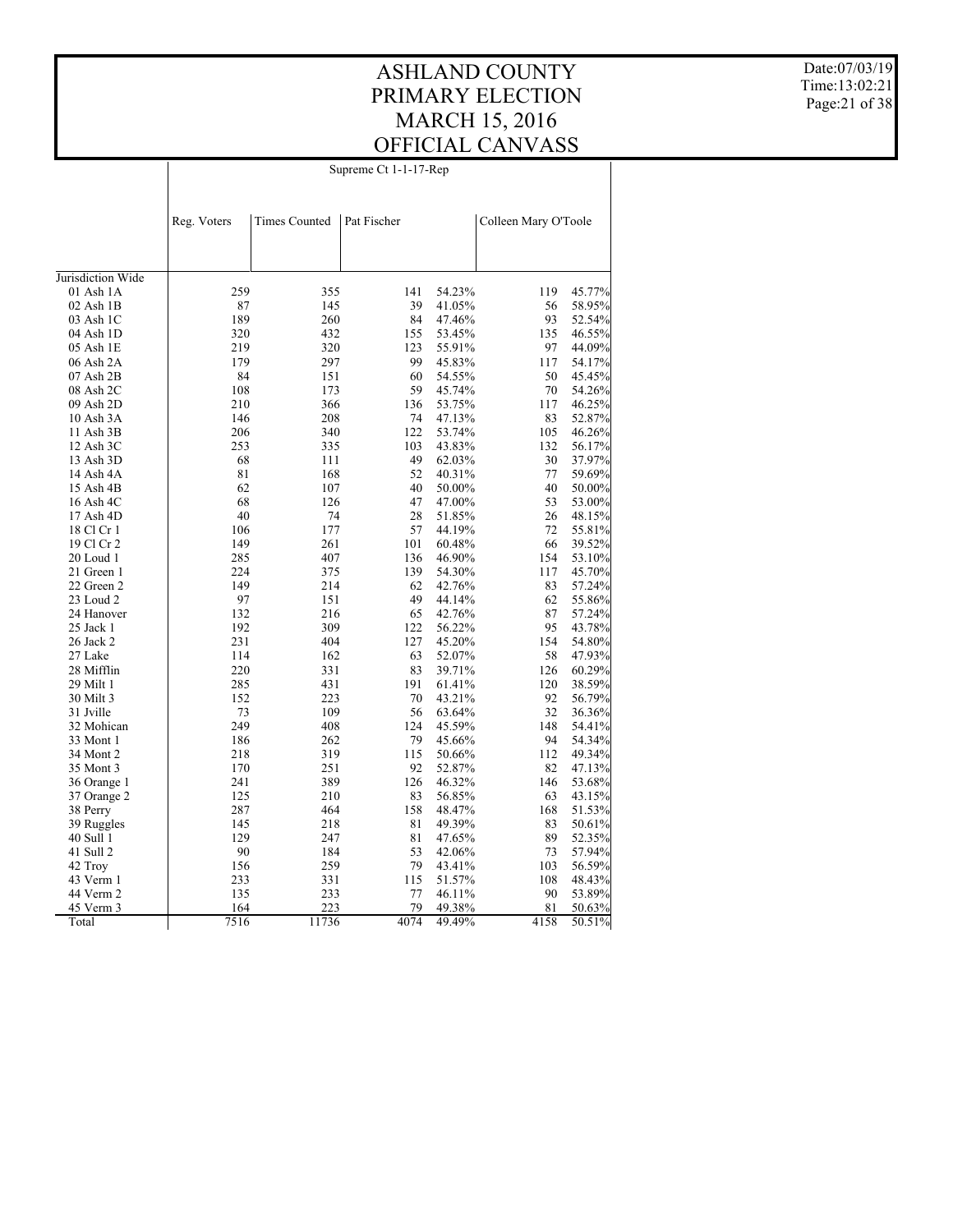# ASHLAND COUNTY
# PRIMARY ELECTION
# MARCH 15, 2016
# OFFICIAL CANVASS

Date:07/03/19
Time:13:02:21

Supreme Ct 1-1-17-Rep

| | Reg. Voters | Times Counted | Pat Fischer | | Colleen Mary O'Toole | |
|---|---|---|---|---|---|---|
| Jurisdiction Wide | | | | | | |
| 01 Ash 1A | 259 | 355 | 141 | 54.23% | 119 | 45.77% |
| 02 Ash 1B | 87 | 145 | 39 | 41.05% | 56 | 58.95% |
| 03 Ash 1C | 189 | 260 | 84 | 47.46% | 93 | 52.54% |
| 04 Ash 1D | 320 | 432 | 155 | 53.45% | 135 | 46.55% |
| 05 Ash 1E | 219 | 320 | 123 | 55.91% | 97 | 44.09% |
| 06 Ash 2A | 179 | 297 | 99 | 45.83% | 117 | 54.17% |
| 07 Ash 2B | 84 | 151 | 60 | 54.55% | 50 | 45.45% |
| 08 Ash 2C | 108 | 173 | 59 | 45.74% | 70 | 54.26% |
| 09 Ash 2D | 210 | 366 | 136 | 53.75% | 117 | 46.25% |
| 10 Ash 3A | 146 | 208 | 74 | 47.13% | 83 | 52.87% |
| 11 Ash 3B | 206 | 340 | 122 | 53.74% | 105 | 46.26% |
| 12 Ash 3C | 253 | 335 | 103 | 43.83% | 132 | 56.17% |
| 13 Ash 3D | 68 | 111 | 49 | 62.03% | 30 | 37.97% |
| 14 Ash 4A | 81 | 168 | 52 | 40.31% | 77 | 59.69% |
| 15 Ash 4B | 62 | 107 | 40 | 50.00% | 40 | 50.00% |
| 16 Ash 4C | 68 | 126 | 47 | 47.00% | 53 | 53.00% |
| 17 Ash 4D | 40 | 74 | 28 | 51.85% | 26 | 48.15% |
| 18 Cl Cr 1 | 106 | 177 | 57 | 44.19% | 72 | 55.81% |
| 19 Cl Cr 2 | 149 | 261 | 101 | 60.48% | 66 | 39.52% |
| 20 Loud 1 | 285 | 407 | 136 | 46.90% | 154 | 53.10% |
| 21 Green 1 | 224 | 375 | 139 | 54.30% | 117 | 45.70% |
| 22 Green 2 | 149 | 214 | 62 | 42.76% | 83 | 57.24% |
| 23 Loud 2 | 97 | 151 | 49 | 44.14% | 62 | 55.86% |
| 24 Hanover | 132 | 216 | 65 | 42.76% | 87 | 57.24% |
| 25 Jack 1 | 192 | 309 | 122 | 56.22% | 95 | 43.78% |
| 26 Jack 2 | 231 | 404 | 127 | 45.20% | 154 | 54.80% |
| 27 Lake | 114 | 162 | 63 | 52.07% | 58 | 47.93% |
| 28 Mifflin | 220 | 331 | 83 | 39.71% | 126 | 60.29% |
| 29 Milt 1 | 285 | 431 | 191 | 61.41% | 120 | 38.59% |
| 30 Milt 3 | 152 | 223 | 70 | 43.21% | 92 | 56.79% |
| 31 Jville | 73 | 109 | 56 | 63.64% | 32 | 36.36% |
| 32 Mohican | 249 | 408 | 124 | 45.59% | 148 | 54.41% |
| 33 Mont 1 | 186 | 262 | 79 | 45.66% | 94 | 54.34% |
| 34 Mont 2 | 218 | 319 | 115 | 50.66% | 112 | 49.34% |
| 35 Mont 3 | 170 | 251 | 92 | 52.87% | 82 | 47.13% |
| 36 Orange 1 | 241 | 389 | 126 | 46.32% | 146 | 53.68% |
| 37 Orange 2 | 125 | 210 | 83 | 56.85% | 63 | 43.15% |
| 38 Perry | 287 | 464 | 158 | 48.47% | 168 | 51.53% |
| 39 Ruggles | 145 | 218 | 81 | 49.39% | 83 | 50.61% |
| 40 Sull 1 | 129 | 247 | 81 | 47.65% | 89 | 52.35% |
| 41 Sull 2 | 90 | 184 | 53 | 42.06% | 73 | 57.94% |
| 42 Troy | 156 | 259 | 79 | 43.41% | 103 | 56.59% |
| 43 Verm 1 | 233 | 331 | 115 | 51.57% | 108 | 48.43% |
| 44 Verm 2 | 135 | 233 | 77 | 46.11% | 90 | 53.89% |
| 45 Verm 3 | 164 | 223 | 79 | 49.38% | 81 | 50.63% |
| Total | 7516 | 11736 | 4074 | 49.49% | 4158 | 50.51% |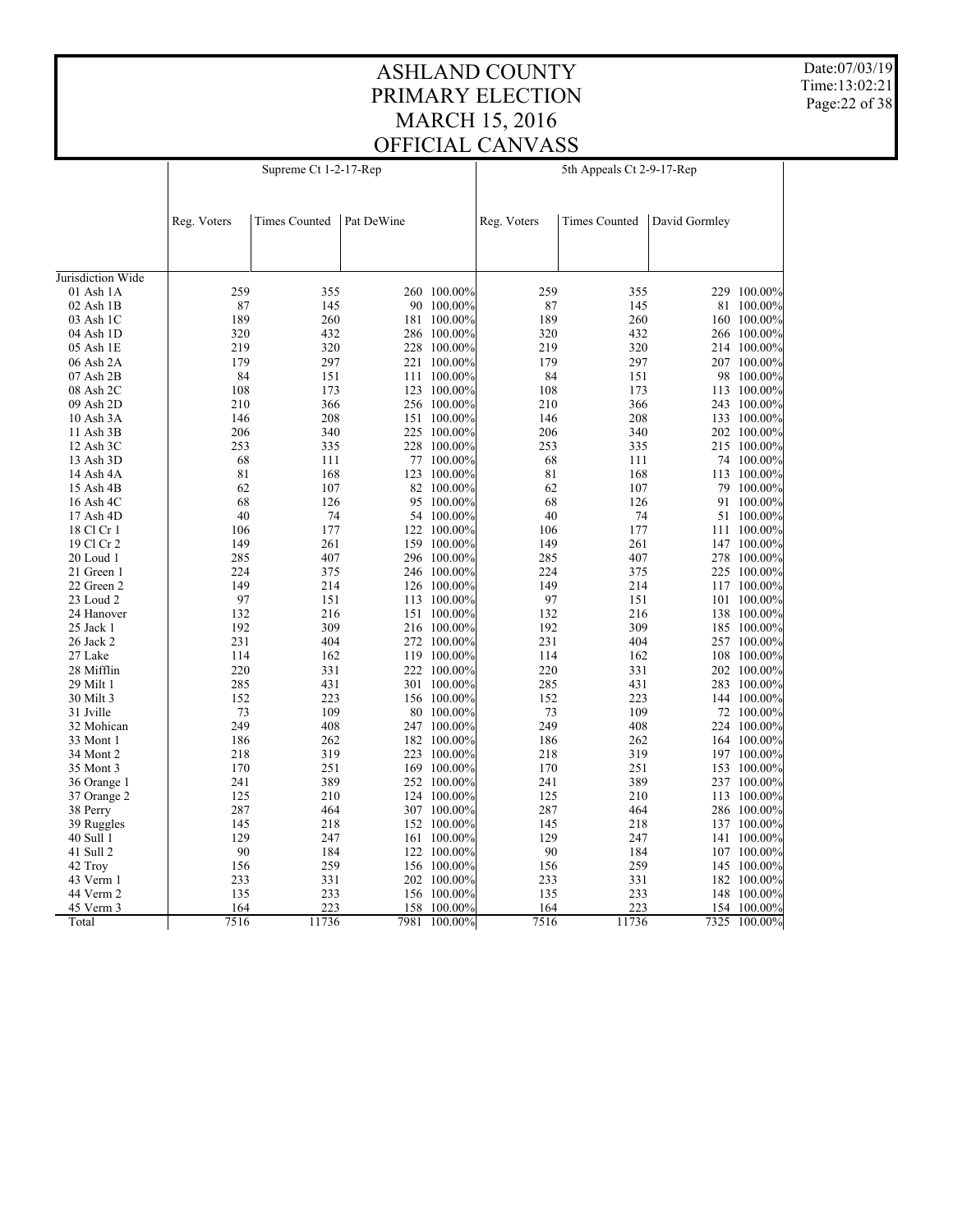# ASHLAND COUNTY
# PRIMARY ELECTION
# MARCH 15, 2016
# OFFICIAL CANVASS

Date:07/03/19
Time:13:02:21

| | Supreme Ct 1-2-17-Rep | | | | 5th Appeals Ct 2-9-17-Rep | | | |
|---|---|---|---|---|---|---|---|---|
| | Reg. Voters | Times Counted | Pat DeWine | | Reg. Voters | Times Counted | David Gormley | |
| Jurisdiction Wide | | | | | | | | |
| 01 Ash 1A | 259 | 355 | 260 | 100.00% | 259 | 355 | 229 | 100.00% |
| 02 Ash 1B | 87 | 145 | 90 | 100.00% | 87 | 145 | 81 | 100.00% |
| 03 Ash 1C | 189 | 260 | 181 | 100.00% | 189 | 260 | 160 | 100.00% |
| 04 Ash 1D | 320 | 432 | 286 | 100.00% | 320 | 432 | 266 | 100.00% |
| 05 Ash 1E | 219 | 320 | 228 | 100.00% | 219 | 320 | 214 | 100.00% |
| 06 Ash 2A | 179 | 297 | 221 | 100.00% | 179 | 297 | 207 | 100.00% |
| 07 Ash 2B | 84 | 151 | 111 | 100.00% | 84 | 151 | 98 | 100.00% |
| 08 Ash 2C | 108 | 173 | 123 | 100.00% | 108 | 173 | 113 | 100.00% |
| 09 Ash 2D | 210 | 366 | 256 | 100.00% | 210 | 366 | 243 | 100.00% |
| 10 Ash 3A | 146 | 208 | 151 | 100.00% | 146 | 208 | 133 | 100.00% |
| 11 Ash 3B | 206 | 340 | 225 | 100.00% | 206 | 340 | 202 | 100.00% |
| 12 Ash 3C | 253 | 335 | 228 | 100.00% | 253 | 335 | 215 | 100.00% |
| 13 Ash 3D | 68 | 111 | 77 | 100.00% | 68 | 111 | 74 | 100.00% |
| 14 Ash 4A | 81 | 168 | 123 | 100.00% | 81 | 168 | 113 | 100.00% |
| 15 Ash 4B | 62 | 107 | 82 | 100.00% | 62 | 107 | 79 | 100.00% |
| 16 Ash 4C | 68 | 126 | 95 | 100.00% | 68 | 126 | 91 | 100.00% |
| 17 Ash 4D | 40 | 74 | 54 | 100.00% | 40 | 74 | 51 | 100.00% |
| 18 Cl Cr 1 | 106 | 177 | 122 | 100.00% | 106 | 177 | 111 | 100.00% |
| 19 Cl Cr 2 | 149 | 261 | 159 | 100.00% | 149 | 261 | 147 | 100.00% |
| 20 Loud 1 | 285 | 407 | 296 | 100.00% | 285 | 407 | 278 | 100.00% |
| 21 Green 1 | 224 | 375 | 246 | 100.00% | 224 | 375 | 225 | 100.00% |
| 22 Green 2 | 149 | 214 | 126 | 100.00% | 149 | 214 | 117 | 100.00% |
| 23 Loud 2 | 97 | 151 | 113 | 100.00% | 97 | 151 | 101 | 100.00% |
| 24 Hanover | 132 | 216 | 151 | 100.00% | 132 | 216 | 138 | 100.00% |
| 25 Jack 1 | 192 | 309 | 216 | 100.00% | 192 | 309 | 185 | 100.00% |
| 26 Jack 2 | 231 | 404 | 272 | 100.00% | 231 | 404 | 257 | 100.00% |
| 27 Lake | 114 | 162 | 119 | 100.00% | 114 | 162 | 108 | 100.00% |
| 28 Mifflin | 220 | 331 | 222 | 100.00% | 220 | 331 | 202 | 100.00% |
| 29 Milt 1 | 285 | 431 | 301 | 100.00% | 285 | 431 | 283 | 100.00% |
| 30 Milt 3 | 152 | 223 | 156 | 100.00% | 152 | 223 | 144 | 100.00% |
| 31 Jville | 73 | 109 | 80 | 100.00% | 73 | 109 | 72 | 100.00% |
| 32 Mohican | 249 | 408 | 247 | 100.00% | 249 | 408 | 224 | 100.00% |
| 33 Mont 1 | 186 | 262 | 182 | 100.00% | 186 | 262 | 164 | 100.00% |
| 34 Mont 2 | 218 | 319 | 223 | 100.00% | 218 | 319 | 197 | 100.00% |
| 35 Mont 3 | 170 | 251 | 169 | 100.00% | 170 | 251 | 153 | 100.00% |
| 36 Orange 1 | 241 | 389 | 252 | 100.00% | 241 | 389 | 237 | 100.00% |
| 37 Orange 2 | 125 | 210 | 124 | 100.00% | 125 | 210 | 113 | 100.00% |
| 38 Perry | 287 | 464 | 307 | 100.00% | 287 | 464 | 286 | 100.00% |
| 39 Ruggles | 145 | 218 | 152 | 100.00% | 145 | 218 | 137 | 100.00% |
| 40 Sull 1 | 129 | 247 | 161 | 100.00% | 129 | 247 | 141 | 100.00% |
| 41 Sull 2 | 90 | 184 | 122 | 100.00% | 90 | 184 | 107 | 100.00% |
| 42 Troy | 156 | 259 | 156 | 100.00% | 156 | 259 | 145 | 100.00% |
| 43 Verm 1 | 233 | 331 | 202 | 100.00% | 233 | 331 | 182 | 100.00% |
| 44 Verm 2 | 135 | 233 | 156 | 100.00% | 135 | 233 | 148 | 100.00% |
| 45 Verm 3 | 164 | 223 | 158 | 100.00% | 164 | 223 | 154 | 100.00% |
| Total | 7516 | 11736 | 7981 | 100.00% | 7516 | 11736 | 7325 | 100.00% |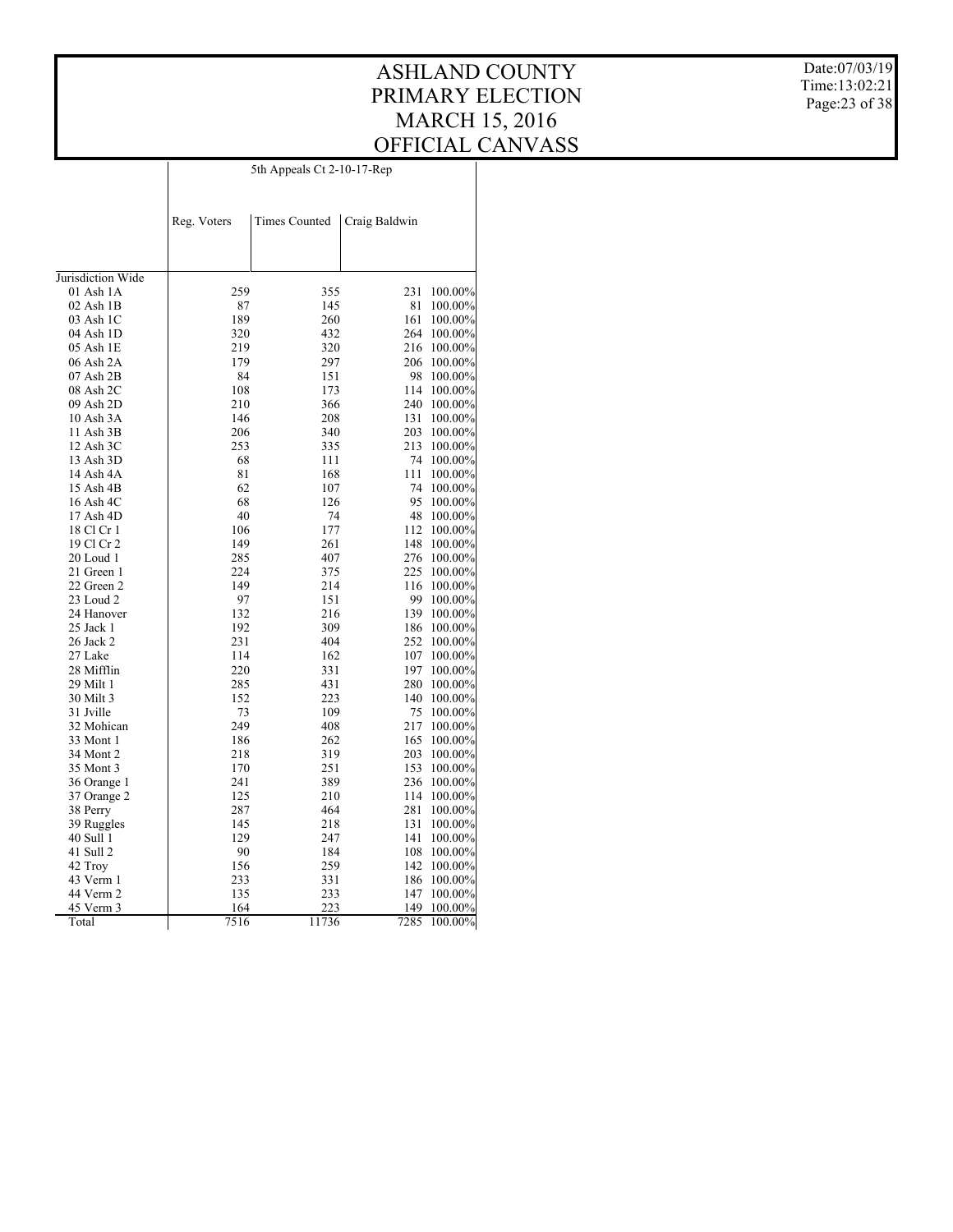# ASHLAND COUNTY PRIMARY ELECTION MARCH 15, 2016 OFFICIAL CANVASS

Date:07/03/19
Time:13:02:21

| | 5th Appeals Ct 2-10-17-Rep | | | |
|---|---|---|---|---|
| | Reg. Voters | Times Counted | Craig Baldwin | |
| Jurisdiction Wide | | | | |
| 01 Ash 1A | 259 | 355 | 231 | 100.00% |
| 02 Ash 1B | 87 | 145 | 81 | 100.00% |
| 03 Ash 1C | 189 | 260 | 161 | 100.00% |
| 04 Ash 1D | 320 | 432 | 264 | 100.00% |
| 05 Ash 1E | 219 | 320 | 216 | 100.00% |
| 06 Ash 2A | 179 | 297 | 206 | 100.00% |
| 07 Ash 2B | 84 | 151 | 98 | 100.00% |
| 08 Ash 2C | 108 | 173 | 114 | 100.00% |
| 09 Ash 2D | 210 | 366 | 240 | 100.00% |
| 10 Ash 3A | 146 | 208 | 131 | 100.00% |
| 11 Ash 3B | 206 | 340 | 203 | 100.00% |
| 12 Ash 3C | 253 | 335 | 213 | 100.00% |
| 13 Ash 3D | 68 | 111 | 74 | 100.00% |
| 14 Ash 4A | 81 | 168 | 111 | 100.00% |
| 15 Ash 4B | 62 | 107 | 74 | 100.00% |
| 16 Ash 4C | 68 | 126 | 95 | 100.00% |
| 17 Ash 4D | 40 | 74 | 48 | 100.00% |
| 18 Cl Cr 1 | 106 | 177 | 112 | 100.00% |
| 19 Cl Cr 2 | 149 | 261 | 148 | 100.00% |
| 20 Loud 1 | 285 | 407 | 276 | 100.00% |
| 21 Green 1 | 224 | 375 | 225 | 100.00% |
| 22 Green 2 | 149 | 214 | 116 | 100.00% |
| 23 Loud 2 | 97 | 151 | 99 | 100.00% |
| 24 Hanover | 132 | 216 | 139 | 100.00% |
| 25 Jack 1 | 192 | 309 | 186 | 100.00% |
| 26 Jack 2 | 231 | 404 | 252 | 100.00% |
| 27 Lake | 114 | 162 | 107 | 100.00% |
| 28 Mifflin | 220 | 331 | 197 | 100.00% |
| 29 Milt 1 | 285 | 431 | 280 | 100.00% |
| 30 Milt 3 | 152 | 223 | 140 | 100.00% |
| 31 Jville | 73 | 109 | 75 | 100.00% |
| 32 Mohican | 249 | 408 | 217 | 100.00% |
| 33 Mont 1 | 186 | 262 | 165 | 100.00% |
| 34 Mont 2 | 218 | 319 | 203 | 100.00% |
| 35 Mont 3 | 170 | 251 | 153 | 100.00% |
| 36 Orange 1 | 241 | 389 | 236 | 100.00% |
| 37 Orange 2 | 125 | 210 | 114 | 100.00% |
| 38 Perry | 287 | 464 | 281 | 100.00% |
| 39 Ruggles | 145 | 218 | 131 | 100.00% |
| 40 Sull 1 | 129 | 247 | 141 | 100.00% |
| 41 Sull 2 | 90 | 184 | 108 | 100.00% |
| 42 Troy | 156 | 259 | 142 | 100.00% |
| 43 Verm 1 | 233 | 331 | 186 | 100.00% |
| 44 Verm 2 | 135 | 233 | 147 | 100.00% |
| 45 Verm 3 | 164 | 223 | 149 | 100.00% |
| Total | 7516 | 11736 | 7285 | 100.00% |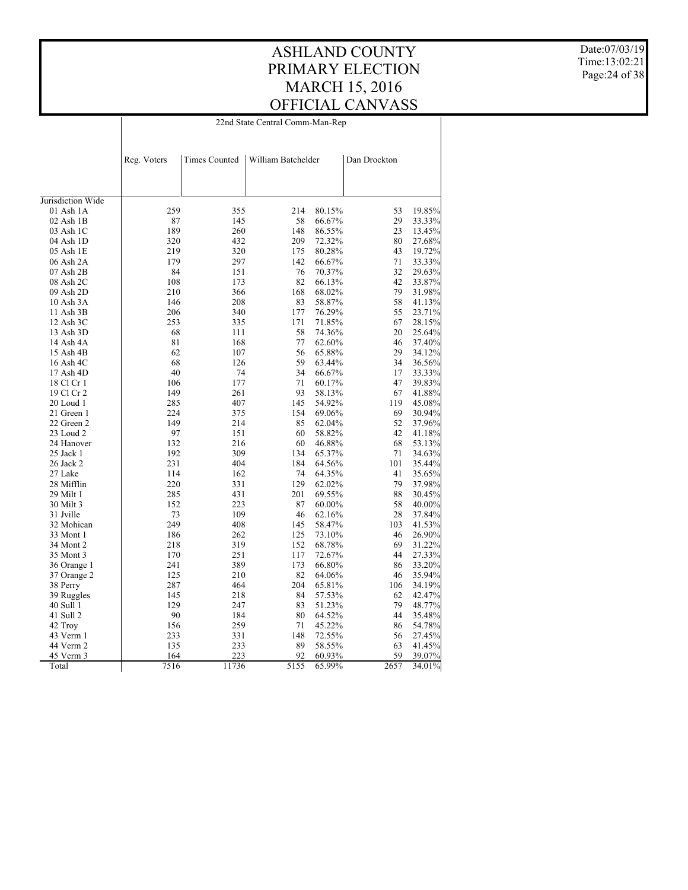# ASHLAND COUNTY PRIMARY ELECTION MARCH 15, 2016 OFFICIAL CANVASS

Date:07/03/19
Time:13:02:21

| | 22nd State Central Comm-Man-Rep | | | | | |
|---|---|---|---|---|---|---|
| | Reg. Voters | Times Counted | William Batchelder | | Dan Drockton | |
| Jurisdiction Wide | | | | | | |
| 01 Ash 1A | 259 | 355 | 214 | 80.15% | 53 | 19.85% |
| 02 Ash 1B | 87 | 145 | 58 | 66.67% | 29 | 33.33% |
| 03 Ash 1C | 189 | 260 | 148 | 86.55% | 23 | 13.45% |
| 04 Ash 1D | 320 | 432 | 209 | 72.32% | 80 | 27.68% |
| 05 Ash 1E | 219 | 320 | 175 | 80.28% | 43 | 19.72% |
| 06 Ash 2A | 179 | 297 | 142 | 66.67% | 71 | 33.33% |
| 07 Ash 2B | 84 | 151 | 76 | 70.37% | 32 | 29.63% |
| 08 Ash 2C | 108 | 173 | 82 | 66.13% | 42 | 33.87% |
| 09 Ash 2D | 210 | 366 | 168 | 68.02% | 79 | 31.98% |
| 10 Ash 3A | 146 | 208 | 83 | 58.87% | 58 | 41.13% |
| 11 Ash 3B | 206 | 340 | 177 | 76.29% | 55 | 23.71% |
| 12 Ash 3C | 253 | 335 | 171 | 71.85% | 67 | 28.15% |
| 13 Ash 3D | 68 | 111 | 58 | 74.36% | 20 | 25.64% |
| 14 Ash 4A | 81 | 168 | 77 | 62.60% | 46 | 37.40% |
| 15 Ash 4B | 62 | 107 | 56 | 65.88% | 29 | 34.12% |
| 16 Ash 4C | 68 | 126 | 59 | 63.44% | 34 | 36.56% |
| 17 Ash 4D | 40 | 74 | 34 | 66.67% | 17 | 33.33% |
| 18 Cl Cr 1 | 106 | 177 | 71 | 60.17% | 47 | 39.83% |
| 19 Cl Cr 2 | 149 | 261 | 93 | 58.13% | 67 | 41.88% |
| 20 Loud 1 | 285 | 407 | 145 | 54.92% | 119 | 45.08% |
| 21 Green 1 | 224 | 375 | 154 | 69.06% | 69 | 30.94% |
| 22 Green 2 | 149 | 214 | 85 | 62.04% | 52 | 37.96% |
| 23 Loud 2 | 97 | 151 | 60 | 58.82% | 42 | 41.18% |
| 24 Hanover | 132 | 216 | 60 | 46.88% | 68 | 53.13% |
| 25 Jack 1 | 192 | 309 | 134 | 65.37% | 71 | 34.63% |
| 26 Jack 2 | 231 | 404 | 184 | 64.56% | 101 | 35.44% |
| 27 Lake | 114 | 162 | 74 | 64.35% | 41 | 35.65% |
| 28 Mifflin | 220 | 331 | 129 | 62.02% | 79 | 37.98% |
| 29 Milt 1 | 285 | 431 | 201 | 69.55% | 88 | 30.45% |
| 30 Milt 3 | 152 | 223 | 87 | 60.00% | 58 | 40.00% |
| 31 Jville | 73 | 109 | 46 | 62.16% | 28 | 37.84% |
| 32 Mohican | 249 | 408 | 145 | 58.47% | 103 | 41.53% |
| 33 Mont 1 | 186 | 262 | 125 | 73.10% | 46 | 26.90% |
| 34 Mont 2 | 218 | 319 | 152 | 68.78% | 69 | 31.22% |
| 35 Mont 3 | 170 | 251 | 117 | 72.67% | 44 | 27.33% |
| 36 Orange 1 | 241 | 389 | 173 | 66.80% | 86 | 33.20% |
| 37 Orange 2 | 125 | 210 | 82 | 64.06% | 46 | 35.94% |
| 38 Perry | 287 | 464 | 204 | 65.81% | 106 | 34.19% |
| 39 Ruggles | 145 | 218 | 84 | 57.53% | 62 | 42.47% |
| 40 Sull 1 | 129 | 247 | 83 | 51.23% | 79 | 48.77% |
| 41 Sull 2 | 90 | 184 | 80 | 64.52% | 44 | 35.48% |
| 42 Troy | 156 | 259 | 71 | 45.22% | 86 | 54.78% |
| 43 Verm 1 | 233 | 331 | 148 | 72.55% | 56 | 27.45% |
| 44 Verm 2 | 135 | 233 | 89 | 58.55% | 63 | 41.45% |
| 45 Verm 3 | 164 | 223 | 92 | 60.93% | 59 | 39.07% |
| Total | 7516 | 11736 | 5155 | 65.99% | 2657 | 34.01% |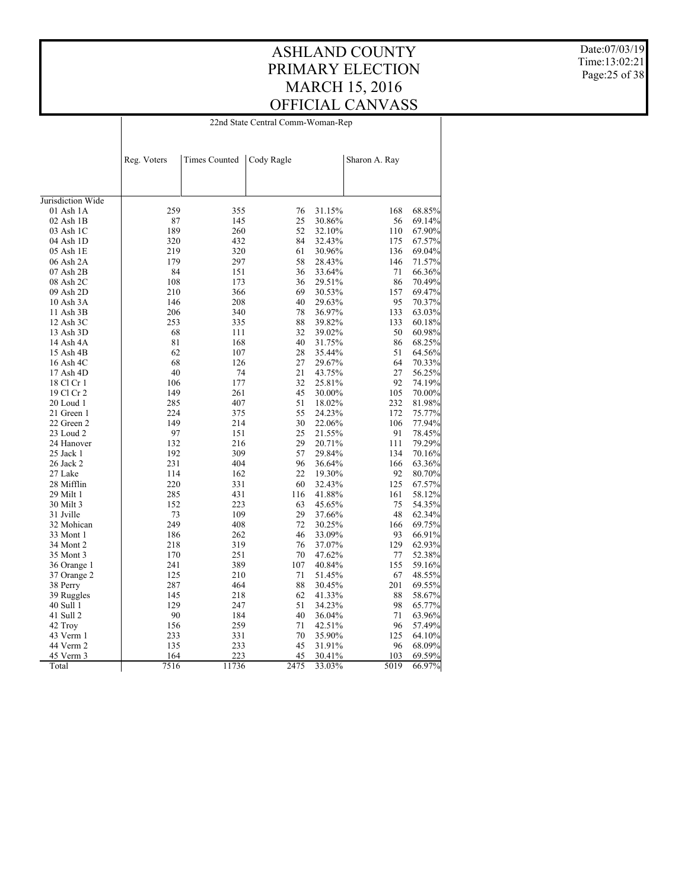# ASHLAND COUNTY
# PRIMARY ELECTION
# MARCH 15, 2016
# OFFICIAL CANVASS

Date:07/03/19
Time:13:02:21

| | 22nd State Central Comm-Woman-Rep | | | | | |
|---|---|---|---|---|---|---|
| | Reg. Voters | Times Counted | Cody Ragle | | Sharon A. Ray | |
| Jurisdiction Wide | | | | | | |
| 01 Ash 1A | 259 | 355 | 76 | 31.15% | 168 | 68.85% |
| 02 Ash 1B | 87 | 145 | 25 | 30.86% | 56 | 69.14% |
| 03 Ash 1C | 189 | 260 | 52 | 32.10% | 110 | 67.90% |
| 04 Ash 1D | 320 | 432 | 84 | 32.43% | 175 | 67.57% |
| 05 Ash 1E | 219 | 320 | 61 | 30.96% | 136 | 69.04% |
| 06 Ash 2A | 179 | 297 | 58 | 28.43% | 146 | 71.57% |
| 07 Ash 2B | 84 | 151 | 36 | 33.64% | 71 | 66.36% |
| 08 Ash 2C | 108 | 173 | 36 | 29.51% | 86 | 70.49% |
| 09 Ash 2D | 210 | 366 | 69 | 30.53% | 157 | 69.47% |
| 10 Ash 3A | 146 | 208 | 40 | 29.63% | 95 | 70.37% |
| 11 Ash 3B | 206 | 340 | 78 | 36.97% | 133 | 63.03% |
| 12 Ash 3C | 253 | 335 | 88 | 39.82% | 133 | 60.18% |
| 13 Ash 3D | 68 | 111 | 32 | 39.02% | 50 | 60.98% |
| 14 Ash 4A | 81 | 168 | 40 | 31.75% | 86 | 68.25% |
| 15 Ash 4B | 62 | 107 | 28 | 35.44% | 51 | 64.56% |
| 16 Ash 4C | 68 | 126 | 27 | 29.67% | 64 | 70.33% |
| 17 Ash 4D | 40 | 74 | 21 | 43.75% | 27 | 56.25% |
| 18 Cl Cr 1 | 106 | 177 | 32 | 25.81% | 92 | 74.19% |
| 19 Cl Cr 2 | 149 | 261 | 45 | 30.00% | 105 | 70.00% |
| 20 Loud 1 | 285 | 407 | 51 | 18.02% | 232 | 81.98% |
| 21 Green 1 | 224 | 375 | 55 | 24.23% | 172 | 75.77% |
| 22 Green 2 | 149 | 214 | 30 | 22.06% | 106 | 77.94% |
| 23 Loud 2 | 97 | 151 | 25 | 21.55% | 91 | 78.45% |
| 24 Hanover | 132 | 216 | 29 | 20.71% | 111 | 79.29% |
| 25 Jack 1 | 192 | 309 | 57 | 29.84% | 134 | 70.16% |
| 26 Jack 2 | 231 | 404 | 96 | 36.64% | 166 | 63.36% |
| 27 Lake | 114 | 162 | 22 | 19.30% | 92 | 80.70% |
| 28 Mifflin | 220 | 331 | 60 | 32.43% | 125 | 67.57% |
| 29 Milt 1 | 285 | 431 | 116 | 41.88% | 161 | 58.12% |
| 30 Milt 3 | 152 | 223 | 63 | 45.65% | 75 | 54.35% |
| 31 Jville | 73 | 109 | 29 | 37.66% | 48 | 62.34% |
| 32 Mohican | 249 | 408 | 72 | 30.25% | 166 | 69.75% |
| 33 Mont 1 | 186 | 262 | 46 | 33.09% | 93 | 66.91% |
| 34 Mont 2 | 218 | 319 | 76 | 37.07% | 129 | 62.93% |
| 35 Mont 3 | 170 | 251 | 70 | 47.62% | 77 | 52.38% |
| 36 Orange 1 | 241 | 389 | 107 | 40.84% | 155 | 59.16% |
| 37 Orange 2 | 125 | 210 | 71 | 51.45% | 67 | 48.55% |
| 38 Perry | 287 | 464 | 88 | 30.45% | 201 | 69.55% |
| 39 Ruggles | 145 | 218 | 62 | 41.33% | 88 | 58.67% |
| 40 Sull 1 | 129 | 247 | 51 | 34.23% | 98 | 65.77% |
| 41 Sull 2 | 90 | 184 | 40 | 36.04% | 71 | 63.96% |
| 42 Troy | 156 | 259 | 71 | 42.51% | 96 | 57.49% |
| 43 Verm 1 | 233 | 331 | 70 | 35.90% | 125 | 64.10% |
| 44 Verm 2 | 135 | 233 | 45 | 31.91% | 96 | 68.09% |
| 45 Verm 3 | 164 | 223 | 45 | 30.41% | 103 | 69.59% |
| Total | 7516 | 11736 | 2475 | 33.03% | 5019 | 66.97% |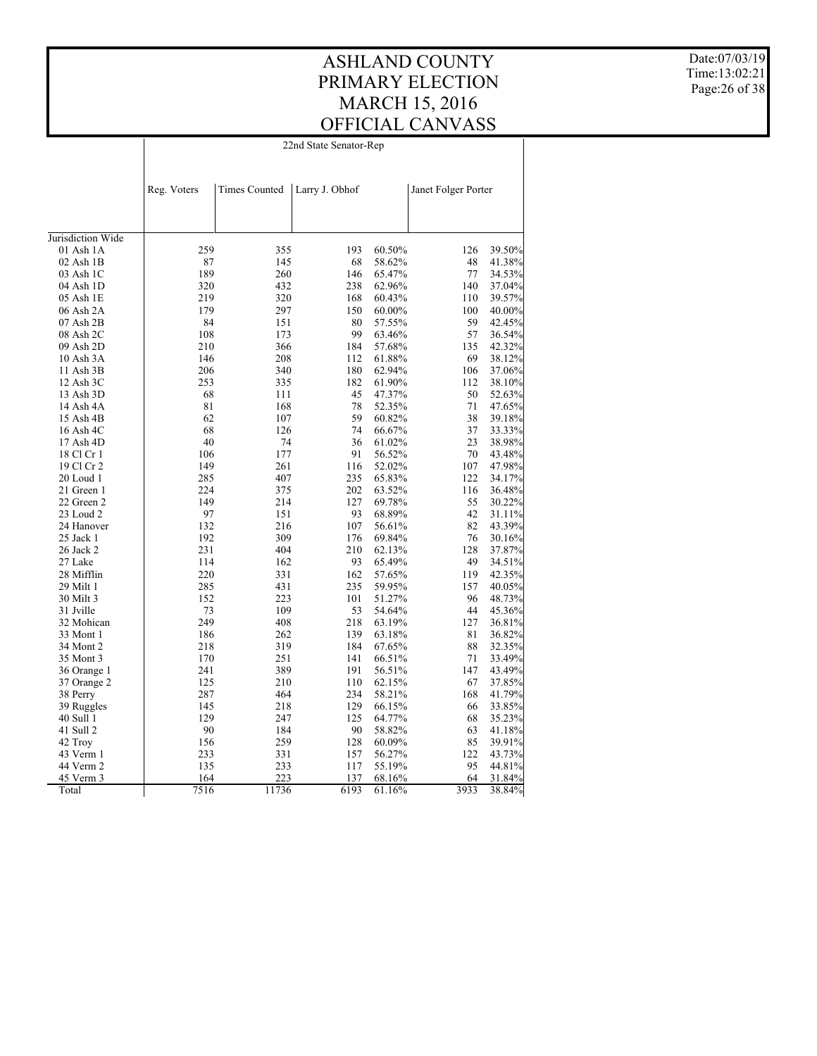# ASHLAND COUNTY
# PRIMARY ELECTION
# MARCH 15, 2016
# OFFICIAL CANVASS

Date:07/03/19
Time:13:02:21

| | 22nd State Senator-Rep | | | | | |
|---|---|---|---|---|---|---|
| | Reg. Voters | Times Counted | Larry J. Obhof | | Janet Folger Porter | |
| Jurisdiction Wide | | | | | | |
| 01 Ash 1A | 259 | 355 | 193 | 60.50% | 126 | 39.50% |
| 02 Ash 1B | 87 | 145 | 68 | 58.62% | 48 | 41.38% |
| 03 Ash 1C | 189 | 260 | 146 | 65.47% | 77 | 34.53% |
| 04 Ash 1D | 320 | 432 | 238 | 62.96% | 140 | 37.04% |
| 05 Ash 1E | 219 | 320 | 168 | 60.43% | 110 | 39.57% |
| 06 Ash 2A | 179 | 297 | 150 | 60.00% | 100 | 40.00% |
| 07 Ash 2B | 84 | 151 | 80 | 57.55% | 59 | 42.45% |
| 08 Ash 2C | 108 | 173 | 99 | 63.46% | 57 | 36.54% |
| 09 Ash 2D | 210 | 366 | 184 | 57.68% | 135 | 42.32% |
| 10 Ash 3A | 146 | 208 | 112 | 61.88% | 69 | 38.12% |
| 11 Ash 3B | 206 | 340 | 180 | 62.94% | 106 | 37.06% |
| 12 Ash 3C | 253 | 335 | 182 | 61.90% | 112 | 38.10% |
| 13 Ash 3D | 68 | 111 | 45 | 47.37% | 50 | 52.63% |
| 14 Ash 4A | 81 | 168 | 78 | 52.35% | 71 | 47.65% |
| 15 Ash 4B | 62 | 107 | 59 | 60.82% | 38 | 39.18% |
| 16 Ash 4C | 68 | 126 | 74 | 66.67% | 37 | 33.33% |
| 17 Ash 4D | 40 | 74 | 36 | 61.02% | 23 | 38.98% |
| 18 Cl Cr 1 | 106 | 177 | 91 | 56.52% | 70 | 43.48% |
| 19 Cl Cr 2 | 149 | 261 | 116 | 52.02% | 107 | 47.98% |
| 20 Loud 1 | 285 | 407 | 235 | 65.83% | 122 | 34.17% |
| 21 Green 1 | 224 | 375 | 202 | 63.52% | 116 | 36.48% |
| 22 Green 2 | 149 | 214 | 127 | 69.78% | 55 | 30.22% |
| 23 Loud 2 | 97 | 151 | 93 | 68.89% | 42 | 31.11% |
| 24 Hanover | 132 | 216 | 107 | 56.61% | 82 | 43.39% |
| 25 Jack 1 | 192 | 309 | 176 | 69.84% | 76 | 30.16% |
| 26 Jack 2 | 231 | 404 | 210 | 62.13% | 128 | 37.87% |
| 27 Lake | 114 | 162 | 93 | 65.49% | 49 | 34.51% |
| 28 Mifflin | 220 | 331 | 162 | 57.65% | 119 | 42.35% |
| 29 Milt 1 | 285 | 431 | 235 | 59.95% | 157 | 40.05% |
| 30 Milt 3 | 152 | 223 | 101 | 51.27% | 96 | 48.73% |
| 31 Jville | 73 | 109 | 53 | 54.64% | 44 | 45.36% |
| 32 Mohican | 249 | 408 | 218 | 63.19% | 127 | 36.81% |
| 33 Mont 1 | 186 | 262 | 139 | 63.18% | 81 | 36.82% |
| 34 Mont 2 | 218 | 319 | 184 | 67.65% | 88 | 32.35% |
| 35 Mont 3 | 170 | 251 | 141 | 66.51% | 71 | 33.49% |
| 36 Orange 1 | 241 | 389 | 191 | 56.51% | 147 | 43.49% |
| 37 Orange 2 | 125 | 210 | 110 | 62.15% | 67 | 37.85% |
| 38 Perry | 287 | 464 | 234 | 58.21% | 168 | 41.79% |
| 39 Ruggles | 145 | 218 | 129 | 66.15% | 66 | 33.85% |
| 40 Sull 1 | 129 | 247 | 125 | 64.77% | 68 | 35.23% |
| 41 Sull 2 | 90 | 184 | 90 | 58.82% | 63 | 41.18% |
| 42 Troy | 156 | 259 | 128 | 60.09% | 85 | 39.91% |
| 43 Verm 1 | 233 | 331 | 157 | 56.27% | 122 | 43.73% |
| 44 Verm 2 | 135 | 233 | 117 | 55.19% | 95 | 44.81% |
| 45 Verm 3 | 164 | 223 | 137 | 68.16% | 64 | 31.84% |
| Total | 7516 | 11736 | 6193 | 61.16% | 3933 | 38.84% |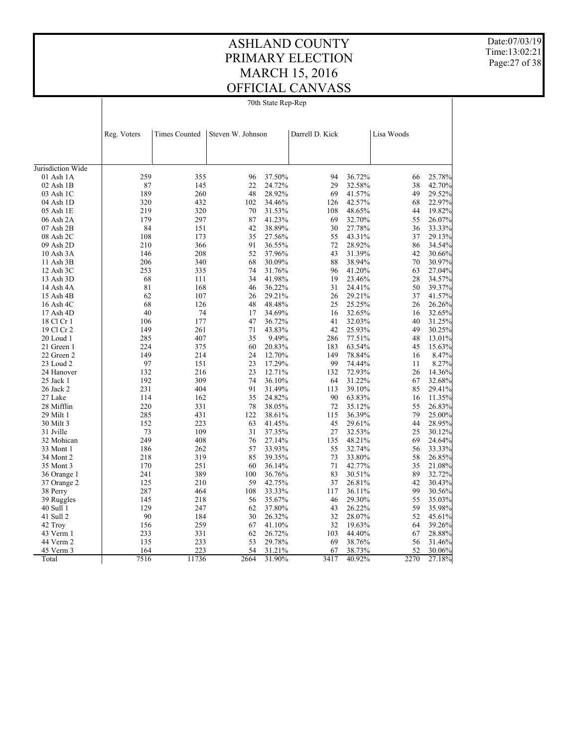# ASHLAND COUNTY
# PRIMARY ELECTION
# MARCH 15, 2016
# OFFICIAL CANVASS

Date:07/03/19
Time:13:02:21

## 70th State Rep-Rep

| | Reg. Voters | Times Counted | Steven W. Johnson | | Darrell D. Kick | | Lisa Woods | |
|---|---|---|---|---|---|---|---|---|
| Jurisdiction Wide | | | | | | | | |
| 01 Ash 1A | 259 | 355 | 96 | 37.50% | 94 | 36.72% | 66 | 25.78% |
| 02 Ash 1B | 87 | 145 | 22 | 24.72% | 29 | 32.58% | 38 | 42.70% |
| 03 Ash 1C | 189 | 260 | 48 | 28.92% | 69 | 41.57% | 49 | 29.52% |
| 04 Ash 1D | 320 | 432 | 102 | 34.46% | 126 | 42.57% | 68 | 22.97% |
| 05 Ash 1E | 219 | 320 | 70 | 31.53% | 108 | 48.65% | 44 | 19.82% |
| 06 Ash 2A | 179 | 297 | 87 | 41.23% | 69 | 32.70% | 55 | 26.07% |
| 07 Ash 2B | 84 | 151 | 42 | 38.89% | 30 | 27.78% | 36 | 33.33% |
| 08 Ash 2C | 108 | 173 | 35 | 27.56% | 55 | 43.31% | 37 | 29.13% |
| 09 Ash 2D | 210 | 366 | 91 | 36.55% | 72 | 28.92% | 86 | 34.54% |
| 10 Ash 3A | 146 | 208 | 52 | 37.96% | 43 | 31.39% | 42 | 30.66% |
| 11 Ash 3B | 206 | 340 | 68 | 30.09% | 88 | 38.94% | 70 | 30.97% |
| 12 Ash 3C | 253 | 335 | 74 | 31.76% | 96 | 41.20% | 63 | 27.04% |
| 13 Ash 3D | 68 | 111 | 34 | 41.98% | 19 | 23.46% | 28 | 34.57% |
| 14 Ash 4A | 81 | 168 | 46 | 36.22% | 31 | 24.41% | 50 | 39.37% |
| 15 Ash 4B | 62 | 107 | 26 | 29.21% | 26 | 29.21% | 37 | 41.57% |
| 16 Ash 4C | 68 | 126 | 48 | 48.48% | 25 | 25.25% | 26 | 26.26% |
| 17 Ash 4D | 40 | 74 | 17 | 34.69% | 16 | 32.65% | 16 | 32.65% |
| 18 Cl Cr 1 | 106 | 177 | 47 | 36.72% | 41 | 32.03% | 40 | 31.25% |
| 19 Cl Cr 2 | 149 | 261 | 71 | 43.83% | 42 | 25.93% | 49 | 30.25% |
| 20 Loud 1 | 285 | 407 | 35 | 9.49% | 286 | 77.51% | 48 | 13.01% |
| 21 Green 1 | 224 | 375 | 60 | 20.83% | 183 | 63.54% | 45 | 15.63% |
| 22 Green 2 | 149 | 214 | 24 | 12.70% | 149 | 78.84% | 16 | 8.47% |
| 23 Loud 2 | 97 | 151 | 23 | 17.29% | 99 | 74.44% | 11 | 8.27% |
| 24 Hanover | 132 | 216 | 23 | 12.71% | 132 | 72.93% | 26 | 14.36% |
| 25 Jack 1 | 192 | 309 | 74 | 36.10% | 64 | 31.22% | 67 | 32.68% |
| 26 Jack 2 | 231 | 404 | 91 | 31.49% | 113 | 39.10% | 85 | 29.41% |
| 27 Lake | 114 | 162 | 35 | 24.82% | 90 | 63.83% | 16 | 11.35% |
| 28 Mifflin | 220 | 331 | 78 | 38.05% | 72 | 35.12% | 55 | 26.83% |
| 29 Milt 1 | 285 | 431 | 122 | 38.61% | 115 | 36.39% | 79 | 25.00% |
| 30 Milt 3 | 152 | 223 | 63 | 41.45% | 45 | 29.61% | 44 | 28.95% |
| 31 Jville | 73 | 109 | 31 | 37.35% | 27 | 32.53% | 25 | 30.12% |
| 32 Mohican | 249 | 408 | 76 | 27.14% | 135 | 48.21% | 69 | 24.64% |
| 33 Mont 1 | 186 | 262 | 57 | 33.93% | 55 | 32.74% | 56 | 33.33% |
| 34 Mont 2 | 218 | 319 | 85 | 39.35% | 73 | 33.80% | 58 | 26.85% |
| 35 Mont 3 | 170 | 251 | 60 | 36.14% | 71 | 42.77% | 35 | 21.08% |
| 36 Orange 1 | 241 | 389 | 100 | 36.76% | 83 | 30.51% | 89 | 32.72% |
| 37 Orange 2 | 125 | 210 | 59 | 42.75% | 37 | 26.81% | 42 | 30.43% |
| 38 Perry | 287 | 464 | 108 | 33.33% | 117 | 36.11% | 99 | 30.56% |
| 39 Ruggles | 145 | 218 | 56 | 35.67% | 46 | 29.30% | 55 | 35.03% |
| 40 Sull 1 | 129 | 247 | 62 | 37.80% | 43 | 26.22% | 59 | 35.98% |
| 41 Sull 2 | 90 | 184 | 30 | 26.32% | 32 | 28.07% | 52 | 45.61% |
| 42 Troy | 156 | 259 | 67 | 41.10% | 32 | 19.63% | 64 | 39.26% |
| 43 Verm 1 | 233 | 331 | 62 | 26.72% | 103 | 44.40% | 67 | 28.88% |
| 44 Verm 2 | 135 | 233 | 53 | 29.78% | 69 | 38.76% | 56 | 31.46% |
| 45 Verm 3 | 164 | 223 | 54 | 31.21% | 67 | 38.73% | 52 | 30.06% |
| Total | 7516 | 11736 | 2664 | 31.90% | 3417 | 40.92% | 2270 | 27.18% |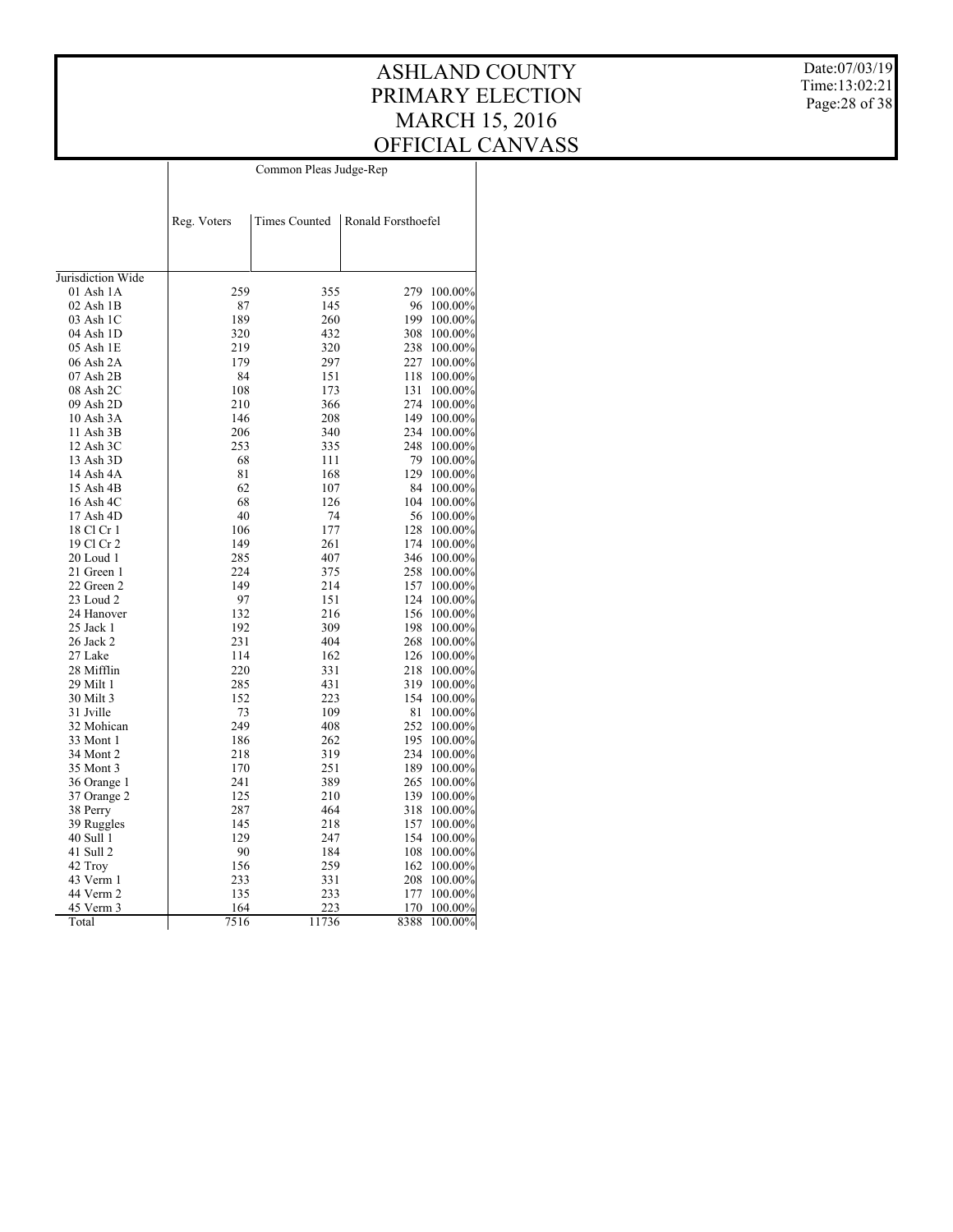# ASHLAND COUNTY
# PRIMARY ELECTION
# MARCH 15, 2016
# OFFICIAL CANVASS

Date:07/03/19
Time:13:02:21

| | Common Pleas Judge-Rep | | | |
|---|---|---|---|---|
| | Reg. Voters | Times Counted | Ronald Forsthoefel | |
| Jurisdiction Wide | | | | |
| 01 Ash 1A | 259 | 355 | 279 | 100.00% |
| 02 Ash 1B | 87 | 145 | 96 | 100.00% |
| 03 Ash 1C | 189 | 260 | 199 | 100.00% |
| 04 Ash 1D | 320 | 432 | 308 | 100.00% |
| 05 Ash 1E | 219 | 320 | 238 | 100.00% |
| 06 Ash 2A | 179 | 297 | 227 | 100.00% |
| 07 Ash 2B | 84 | 151 | 118 | 100.00% |
| 08 Ash 2C | 108 | 173 | 131 | 100.00% |
| 09 Ash 2D | 210 | 366 | 274 | 100.00% |
| 10 Ash 3A | 146 | 208 | 149 | 100.00% |
| 11 Ash 3B | 206 | 340 | 234 | 100.00% |
| 12 Ash 3C | 253 | 335 | 248 | 100.00% |
| 13 Ash 3D | 68 | 111 | 79 | 100.00% |
| 14 Ash 4A | 81 | 168 | 129 | 100.00% |
| 15 Ash 4B | 62 | 107 | 84 | 100.00% |
| 16 Ash 4C | 68 | 126 | 104 | 100.00% |
| 17 Ash 4D | 40 | 74 | 56 | 100.00% |
| 18 Cl Cr 1 | 106 | 177 | 128 | 100.00% |
| 19 Cl Cr 2 | 149 | 261 | 174 | 100.00% |
| 20 Loud 1 | 285 | 407 | 346 | 100.00% |
| 21 Green 1 | 224 | 375 | 258 | 100.00% |
| 22 Green 2 | 149 | 214 | 157 | 100.00% |
| 23 Loud 2 | 97 | 151 | 124 | 100.00% |
| 24 Hanover | 132 | 216 | 156 | 100.00% |
| 25 Jack 1 | 192 | 309 | 198 | 100.00% |
| 26 Jack 2 | 231 | 404 | 268 | 100.00% |
| 27 Lake | 114 | 162 | 126 | 100.00% |
| 28 Mifflin | 220 | 331 | 218 | 100.00% |
| 29 Milt 1 | 285 | 431 | 319 | 100.00% |
| 30 Milt 3 | 152 | 223 | 154 | 100.00% |
| 31 Jville | 73 | 109 | 81 | 100.00% |
| 32 Mohican | 249 | 408 | 252 | 100.00% |
| 33 Mont 1 | 186 | 262 | 195 | 100.00% |
| 34 Mont 2 | 218 | 319 | 234 | 100.00% |
| 35 Mont 3 | 170 | 251 | 189 | 100.00% |
| 36 Orange 1 | 241 | 389 | 265 | 100.00% |
| 37 Orange 2 | 125 | 210 | 139 | 100.00% |
| 38 Perry | 287 | 464 | 318 | 100.00% |
| 39 Ruggles | 145 | 218 | 157 | 100.00% |
| 40 Sull 1 | 129 | 247 | 154 | 100.00% |
| 41 Sull 2 | 90 | 184 | 108 | 100.00% |
| 42 Troy | 156 | 259 | 162 | 100.00% |
| 43 Verm 1 | 233 | 331 | 208 | 100.00% |
| 44 Verm 2 | 135 | 233 | 177 | 100.00% |
| 45 Verm 3 | 164 | 223 | 170 | 100.00% |
| Total | 7516 | 11736 | 8388 | 100.00% |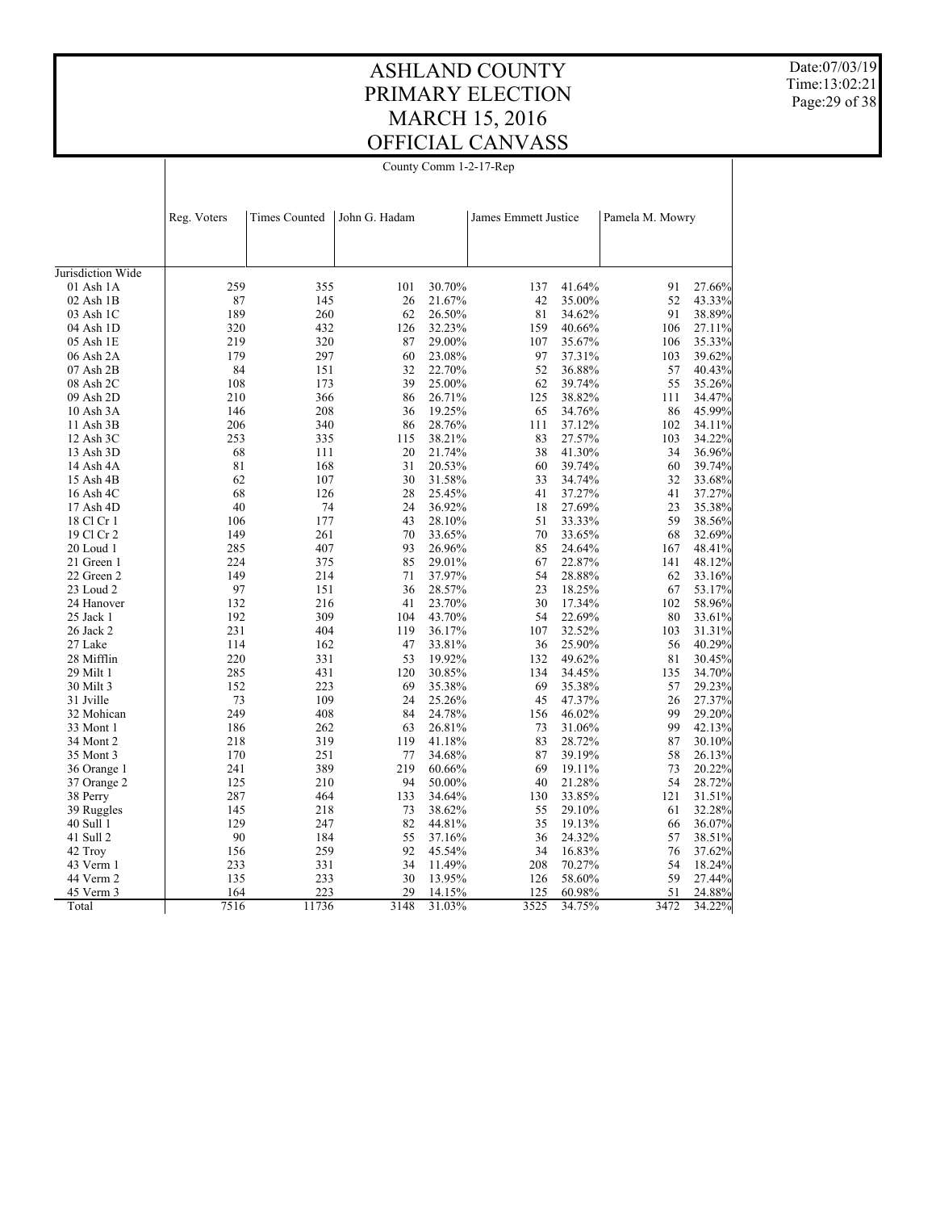# ASHLAND COUNTY
# PRIMARY ELECTION
# MARCH 15, 2016
# OFFICIAL CANVASS

Date:07/03/19
Time:13:02:21

County Comm 1-2-17-Rep

| | Reg. Voters | Times Counted | John G. Hadam | | James Emmett Justice | | Pamela M. Mowry | |
|---|---|---|---|---|---|---|---|---|
| Jurisdiction Wide | | | | | | | | |
| 01 Ash 1A | 259 | 355 | 101 | 30.70% | 137 | 41.64% | 91 | 27.66% |
| 02 Ash 1B | 87 | 145 | 26 | 21.67% | 42 | 35.00% | 52 | 43.33% |
| 03 Ash 1C | 189 | 260 | 62 | 26.50% | 81 | 34.62% | 91 | 38.89% |
| 04 Ash 1D | 320 | 432 | 126 | 32.23% | 159 | 40.66% | 106 | 27.11% |
| 05 Ash 1E | 219 | 320 | 87 | 29.00% | 107 | 35.67% | 106 | 35.33% |
| 06 Ash 2A | 179 | 297 | 60 | 23.08% | 97 | 37.31% | 103 | 39.62% |
| 07 Ash 2B | 84 | 151 | 32 | 22.70% | 52 | 36.88% | 57 | 40.43% |
| 08 Ash 2C | 108 | 173 | 39 | 25.00% | 62 | 39.74% | 55 | 35.26% |
| 09 Ash 2D | 210 | 366 | 86 | 26.71% | 125 | 38.82% | 111 | 34.47% |
| 10 Ash 3A | 146 | 208 | 36 | 19.25% | 65 | 34.76% | 86 | 45.99% |
| 11 Ash 3B | 206 | 340 | 86 | 28.76% | 111 | 37.12% | 102 | 34.11% |
| 12 Ash 3C | 253 | 335 | 115 | 38.21% | 83 | 27.57% | 103 | 34.22% |
| 13 Ash 3D | 68 | 111 | 20 | 21.74% | 38 | 41.30% | 34 | 36.96% |
| 14 Ash 4A | 81 | 168 | 31 | 20.53% | 60 | 39.74% | 60 | 39.74% |
| 15 Ash 4B | 62 | 107 | 30 | 31.58% | 33 | 34.74% | 32 | 33.68% |
| 16 Ash 4C | 68 | 126 | 28 | 25.45% | 41 | 37.27% | 41 | 37.27% |
| 17 Ash 4D | 40 | 74 | 24 | 36.92% | 18 | 27.69% | 23 | 35.38% |
| 18 Cl Cr 1 | 106 | 177 | 43 | 28.10% | 51 | 33.33% | 59 | 38.56% |
| 19 Cl Cr 2 | 149 | 261 | 70 | 33.65% | 70 | 33.65% | 68 | 32.69% |
| 20 Loud 1 | 285 | 407 | 93 | 26.96% | 85 | 24.64% | 167 | 48.41% |
| 21 Green 1 | 224 | 375 | 85 | 29.01% | 67 | 22.87% | 141 | 48.12% |
| 22 Green 2 | 149 | 214 | 71 | 37.97% | 54 | 28.88% | 62 | 33.16% |
| 23 Loud 2 | 97 | 151 | 36 | 28.57% | 23 | 18.25% | 67 | 53.17% |
| 24 Hanover | 132 | 216 | 41 | 23.70% | 30 | 17.34% | 102 | 58.96% |
| 25 Jack 1 | 192 | 309 | 104 | 43.70% | 54 | 22.69% | 80 | 33.61% |
| 26 Jack 2 | 231 | 404 | 119 | 36.17% | 107 | 32.52% | 103 | 31.31% |
| 27 Lake | 114 | 162 | 47 | 33.81% | 36 | 25.90% | 56 | 40.29% |
| 28 Mifflin | 220 | 331 | 53 | 19.92% | 132 | 49.62% | 81 | 30.45% |
| 29 Milt 1 | 285 | 431 | 120 | 30.85% | 134 | 34.45% | 135 | 34.70% |
| 30 Milt 3 | 152 | 223 | 69 | 35.38% | 69 | 35.38% | 57 | 29.23% |
| 31 Jville | 73 | 109 | 24 | 25.26% | 45 | 47.37% | 26 | 27.37% |
| 32 Mohican | 249 | 408 | 84 | 24.78% | 156 | 46.02% | 99 | 29.20% |
| 33 Mont 1 | 186 | 262 | 63 | 26.81% | 73 | 31.06% | 99 | 42.13% |
| 34 Mont 2 | 218 | 319 | 119 | 41.18% | 83 | 28.72% | 87 | 30.10% |
| 35 Mont 3 | 170 | 251 | 77 | 34.68% | 87 | 39.19% | 58 | 26.13% |
| 36 Orange 1 | 241 | 389 | 219 | 60.66% | 69 | 19.11% | 73 | 20.22% |
| 37 Orange 2 | 125 | 210 | 94 | 50.00% | 40 | 21.28% | 54 | 28.72% |
| 38 Perry | 287 | 464 | 133 | 34.64% | 130 | 33.85% | 121 | 31.51% |
| 39 Ruggles | 145 | 218 | 73 | 38.62% | 55 | 29.10% | 61 | 32.28% |
| 40 Sull 1 | 129 | 247 | 82 | 44.81% | 35 | 19.13% | 66 | 36.07% |
| 41 Sull 2 | 90 | 184 | 55 | 37.16% | 36 | 24.32% | 57 | 38.51% |
| 42 Troy | 156 | 259 | 92 | 45.54% | 34 | 16.83% | 76 | 37.62% |
| 43 Verm 1 | 233 | 331 | 34 | 11.49% | 208 | 70.27% | 54 | 18.24% |
| 44 Verm 2 | 135 | 233 | 30 | 13.95% | 126 | 58.60% | 59 | 27.44% |
| 45 Verm 3 | 164 | 223 | 29 | 14.15% | 125 | 60.98% | 51 | 24.88% |
| Total | 7516 | 11736 | 3148 | 31.03% | 3525 | 34.75% | 3472 | 34.22% |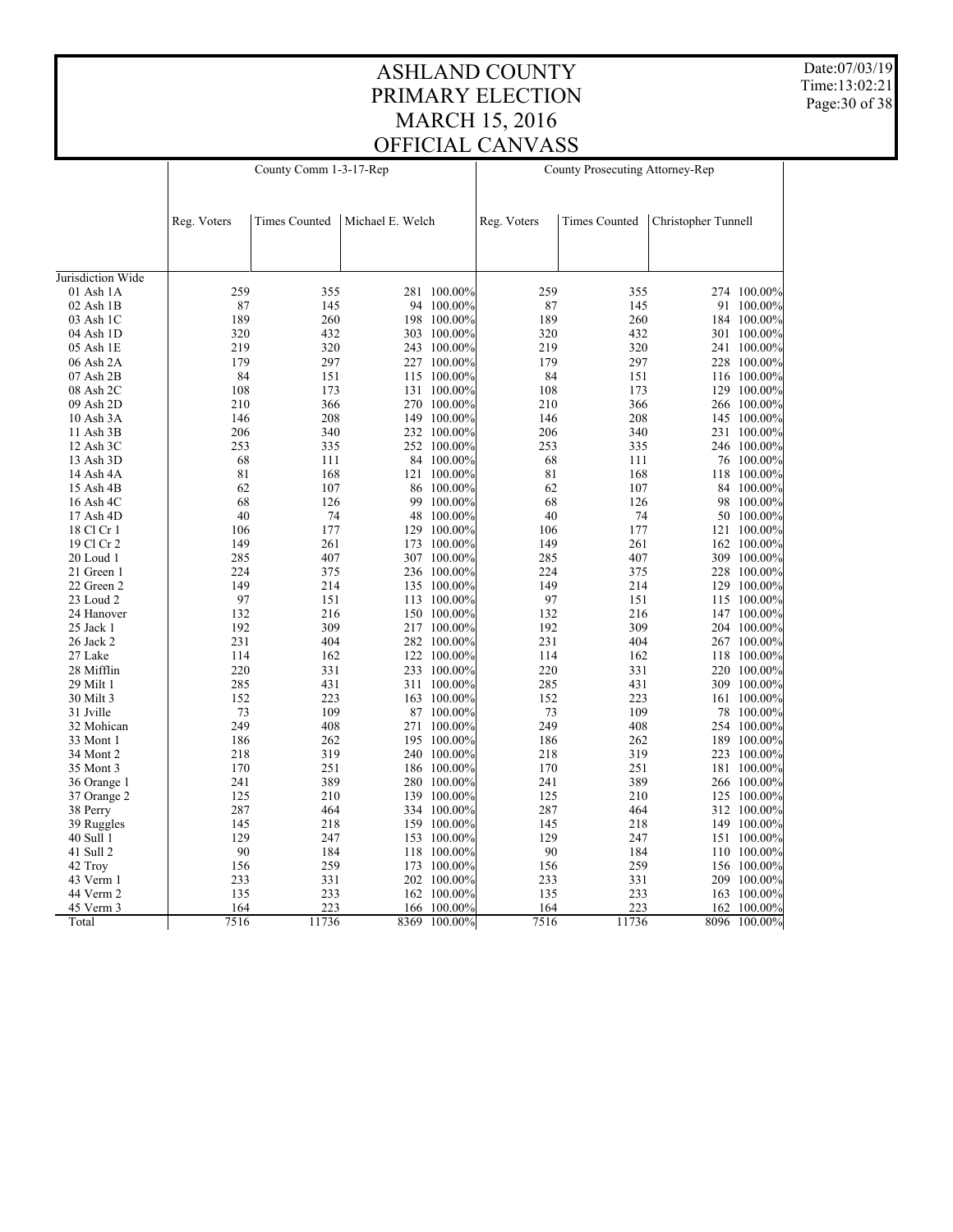# ASHLAND COUNTY
# PRIMARY ELECTION
# MARCH 15, 2016
# OFFICIAL CANVASS

| | County Comm 1-3-17-Rep | | | | County Prosecuting Attorney-Rep | | | |
|---|---|---|---|---|---|---|---|---|
| | Reg. Voters | Times Counted | Michael E. Welch | | Reg. Voters | Times Counted | Christopher Tunnell | |
| Jurisdiction Wide | | | | | | | | |
| 01 Ash 1A | 259 | 355 | 281 | 100.00% | 259 | 355 | 274 | 100.00% |
| 02 Ash 1B | 87 | 145 | 94 | 100.00% | 87 | 145 | 91 | 100.00% |
| 03 Ash 1C | 189 | 260 | 198 | 100.00% | 189 | 260 | 184 | 100.00% |
| 04 Ash 1D | 320 | 432 | 303 | 100.00% | 320 | 432 | 301 | 100.00% |
| 05 Ash 1E | 219 | 320 | 243 | 100.00% | 219 | 320 | 241 | 100.00% |
| 06 Ash 2A | 179 | 297 | 227 | 100.00% | 179 | 297 | 228 | 100.00% |
| 07 Ash 2B | 84 | 151 | 115 | 100.00% | 84 | 151 | 116 | 100.00% |
| 08 Ash 2C | 108 | 173 | 131 | 100.00% | 108 | 173 | 129 | 100.00% |
| 09 Ash 2D | 210 | 366 | 270 | 100.00% | 210 | 366 | 266 | 100.00% |
| 10 Ash 3A | 146 | 208 | 149 | 100.00% | 146 | 208 | 145 | 100.00% |
| 11 Ash 3B | 206 | 340 | 232 | 100.00% | 206 | 340 | 231 | 100.00% |
| 12 Ash 3C | 253 | 335 | 252 | 100.00% | 253 | 335 | 246 | 100.00% |
| 13 Ash 3D | 68 | 111 | 84 | 100.00% | 68 | 111 | 76 | 100.00% |
| 14 Ash 4A | 81 | 168 | 121 | 100.00% | 81 | 168 | 118 | 100.00% |
| 15 Ash 4B | 62 | 107 | 86 | 100.00% | 62 | 107 | 84 | 100.00% |
| 16 Ash 4C | 68 | 126 | 99 | 100.00% | 68 | 126 | 98 | 100.00% |
| 17 Ash 4D | 40 | 74 | 48 | 100.00% | 40 | 74 | 50 | 100.00% |
| 18 Cl Cr 1 | 106 | 177 | 129 | 100.00% | 106 | 177 | 121 | 100.00% |
| 19 Cl Cr 2 | 149 | 261 | 173 | 100.00% | 149 | 261 | 162 | 100.00% |
| 20 Loud 1 | 285 | 407 | 307 | 100.00% | 285 | 407 | 309 | 100.00% |
| 21 Green 1 | 224 | 375 | 236 | 100.00% | 224 | 375 | 228 | 100.00% |
| 22 Green 2 | 149 | 214 | 135 | 100.00% | 149 | 214 | 129 | 100.00% |
| 23 Loud 2 | 97 | 151 | 113 | 100.00% | 97 | 151 | 115 | 100.00% |
| 24 Hanover | 132 | 216 | 150 | 100.00% | 132 | 216 | 147 | 100.00% |
| 25 Jack 1 | 192 | 309 | 217 | 100.00% | 192 | 309 | 204 | 100.00% |
| 26 Jack 2 | 231 | 404 | 282 | 100.00% | 231 | 404 | 267 | 100.00% |
| 27 Lake | 114 | 162 | 122 | 100.00% | 114 | 162 | 118 | 100.00% |
| 28 Mifflin | 220 | 331 | 233 | 100.00% | 220 | 331 | 220 | 100.00% |
| 29 Milt 1 | 285 | 431 | 311 | 100.00% | 285 | 431 | 309 | 100.00% |
| 30 Milt 3 | 152 | 223 | 163 | 100.00% | 152 | 223 | 161 | 100.00% |
| 31 Jville | 73 | 109 | 87 | 100.00% | 73 | 109 | 78 | 100.00% |
| 32 Mohican | 249 | 408 | 271 | 100.00% | 249 | 408 | 254 | 100.00% |
| 33 Mont 1 | 186 | 262 | 195 | 100.00% | 186 | 262 | 189 | 100.00% |
| 34 Mont 2 | 218 | 319 | 240 | 100.00% | 218 | 319 | 223 | 100.00% |
| 35 Mont 3 | 170 | 251 | 186 | 100.00% | 170 | 251 | 181 | 100.00% |
| 36 Orange 1 | 241 | 389 | 280 | 100.00% | 241 | 389 | 266 | 100.00% |
| 37 Orange 2 | 125 | 210 | 139 | 100.00% | 125 | 210 | 125 | 100.00% |
| 38 Perry | 287 | 464 | 334 | 100.00% | 287 | 464 | 312 | 100.00% |
| 39 Ruggles | 145 | 218 | 159 | 100.00% | 145 | 218 | 149 | 100.00% |
| 40 Sull 1 | 129 | 247 | 153 | 100.00% | 129 | 247 | 151 | 100.00% |
| 41 Sull 2 | 90 | 184 | 118 | 100.00% | 90 | 184 | 110 | 100.00% |
| 42 Troy | 156 | 259 | 173 | 100.00% | 156 | 259 | 156 | 100.00% |
| 43 Verm 1 | 233 | 331 | 202 | 100.00% | 233 | 331 | 209 | 100.00% |
| 44 Verm 2 | 135 | 233 | 162 | 100.00% | 135 | 233 | 163 | 100.00% |
| 45 Verm 3 | 164 | 223 | 166 | 100.00% | 164 | 223 | 162 | 100.00% |
| Total | 7516 | 11736 | 8369 | 100.00% | 7516 | 11736 | 8096 | 100.00% |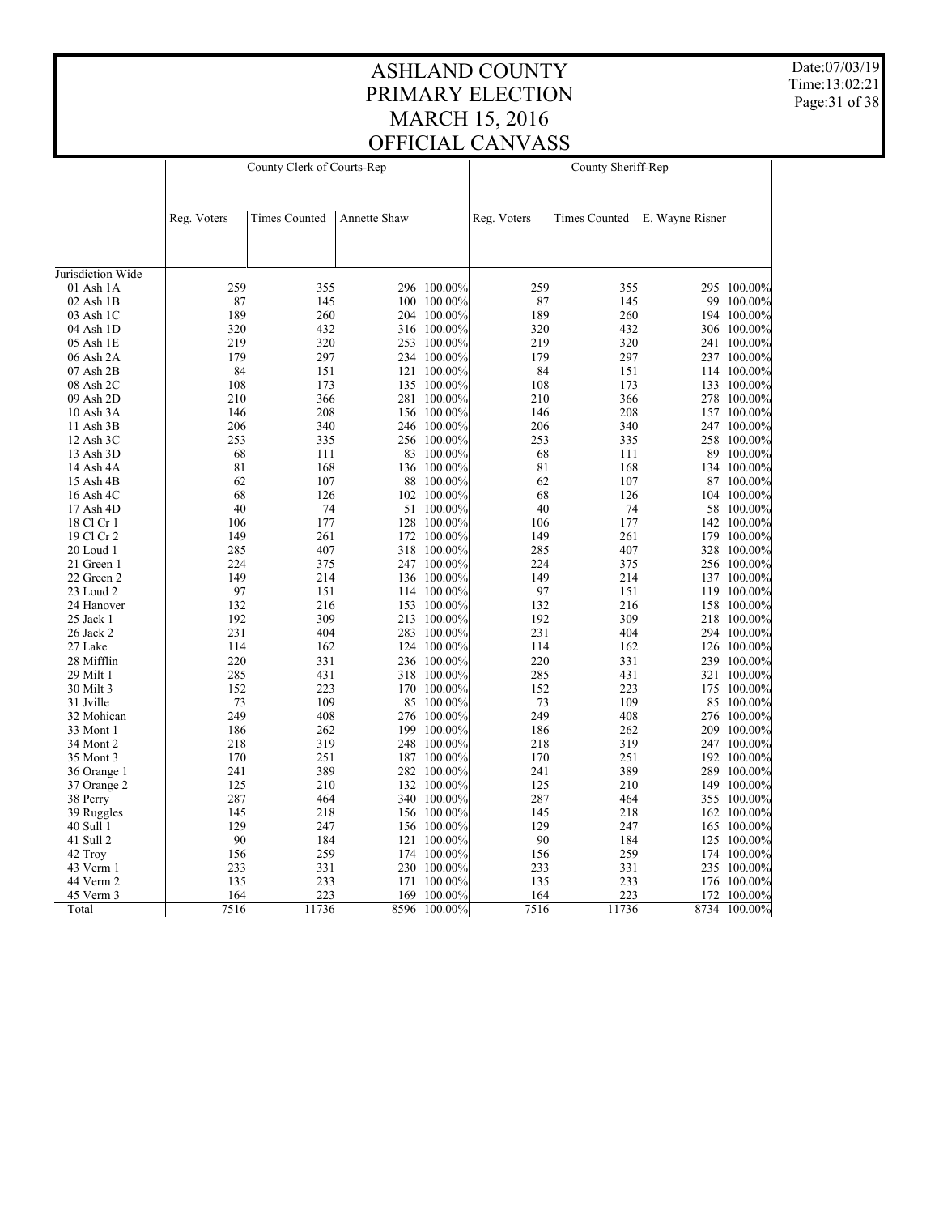# ASHLAND COUNTY
# PRIMARY ELECTION
# MARCH 15, 2016
# OFFICIAL CANVASS

| | County Clerk of Courts-Rep | | | | County Sheriff-Rep | | | |
|---|---|---|---|---|---|---|---|---|
| | Reg. Voters | Times Counted | Annette Shaw | | Reg. Voters | Times Counted | E. Wayne Risner | |
| Jurisdiction Wide | | | | | | | | |
| 01 Ash 1A | 259 | 355 | 296 | 100.00% | 259 | 355 | 295 | 100.00% |
| 02 Ash 1B | 87 | 145 | 100 | 100.00% | 87 | 145 | 99 | 100.00% |
| 03 Ash 1C | 189 | 260 | 204 | 100.00% | 189 | 260 | 194 | 100.00% |
| 04 Ash 1D | 320 | 432 | 316 | 100.00% | 320 | 432 | 306 | 100.00% |
| 05 Ash 1E | 219 | 320 | 253 | 100.00% | 219 | 320 | 241 | 100.00% |
| 06 Ash 2A | 179 | 297 | 234 | 100.00% | 179 | 297 | 237 | 100.00% |
| 07 Ash 2B | 84 | 151 | 121 | 100.00% | 84 | 151 | 114 | 100.00% |
| 08 Ash 2C | 108 | 173 | 135 | 100.00% | 108 | 173 | 133 | 100.00% |
| 09 Ash 2D | 210 | 366 | 281 | 100.00% | 210 | 366 | 278 | 100.00% |
| 10 Ash 3A | 146 | 208 | 156 | 100.00% | 146 | 208 | 157 | 100.00% |
| 11 Ash 3B | 206 | 340 | 246 | 100.00% | 206 | 340 | 247 | 100.00% |
| 12 Ash 3C | 253 | 335 | 256 | 100.00% | 253 | 335 | 258 | 100.00% |
| 13 Ash 3D | 68 | 111 | 83 | 100.00% | 68 | 111 | 89 | 100.00% |
| 14 Ash 4A | 81 | 168 | 136 | 100.00% | 81 | 168 | 134 | 100.00% |
| 15 Ash 4B | 62 | 107 | 88 | 100.00% | 62 | 107 | 87 | 100.00% |
| 16 Ash 4C | 68 | 126 | 102 | 100.00% | 68 | 126 | 104 | 100.00% |
| 17 Ash 4D | 40 | 74 | 51 | 100.00% | 40 | 74 | 58 | 100.00% |
| 18 Cl Cr 1 | 106 | 177 | 128 | 100.00% | 106 | 177 | 142 | 100.00% |
| 19 Cl Cr 2 | 149 | 261 | 172 | 100.00% | 149 | 261 | 179 | 100.00% |
| 20 Loud 1 | 285 | 407 | 318 | 100.00% | 285 | 407 | 328 | 100.00% |
| 21 Green 1 | 224 | 375 | 247 | 100.00% | 224 | 375 | 256 | 100.00% |
| 22 Green 2 | 149 | 214 | 136 | 100.00% | 149 | 214 | 137 | 100.00% |
| 23 Loud 2 | 97 | 151 | 114 | 100.00% | 97 | 151 | 119 | 100.00% |
| 24 Hanover | 132 | 216 | 153 | 100.00% | 132 | 216 | 158 | 100.00% |
| 25 Jack 1 | 192 | 309 | 213 | 100.00% | 192 | 309 | 218 | 100.00% |
| 26 Jack 2 | 231 | 404 | 283 | 100.00% | 231 | 404 | 294 | 100.00% |
| 27 Lake | 114 | 162 | 124 | 100.00% | 114 | 162 | 126 | 100.00% |
| 28 Mifflin | 220 | 331 | 236 | 100.00% | 220 | 331 | 239 | 100.00% |
| 29 Milt 1 | 285 | 431 | 318 | 100.00% | 285 | 431 | 321 | 100.00% |
| 30 Milt 3 | 152 | 223 | 170 | 100.00% | 152 | 223 | 175 | 100.00% |
| 31 Jville | 73 | 109 | 85 | 100.00% | 73 | 109 | 85 | 100.00% |
| 32 Mohican | 249 | 408 | 276 | 100.00% | 249 | 408 | 276 | 100.00% |
| 33 Mont 1 | 186 | 262 | 199 | 100.00% | 186 | 262 | 209 | 100.00% |
| 34 Mont 2 | 218 | 319 | 248 | 100.00% | 218 | 319 | 247 | 100.00% |
| 35 Mont 3 | 170 | 251 | 187 | 100.00% | 170 | 251 | 192 | 100.00% |
| 36 Orange 1 | 241 | 389 | 282 | 100.00% | 241 | 389 | 289 | 100.00% |
| 37 Orange 2 | 125 | 210 | 132 | 100.00% | 125 | 210 | 149 | 100.00% |
| 38 Perry | 287 | 464 | 340 | 100.00% | 287 | 464 | 355 | 100.00% |
| 39 Ruggles | 145 | 218 | 156 | 100.00% | 145 | 218 | 162 | 100.00% |
| 40 Sull 1 | 129 | 247 | 156 | 100.00% | 129 | 247 | 165 | 100.00% |
| 41 Sull 2 | 90 | 184 | 121 | 100.00% | 90 | 184 | 125 | 100.00% |
| 42 Troy | 156 | 259 | 174 | 100.00% | 156 | 259 | 174 | 100.00% |
| 43 Verm 1 | 233 | 331 | 230 | 100.00% | 233 | 331 | 235 | 100.00% |
| 44 Verm 2 | 135 | 233 | 171 | 100.00% | 135 | 233 | 176 | 100.00% |
| 45 Verm 3 | 164 | 223 | 169 | 100.00% | 164 | 223 | 172 | 100.00% |
| Total | 7516 | 11736 | 8596 | 100.00% | 7516 | 11736 | 8734 | 100.00% |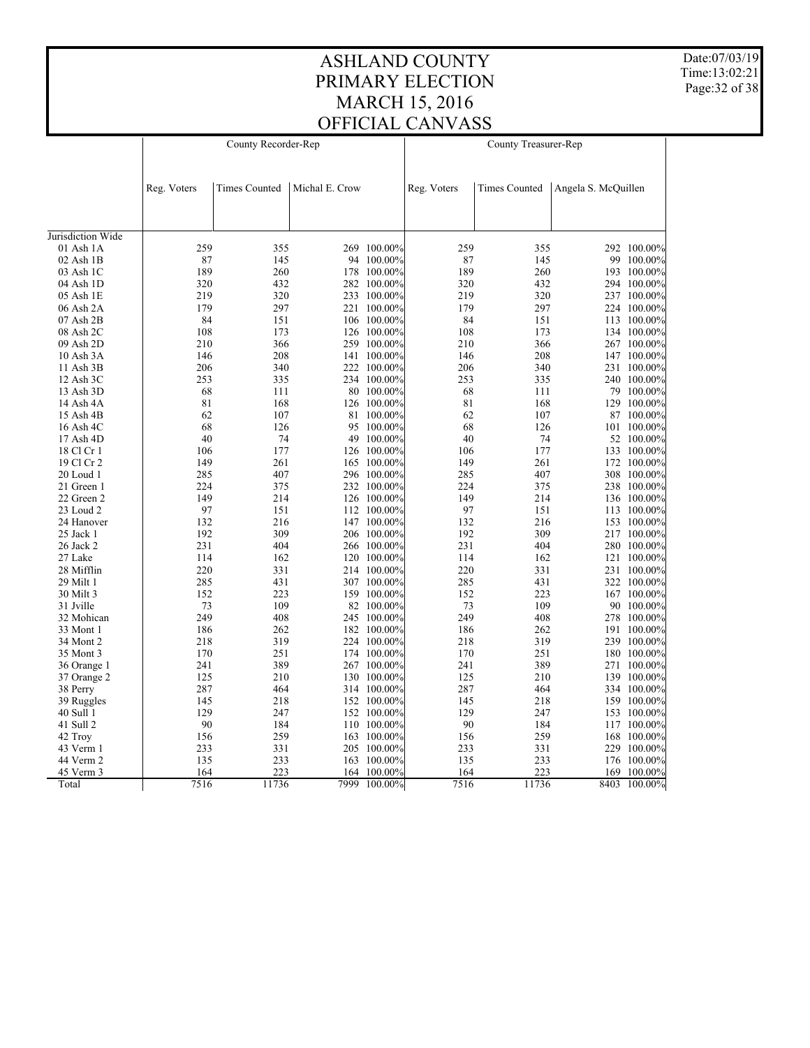# ASHLAND COUNTY PRIMARY ELECTION MARCH 15, 2016 OFFICIAL CANVASS

Date:07/03/19
Time:13:02:21

| | County Recorder-Rep | | | | County Treasurer-Rep | | | |
|---|---|---|---|---|---|---|---|---|
| | Reg. Voters | Times Counted | Michal E. Crow | | Reg. Voters | Times Counted | Angela S. McQuillen | |
| Jurisdiction Wide | | | | | | | | |
| 01 Ash 1A | 259 | 355 | 269 | 100.00% | 259 | 355 | 292 | 100.00% |
| 02 Ash 1B | 87 | 145 | 94 | 100.00% | 87 | 145 | 99 | 100.00% |
| 03 Ash 1C | 189 | 260 | 178 | 100.00% | 189 | 260 | 193 | 100.00% |
| 04 Ash 1D | 320 | 432 | 282 | 100.00% | 320 | 432 | 294 | 100.00% |
| 05 Ash 1E | 219 | 320 | 233 | 100.00% | 219 | 320 | 237 | 100.00% |
| 06 Ash 2A | 179 | 297 | 221 | 100.00% | 179 | 297 | 224 | 100.00% |
| 07 Ash 2B | 84 | 151 | 106 | 100.00% | 84 | 151 | 113 | 100.00% |
| 08 Ash 2C | 108 | 173 | 126 | 100.00% | 108 | 173 | 134 | 100.00% |
| 09 Ash 2D | 210 | 366 | 259 | 100.00% | 210 | 366 | 267 | 100.00% |
| 10 Ash 3A | 146 | 208 | 141 | 100.00% | 146 | 208 | 147 | 100.00% |
| 11 Ash 3B | 206 | 340 | 222 | 100.00% | 206 | 340 | 231 | 100.00% |
| 12 Ash 3C | 253 | 335 | 234 | 100.00% | 253 | 335 | 240 | 100.00% |
| 13 Ash 3D | 68 | 111 | 80 | 100.00% | 68 | 111 | 79 | 100.00% |
| 14 Ash 4A | 81 | 168 | 126 | 100.00% | 81 | 168 | 129 | 100.00% |
| 15 Ash 4B | 62 | 107 | 81 | 100.00% | 62 | 107 | 87 | 100.00% |
| 16 Ash 4C | 68 | 126 | 95 | 100.00% | 68 | 126 | 101 | 100.00% |
| 17 Ash 4D | 40 | 74 | 49 | 100.00% | 40 | 74 | 52 | 100.00% |
| 18 Cl Cr 1 | 106 | 177 | 126 | 100.00% | 106 | 177 | 133 | 100.00% |
| 19 Cl Cr 2 | 149 | 261 | 165 | 100.00% | 149 | 261 | 172 | 100.00% |
| 20 Loud 1 | 285 | 407 | 296 | 100.00% | 285 | 407 | 308 | 100.00% |
| 21 Green 1 | 224 | 375 | 232 | 100.00% | 224 | 375 | 238 | 100.00% |
| 22 Green 2 | 149 | 214 | 126 | 100.00% | 149 | 214 | 136 | 100.00% |
| 23 Loud 2 | 97 | 151 | 112 | 100.00% | 97 | 151 | 113 | 100.00% |
| 24 Hanover | 132 | 216 | 147 | 100.00% | 132 | 216 | 153 | 100.00% |
| 25 Jack 1 | 192 | 309 | 206 | 100.00% | 192 | 309 | 217 | 100.00% |
| 26 Jack 2 | 231 | 404 | 266 | 100.00% | 231 | 404 | 280 | 100.00% |
| 27 Lake | 114 | 162 | 120 | 100.00% | 114 | 162 | 121 | 100.00% |
| 28 Mifflin | 220 | 331 | 214 | 100.00% | 220 | 331 | 231 | 100.00% |
| 29 Milt 1 | 285 | 431 | 307 | 100.00% | 285 | 431 | 322 | 100.00% |
| 30 Milt 3 | 152 | 223 | 159 | 100.00% | 152 | 223 | 167 | 100.00% |
| 31 Jville | 73 | 109 | 82 | 100.00% | 73 | 109 | 90 | 100.00% |
| 32 Mohican | 249 | 408 | 245 | 100.00% | 249 | 408 | 278 | 100.00% |
| 33 Mont 1 | 186 | 262 | 182 | 100.00% | 186 | 262 | 191 | 100.00% |
| 34 Mont 2 | 218 | 319 | 224 | 100.00% | 218 | 319 | 239 | 100.00% |
| 35 Mont 3 | 170 | 251 | 174 | 100.00% | 170 | 251 | 180 | 100.00% |
| 36 Orange 1 | 241 | 389 | 267 | 100.00% | 241 | 389 | 271 | 100.00% |
| 37 Orange 2 | 125 | 210 | 130 | 100.00% | 125 | 210 | 139 | 100.00% |
| 38 Perry | 287 | 464 | 314 | 100.00% | 287 | 464 | 334 | 100.00% |
| 39 Ruggles | 145 | 218 | 152 | 100.00% | 145 | 218 | 159 | 100.00% |
| 40 Sull 1 | 129 | 247 | 152 | 100.00% | 129 | 247 | 153 | 100.00% |
| 41 Sull 2 | 90 | 184 | 110 | 100.00% | 90 | 184 | 117 | 100.00% |
| 42 Troy | 156 | 259 | 163 | 100.00% | 156 | 259 | 168 | 100.00% |
| 43 Verm 1 | 233 | 331 | 205 | 100.00% | 233 | 331 | 229 | 100.00% |
| 44 Verm 2 | 135 | 233 | 163 | 100.00% | 135 | 233 | 176 | 100.00% |
| 45 Verm 3 | 164 | 223 | 164 | 100.00% | 164 | 223 | 169 | 100.00% |
| Total | 7516 | 11736 | 7999 | 100.00% | 7516 | 11736 | 8403 | 100.00% |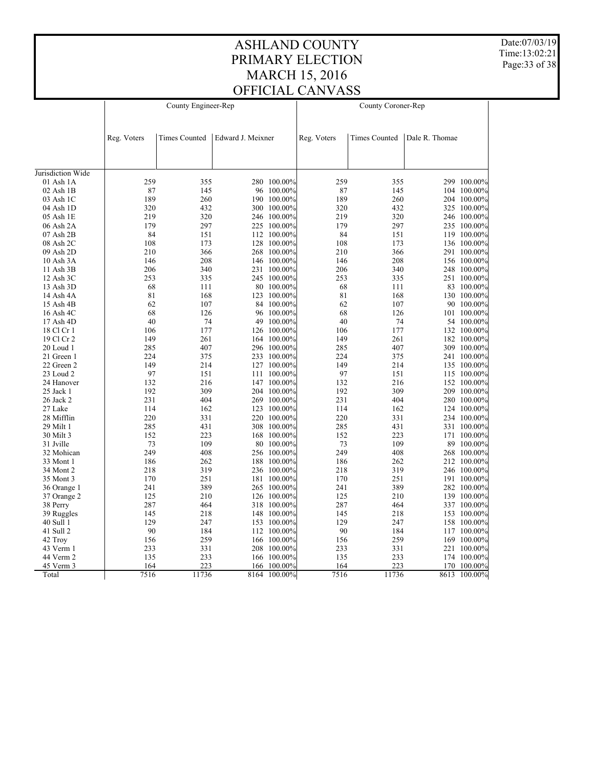# ASHLAND COUNTY PRIMARY ELECTION MARCH 15, 2016 OFFICIAL CANVASS

Date:07/03/19
Time:13:02:21

| | County Engineer-Rep | | | | County Coroner-Rep | | | |
|---|---|---|---|---|---|---|---|---|
| | Reg. Voters | Times Counted | Edward J. Meixner | | Reg. Voters | Times Counted | Dale R. Thomae | |
| Jurisdiction Wide | | | | | | | | |
| 01 Ash 1A | 259 | 355 | 280 | 100.00% | 259 | 355 | 299 | 100.00% |
| 02 Ash 1B | 87 | 145 | 96 | 100.00% | 87 | 145 | 104 | 100.00% |
| 03 Ash 1C | 189 | 260 | 190 | 100.00% | 189 | 260 | 204 | 100.00% |
| 04 Ash 1D | 320 | 432 | 300 | 100.00% | 320 | 432 | 325 | 100.00% |
| 05 Ash 1E | 219 | 320 | 246 | 100.00% | 219 | 320 | 246 | 100.00% |
| 06 Ash 2A | 179 | 297 | 225 | 100.00% | 179 | 297 | 235 | 100.00% |
| 07 Ash 2B | 84 | 151 | 112 | 100.00% | 84 | 151 | 119 | 100.00% |
| 08 Ash 2C | 108 | 173 | 128 | 100.00% | 108 | 173 | 136 | 100.00% |
| 09 Ash 2D | 210 | 366 | 268 | 100.00% | 210 | 366 | 291 | 100.00% |
| 10 Ash 3A | 146 | 208 | 146 | 100.00% | 146 | 208 | 156 | 100.00% |
| 11 Ash 3B | 206 | 340 | 231 | 100.00% | 206 | 340 | 248 | 100.00% |
| 12 Ash 3C | 253 | 335 | 245 | 100.00% | 253 | 335 | 251 | 100.00% |
| 13 Ash 3D | 68 | 111 | 80 | 100.00% | 68 | 111 | 83 | 100.00% |
| 14 Ash 4A | 81 | 168 | 123 | 100.00% | 81 | 168 | 130 | 100.00% |
| 15 Ash 4B | 62 | 107 | 84 | 100.00% | 62 | 107 | 90 | 100.00% |
| 16 Ash 4C | 68 | 126 | 96 | 100.00% | 68 | 126 | 101 | 100.00% |
| 17 Ash 4D | 40 | 74 | 49 | 100.00% | 40 | 74 | 54 | 100.00% |
| 18 Cl Cr 1 | 106 | 177 | 126 | 100.00% | 106 | 177 | 132 | 100.00% |
| 19 Cl Cr 2 | 149 | 261 | 164 | 100.00% | 149 | 261 | 182 | 100.00% |
| 20 Loud 1 | 285 | 407 | 296 | 100.00% | 285 | 407 | 309 | 100.00% |
| 21 Green 1 | 224 | 375 | 233 | 100.00% | 224 | 375 | 241 | 100.00% |
| 22 Green 2 | 149 | 214 | 127 | 100.00% | 149 | 214 | 135 | 100.00% |
| 23 Loud 2 | 97 | 151 | 111 | 100.00% | 97 | 151 | 115 | 100.00% |
| 24 Hanover | 132 | 216 | 147 | 100.00% | 132 | 216 | 152 | 100.00% |
| 25 Jack 1 | 192 | 309 | 204 | 100.00% | 192 | 309 | 209 | 100.00% |
| 26 Jack 2 | 231 | 404 | 269 | 100.00% | 231 | 404 | 280 | 100.00% |
| 27 Lake | 114 | 162 | 123 | 100.00% | 114 | 162 | 124 | 100.00% |
| 28 Mifflin | 220 | 331 | 220 | 100.00% | 220 | 331 | 234 | 100.00% |
| 29 Milt 1 | 285 | 431 | 308 | 100.00% | 285 | 431 | 331 | 100.00% |
| 30 Milt 3 | 152 | 223 | 168 | 100.00% | 152 | 223 | 171 | 100.00% |
| 31 Jville | 73 | 109 | 80 | 100.00% | 73 | 109 | 89 | 100.00% |
| 32 Mohican | 249 | 408 | 256 | 100.00% | 249 | 408 | 268 | 100.00% |
| 33 Mont 1 | 186 | 262 | 188 | 100.00% | 186 | 262 | 212 | 100.00% |
| 34 Mont 2 | 218 | 319 | 236 | 100.00% | 218 | 319 | 246 | 100.00% |
| 35 Mont 3 | 170 | 251 | 181 | 100.00% | 170 | 251 | 191 | 100.00% |
| 36 Orange 1 | 241 | 389 | 265 | 100.00% | 241 | 389 | 282 | 100.00% |
| 37 Orange 2 | 125 | 210 | 126 | 100.00% | 125 | 210 | 139 | 100.00% |
| 38 Perry | 287 | 464 | 318 | 100.00% | 287 | 464 | 337 | 100.00% |
| 39 Ruggles | 145 | 218 | 148 | 100.00% | 145 | 218 | 153 | 100.00% |
| 40 Sull 1 | 129 | 247 | 153 | 100.00% | 129 | 247 | 158 | 100.00% |
| 41 Sull 2 | 90 | 184 | 112 | 100.00% | 90 | 184 | 117 | 100.00% |
| 42 Troy | 156 | 259 | 166 | 100.00% | 156 | 259 | 169 | 100.00% |
| 43 Verm 1 | 233 | 331 | 208 | 100.00% | 233 | 331 | 221 | 100.00% |
| 44 Verm 2 | 135 | 233 | 166 | 100.00% | 135 | 233 | 174 | 100.00% |
| 45 Verm 3 | 164 | 223 | 166 | 100.00% | 164 | 223 | 170 | 100.00% |
| Total | 7516 | 11736 | 8164 | 100.00% | 7516 | 11736 | 8613 | 100.00% |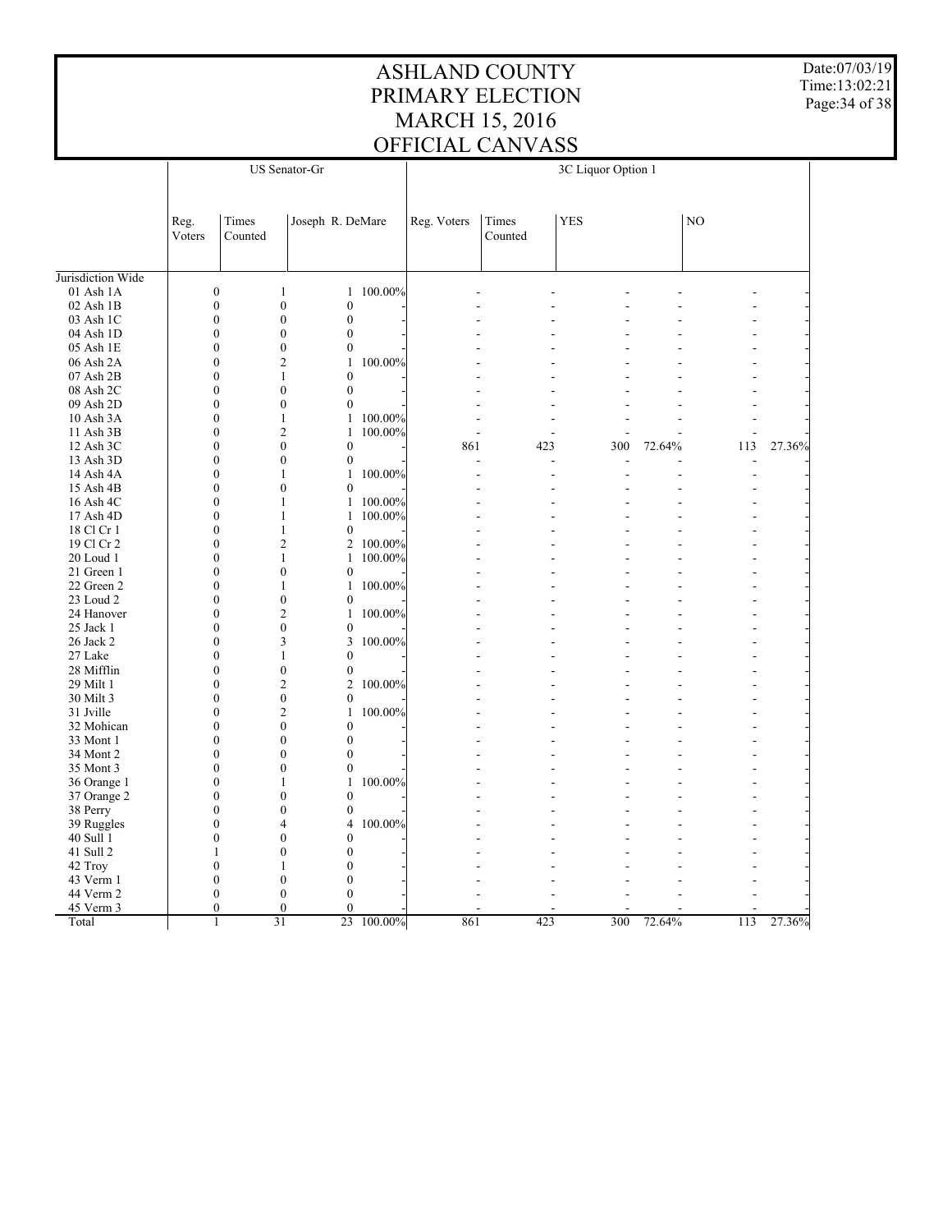# ASHLAND COUNTY
# PRIMARY ELECTION
# MARCH 15, 2016
# OFFICIAL CANVASS

Date:07/03/19
Time:13:02:21

| | US Senator-Gr | | | | 3C Liquor Option 1 | | | | | |
|---|---|---|---|---|---|---|---|---|---|---|
| | Reg. Voters | Times Counted | Joseph R. DeMare | | Reg. Voters | Times Counted | YES | | NO | |
| Jurisdiction Wide | | | | | | | | | | |
| 01 Ash 1A | 0 | 1 | 1 | 100.00% | - | - | - | - | - | - |
| 02 Ash 1B | 0 | 0 | 0 | - | - | - | - | - | - | - |
| 03 Ash 1C | 0 | 0 | 0 | - | - | - | - | - | - | - |
| 04 Ash 1D | 0 | 0 | 0 | - | - | - | - | - | - | - |
| 05 Ash 1E | 0 | 0 | 0 | - | - | - | - | - | - | - |
| 06 Ash 2A | 0 | 2 | 1 | 100.00% | - | - | - | - | - | - |
| 07 Ash 2B | 0 | 1 | 0 | - | - | - | - | - | - | - |
| 08 Ash 2C | 0 | 0 | 0 | - | - | - | - | - | - | - |
| 09 Ash 2D | 0 | 0 | 0 | - | - | - | - | - | - | - |
| 10 Ash 3A | 0 | 1 | 1 | 100.00% | - | - | - | - | - | - |
| 11 Ash 3B | 0 | 2 | 1 | 100.00% | - | - | - | - | - | - |
| 12 Ash 3C | 0 | 0 | 0 | - | 861 | 423 | 300 | 72.64% | 113 | 27.36% |
| 13 Ash 3D | 0 | 0 | 0 | - | - | - | - | - | - | - |
| 14 Ash 4A | 0 | 1 | 1 | 100.00% | - | - | - | - | - | - |
| 15 Ash 4B | 0 | 0 | 0 | - | - | - | - | - | - | - |
| 16 Ash 4C | 0 | 1 | 1 | 100.00% | - | - | - | - | - | - |
| 17 Ash 4D | 0 | 1 | 1 | 100.00% | - | - | - | - | - | - |
| 18 Cl Cr 1 | 0 | 1 | 0 | - | - | - | - | - | - | - |
| 19 Cl Cr 2 | 0 | 2 | 2 | 100.00% | - | - | - | - | - | - |
| 20 Loud 1 | 0 | 1 | 1 | 100.00% | - | - | - | - | - | - |
| 21 Green 1 | 0 | 0 | 0 | - | - | - | - | - | - | - |
| 22 Green 2 | 0 | 1 | 1 | 100.00% | - | - | - | - | - | - |
| 23 Loud 2 | 0 | 0 | 0 | - | - | - | - | - | - | - |
| 24 Hanover | 0 | 2 | 1 | 100.00% | - | - | - | - | - | - |
| 25 Jack 1 | 0 | 0 | 0 | - | - | - | - | - | - | - |
| 26 Jack 2 | 0 | 3 | 3 | 100.00% | - | - | - | - | - | - |
| 27 Lake | 0 | 1 | 0 | - | - | - | - | - | - | - |
| 28 Mifflin | 0 | 0 | 0 | - | - | - | - | - | - | - |
| 29 Milt 1 | 0 | 2 | 2 | 100.00% | - | - | - | - | - | - |
| 30 Milt 3 | 0 | 0 | 0 | - | - | - | - | - | - | - |
| 31 Jville | 0 | 2 | 1 | 100.00% | - | - | - | - | - | - |
| 32 Mohican | 0 | 0 | 0 | - | - | - | - | - | - | - |
| 33 Mont 1 | 0 | 0 | 0 | - | - | - | - | - | - | - |
| 34 Mont 2 | 0 | 0 | 0 | - | - | - | - | - | - | - |
| 35 Mont 3 | 0 | 0 | 0 | - | - | - | - | - | - | - |
| 36 Orange 1 | 0 | 1 | 1 | 100.00% | - | - | - | - | - | - |
| 37 Orange 2 | 0 | 0 | 0 | - | - | - | - | - | - | - |
| 38 Perry | 0 | 0 | 0 | - | - | - | - | - | - | - |
| 39 Ruggles | 0 | 4 | 4 | 100.00% | - | - | - | - | - | - |
| 40 Sull 1 | 0 | 0 | 0 | - | - | - | - | - | - | - |
| 41 Sull 2 | 1 | 0 | 0 | - | - | - | - | - | - | - |
| 42 Troy | 0 | 1 | 0 | - | - | - | - | - | - | - |
| 43 Verm 1 | 0 | 0 | 0 | - | - | - | - | - | - | - |
| 44 Verm 2 | 0 | 0 | 0 | - | - | - | - | - | - | - |
| 45 Verm 3 | 0 | 0 | 0 | - | - | - | - | - | - | - |
| Total | 1 | 31 | 23 | 100.00% | 861 | 423 | 300 | 72.64% | 113 | 27.36% |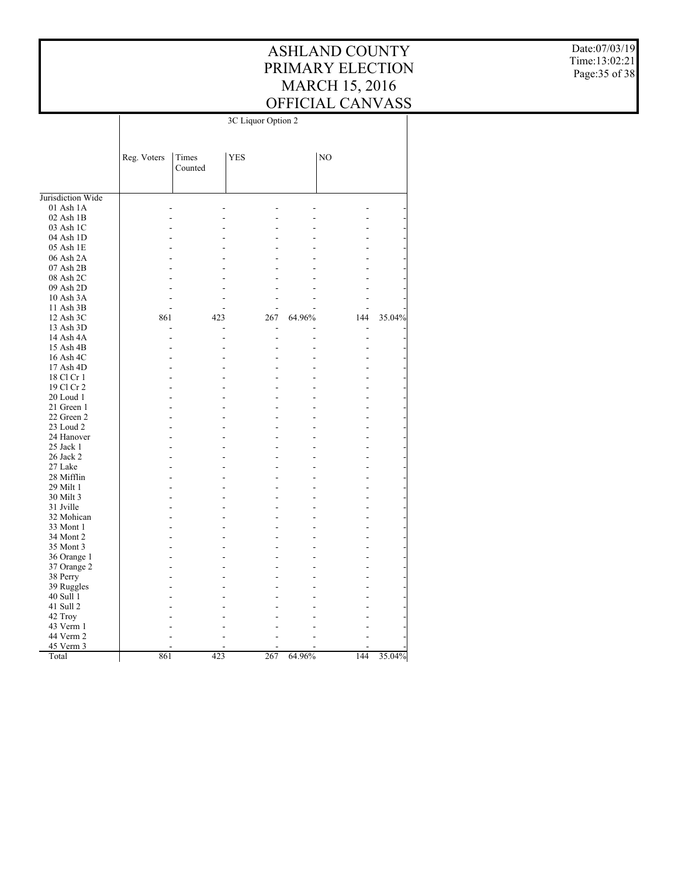# ASHLAND COUNTY PRIMARY ELECTION MARCH 15, 2016 OFFICIAL CANVASS

Date:07/03/19
Time:13:02:21

| | 3C Liquor Option 2 | | | | | |
|---|---|---|---|---|---|---|
| | Reg. Voters | Times Counted | YES | | NO | |
| Jurisdiction Wide | | | | | | |
| 01 Ash 1A | - | - | - | - | - | - |
| 02 Ash 1B | - | - | - | - | - | - |
| 03 Ash 1C | - | - | - | - | - | - |
| 04 Ash 1D | - | - | - | - | - | - |
| 05 Ash 1E | - | - | - | - | - | - |
| 06 Ash 2A | - | - | - | - | - | - |
| 07 Ash 2B | - | - | - | - | - | - |
| 08 Ash 2C | - | - | - | - | - | - |
| 09 Ash 2D | - | - | - | - | - | - |
| 10 Ash 3A | - | - | - | - | - | - |
| 11 Ash 3B | - | - | - | - | - | - |
| 12 Ash 3C | 861 | 423 | 267 | 64.96% | 144 | 35.04% |
| 13 Ash 3D | - | - | - | - | - | - |
| 14 Ash 4A | - | - | - | - | - | - |
| 15 Ash 4B | - | - | - | - | - | - |
| 16 Ash 4C | - | - | - | - | - | - |
| 17 Ash 4D | - | - | - | - | - | - |
| 18 Cl Cr 1 | - | - | - | - | - | - |
| 19 Cl Cr 2 | - | - | - | - | - | - |
| 20 Loud 1 | - | - | - | - | - | - |
| 21 Green 1 | - | - | - | - | - | - |
| 22 Green 2 | - | - | - | - | - | - |
| 23 Loud 2 | - | - | - | - | - | - |
| 24 Hanover | - | - | - | - | - | - |
| 25 Jack 1 | - | - | - | - | - | - |
| 26 Jack 2 | - | - | - | - | - | - |
| 27 Lake | - | - | - | - | - | - |
| 28 Mifflin | - | - | - | - | - | - |
| 29 Milt 1 | - | - | - | - | - | - |
| 30 Milt 3 | - | - | - | - | - | - |
| 31 Jville | - | - | - | - | - | - |
| 32 Mohican | - | - | - | - | - | - |
| 33 Mont 1 | - | - | - | - | - | - |
| 34 Mont 2 | - | - | - | - | - | - |
| 35 Mont 3 | - | - | - | - | - | - |
| 36 Orange 1 | - | - | - | - | - | - |
| 37 Orange 2 | - | - | - | - | - | - |
| 38 Perry | - | - | - | - | - | - |
| 39 Ruggles | - | - | - | - | - | - |
| 40 Sull 1 | - | - | - | - | - | - |
| 41 Sull 2 | - | - | - | - | - | - |
| 42 Troy | - | - | - | - | - | - |
| 43 Verm 1 | - | - | - | - | - | - |
| 44 Verm 2 | - | - | - | - | - | - |
| 45 Verm 3 | - | - | - | - | - | - |
| Total | 861 | 423 | 267 | 64.96% | 144 | 35.04% |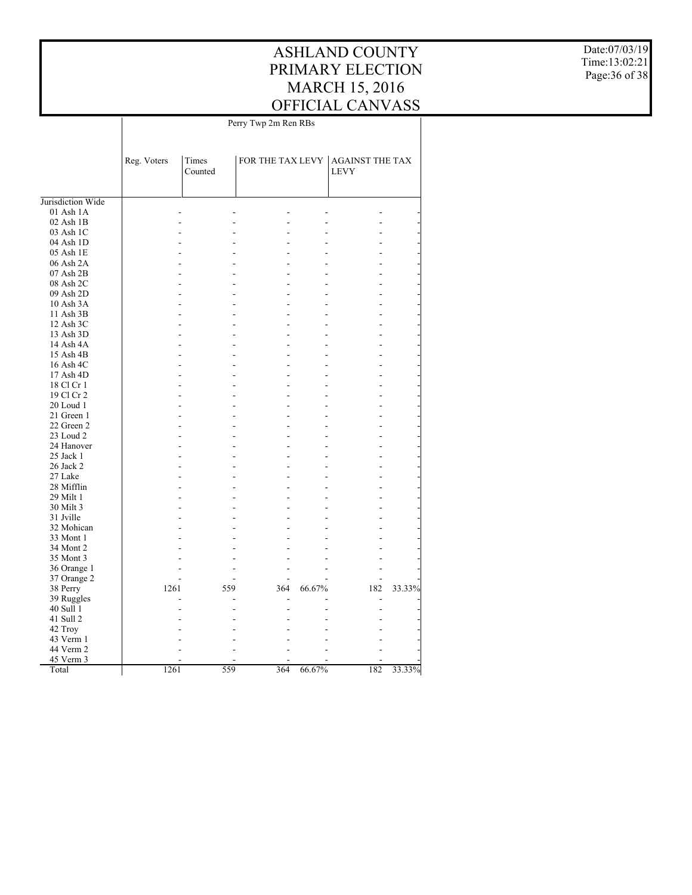# ASHLAND COUNTY
# PRIMARY ELECTION
# MARCH 15, 2016
# OFFICIAL CANVASS

Date:07/03/19
Time:13:02:21

| | Perry Twp 2m Ren RBs | | | | | |
|---|---|---|---|---|---|---|
| | Reg. Voters | Times Counted | FOR THE TAX LEVY | | AGAINST THE TAX LEVY | |
| Jurisdiction Wide | | | | | | |
| 01 Ash 1A | - | - | - | - | - | - |
| 02 Ash 1B | - | - | - | - | - | - |
| 03 Ash 1C | - | - | - | - | - | - |
| 04 Ash 1D | - | - | - | - | - | - |
| 05 Ash 1E | - | - | - | - | - | - |
| 06 Ash 2A | - | - | - | - | - | - |
| 07 Ash 2B | - | - | - | - | - | - |
| 08 Ash 2C | - | - | - | - | - | - |
| 09 Ash 2D | - | - | - | - | - | - |
| 10 Ash 3A | - | - | - | - | - | - |
| 11 Ash 3B | - | - | - | - | - | - |
| 12 Ash 3C | - | - | - | - | - | - |
| 13 Ash 3D | - | - | - | - | - | - |
| 14 Ash 4A | - | - | - | - | - | - |
| 15 Ash 4B | - | - | - | - | - | - |
| 16 Ash 4C | - | - | - | - | - | - |
| 17 Ash 4D | - | - | - | - | - | - |
| 18 Cl Cr 1 | - | - | - | - | - | - |
| 19 Cl Cr 2 | - | - | - | - | - | - |
| 20 Loud 1 | - | - | - | - | - | - |
| 21 Green 1 | - | - | - | - | - | - |
| 22 Green 2 | - | - | - | - | - | - |
| 23 Loud 2 | - | - | - | - | - | - |
| 24 Hanover | - | - | - | - | - | - |
| 25 Jack 1 | - | - | - | - | - | - |
| 26 Jack 2 | - | - | - | - | - | - |
| 27 Lake | - | - | - | - | - | - |
| 28 Mifflin | - | - | - | - | - | - |
| 29 Milt 1 | - | - | - | - | - | - |
| 30 Milt 3 | - | - | - | - | - | - |
| 31 Jville | - | - | - | - | - | - |
| 32 Mohican | - | - | - | - | - | - |
| 33 Mont 1 | - | - | - | - | - | - |
| 34 Mont 2 | - | - | - | - | - | - |
| 35 Mont 3 | - | - | - | - | - | - |
| 36 Orange 1 | - | - | - | - | - | - |
| 37 Orange 2 | - | - | - | - | - | - |
| 38 Perry | 1261 | 559 | 364 | 66.67% | 182 | 33.33% |
| 39 Ruggles | - | - | - | - | - | - |
| 40 Sull 1 | - | - | - | - | - | - |
| 41 Sull 2 | - | - | - | - | - | - |
| 42 Troy | - | - | - | - | - | - |
| 43 Verm 1 | - | - | - | - | - | - |
| 44 Verm 2 | - | - | - | - | - | - |
| 45 Verm 3 | - | - | - | - | - | - |
| Total | 1261 | 559 | 364 | 66.67% | 182 | 33.33% |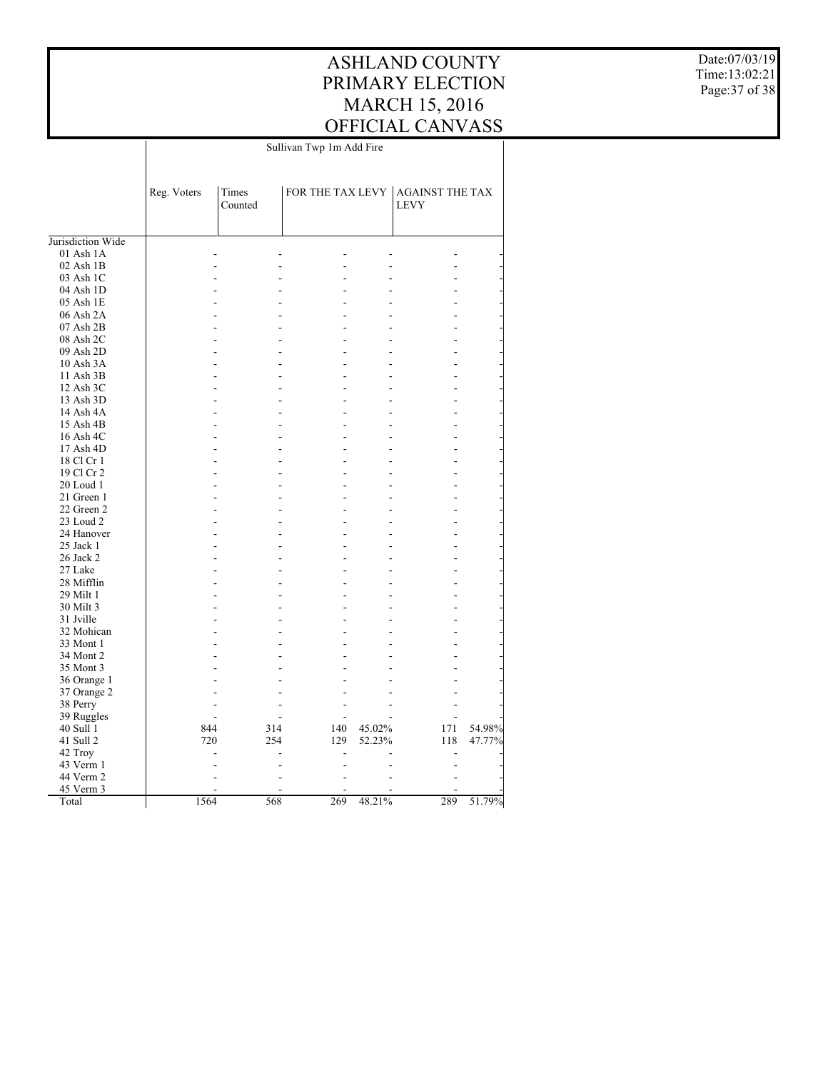# ASHLAND COUNTY PRIMARY ELECTION MARCH 15, 2016 OFFICIAL CANVASS

Date:07/03/19
Time:13:02:21

| | Sullivan Twp 1m Add Fire | | | | | |
|---|---|---|---|---|---|---|
| | Reg. Voters | Times Counted | FOR THE TAX LEVY | | AGAINST THE TAX LEVY | |
| Jurisdiction Wide | | | | | | |
| 01 Ash 1A | - | - | - | - | - | - |
| 02 Ash 1B | - | - | - | - | - | - |
| 03 Ash 1C | - | - | - | - | - | - |
| 04 Ash 1D | - | - | - | - | - | - |
| 05 Ash 1E | - | - | - | - | - | - |
| 06 Ash 2A | - | - | - | - | - | - |
| 07 Ash 2B | - | - | - | - | - | - |
| 08 Ash 2C | - | - | - | - | - | - |
| 09 Ash 2D | - | - | - | - | - | - |
| 10 Ash 3A | - | - | - | - | - | - |
| 11 Ash 3B | - | - | - | - | - | - |
| 12 Ash 3C | - | - | - | - | - | - |
| 13 Ash 3D | - | - | - | - | - | - |
| 14 Ash 4A | - | - | - | - | - | - |
| 15 Ash 4B | - | - | - | - | - | - |
| 16 Ash 4C | - | - | - | - | - | - |
| 17 Ash 4D | - | - | - | - | - | - |
| 18 Cl Cr 1 | - | - | - | - | - | - |
| 19 Cl Cr 2 | - | - | - | - | - | - |
| 20 Loud 1 | - | - | - | - | - | - |
| 21 Green 1 | - | - | - | - | - | - |
| 22 Green 2 | - | - | - | - | - | - |
| 23 Loud 2 | - | - | - | - | - | - |
| 24 Hanover | - | - | - | - | - | - |
| 25 Jack 1 | - | - | - | - | - | - |
| 26 Jack 2 | - | - | - | - | - | - |
| 27 Lake | - | - | - | - | - | - |
| 28 Mifflin | - | - | - | - | - | - |
| 29 Milt 1 | - | - | - | - | - | - |
| 30 Milt 3 | - | - | - | - | - | - |
| 31 Jville | - | - | - | - | - | - |
| 32 Mohican | - | - | - | - | - | - |
| 33 Mont 1 | - | - | - | - | - | - |
| 34 Mont 2 | - | - | - | - | - | - |
| 35 Mont 3 | - | - | - | - | - | - |
| 36 Orange 1 | - | - | - | - | - | - |
| 37 Orange 2 | - | - | - | - | - | - |
| 38 Perry | - | - | - | - | - | - |
| 39 Ruggles | - | - | - | - | - | - |
| 40 Sull 1 | 844 | 314 | 140 | 45.02% | 171 | 54.98% |
| 41 Sull 2 | 720 | 254 | 129 | 52.23% | 118 | 47.77% |
| 42 Troy | - | - | - | - | - | - |
| 43 Verm 1 | - | - | - | - | - | - |
| 44 Verm 2 | - | - | - | - | - | - |
| 45 Verm 3 | - | - | - | - | - | - |
| Total | 1564 | 568 | 269 | 48.21% | 289 | 51.79% |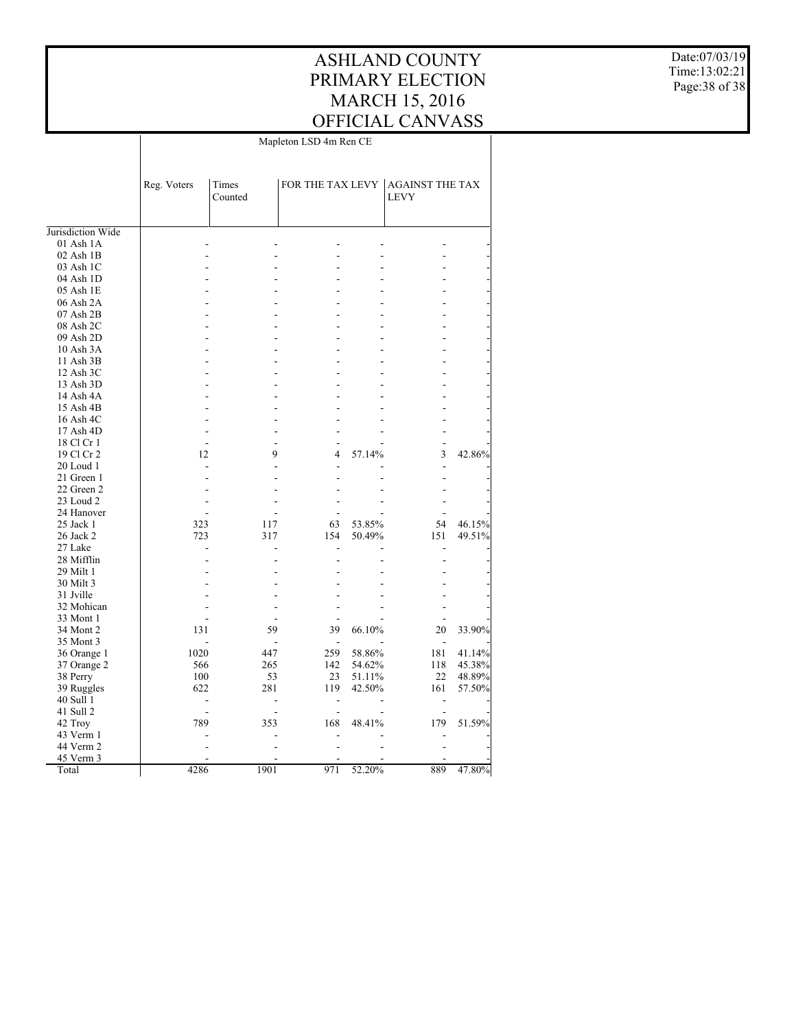# ASHLAND COUNTY
# PRIMARY ELECTION
# MARCH 15, 2016
# OFFICIAL CANVASS

Date:07/03/19
Time:13:02:21

| | Mapleton LSD 4m Ren CE | | | | | |
|---|---|---|---|---|---|---|
| | Reg. Voters | Times Counted | FOR THE TAX LEVY | | AGAINST THE TAX LEVY | |
| Jurisdiction Wide | | | | | | |
| 01 Ash 1A | - | - | - | - | - | - |
| 02 Ash 1B | - | - | - | - | - | - |
| 03 Ash 1C | - | - | - | - | - | - |
| 04 Ash 1D | - | - | - | - | - | - |
| 05 Ash 1E | - | - | - | - | - | - |
| 06 Ash 2A | - | - | - | - | - | - |
| 07 Ash 2B | - | - | - | - | - | - |
| 08 Ash 2C | - | - | - | - | - | - |
| 09 Ash 2D | - | - | - | - | - | - |
| 10 Ash 3A | - | - | - | - | - | - |
| 11 Ash 3B | - | - | - | - | - | - |
| 12 Ash 3C | - | - | - | - | - | - |
| 13 Ash 3D | - | - | - | - | - | - |
| 14 Ash 4A | - | - | - | - | - | - |
| 15 Ash 4B | - | - | - | - | - | - |
| 16 Ash 4C | - | - | - | - | - | - |
| 17 Ash 4D | - | - | - | - | - | - |
| 18 Cl Cr 1 | - | - | - | - | - | - |
| 19 Cl Cr 2 | 12 | 9 | 4 | 57.14% | 3 | 42.86% |
| 20 Loud 1 | - | - | - | - | - | - |
| 21 Green 1 | - | - | - | - | - | - |
| 22 Green 2 | - | - | - | - | - | - |
| 23 Loud 2 | - | - | - | - | - | - |
| 24 Hanover | - | - | - | - | - | - |
| 25 Jack 1 | 323 | 117 | 63 | 53.85% | 54 | 46.15% |
| 26 Jack 2 | 723 | 317 | 154 | 50.49% | 151 | 49.51% |
| 27 Lake | - | - | - | - | - | - |
| 28 Mifflin | - | - | - | - | - | - |
| 29 Milt 1 | - | - | - | - | - | - |
| 30 Milt 3 | - | - | - | - | - | - |
| 31 Jville | - | - | - | - | - | - |
| 32 Mohican | - | - | - | - | - | - |
| 33 Mont 1 | - | - | - | - | - | - |
| 34 Mont 2 | 131 | 59 | 39 | 66.10% | 20 | 33.90% |
| 35 Mont 3 | - | - | - | - | - | - |
| 36 Orange 1 | 1020 | 447 | 259 | 58.86% | 181 | 41.14% |
| 37 Orange 2 | 566 | 265 | 142 | 54.62% | 118 | 45.38% |
| 38 Perry | 100 | 53 | 23 | 51.11% | 22 | 48.89% |
| 39 Ruggles | 622 | 281 | 119 | 42.50% | 161 | 57.50% |
| 40 Sull 1 | - | - | - | - | - | - |
| 41 Sull 2 | - | - | - | - | - | - |
| 42 Troy | 789 | 353 | 168 | 48.41% | 179 | 51.59% |
| 43 Verm 1 | - | - | - | - | - | - |
| 44 Verm 2 | - | - | - | - | - | - |
| 45 Verm 3 | - | - | - | - | - | - |
| Total | 4286 | 1901 | 971 | 52.20% | 889 | 47.80% |